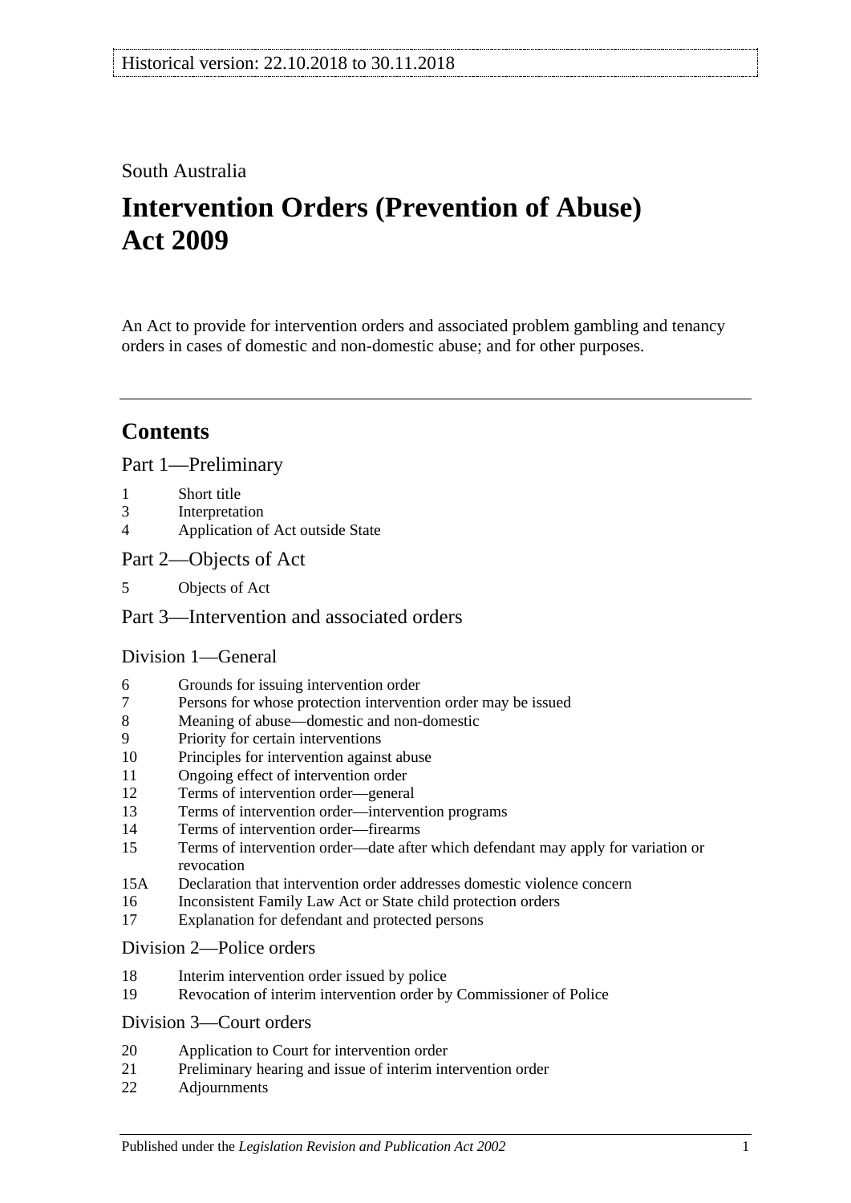Historical version: 22.10.2018 to 30.11.2018

South Australia

# Intervention Orders (Prevention of Abuse) Act 2009

An Act to provide for intervention orders and associated problem gambling and tenancy orders in cases of domestic and non-domestic abuse; and for other purposes.

## Contents

### Part 1—Preliminary

1 Short title
3 Interpretation
4 Application of Act outside State

### Part 2—Objects of Act

5 Objects of Act

### Part 3—Intervention and associated orders

#### Division 1—General

6 Grounds for issuing intervention order
7 Persons for whose protection intervention order may be issued
8 Meaning of abuse—domestic and non-domestic
9 Priority for certain interventions
10 Principles for intervention against abuse
11 Ongoing effect of intervention order
12 Terms of intervention order—general
13 Terms of intervention order—intervention programs
14 Terms of intervention order—firearms
15 Terms of intervention order—date after which defendant may apply for variation or revocation
15A Declaration that intervention order addresses domestic violence concern
16 Inconsistent Family Law Act or State child protection orders
17 Explanation for defendant and protected persons

#### Division 2—Police orders

18 Interim intervention order issued by police
19 Revocation of interim intervention order by Commissioner of Police

#### Division 3—Court orders

20 Application to Court for intervention order
21 Preliminary hearing and issue of interim intervention order
22 Adjournments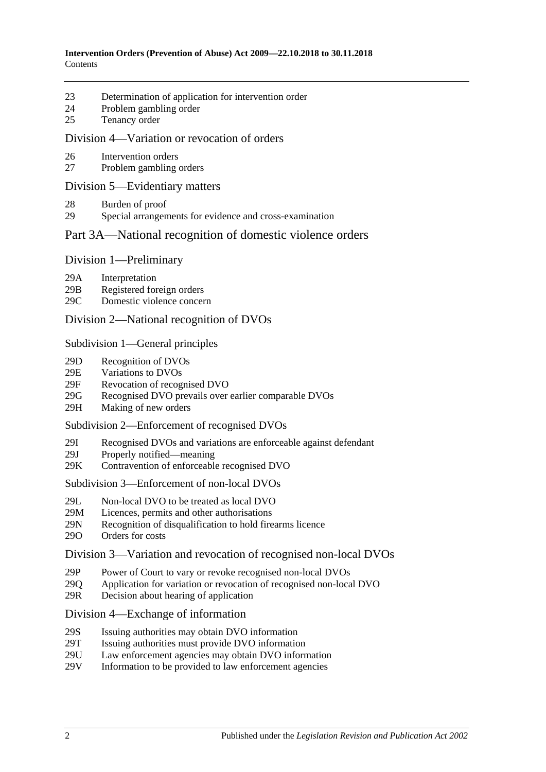23 Determination of application for intervention order
24 Problem gambling order
25 Tenancy order

## Division 4—Variation or revocation of orders

26 Intervention orders
27 Problem gambling orders

## Division 5—Evidentiary matters

28 Burden of proof
29 Special arrangements for evidence and cross-examination

# Part 3A—National recognition of domestic violence orders

## Division 1—Preliminary

29A Interpretation
29B Registered foreign orders
29C Domestic violence concern

## Division 2—National recognition of DVOs

### Subdivision 1—General principles

29D Recognition of DVOs
29E Variations to DVOs
29F Revocation of recognised DVO
29G Recognised DVO prevails over earlier comparable DVOs
29H Making of new orders

### Subdivision 2—Enforcement of recognised DVOs

29I Recognised DVOs and variations are enforceable against defendant
29J Properly notified—meaning
29K Contravention of enforceable recognised DVO

### Subdivision 3—Enforcement of non-local DVOs

29L Non-local DVO to be treated as local DVO
29M Licences, permits and other authorisations
29N Recognition of disqualification to hold firearms licence
29O Orders for costs

## Division 3—Variation and revocation of recognised non-local DVOs

29P Power of Court to vary or revoke recognised non-local DVOs
29Q Application for variation or revocation of recognised non-local DVO
29R Decision about hearing of application

## Division 4—Exchange of information

29S Issuing authorities may obtain DVO information
29T Issuing authorities must provide DVO information
29U Law enforcement agencies may obtain DVO information
29V Information to be provided to law enforcement agencies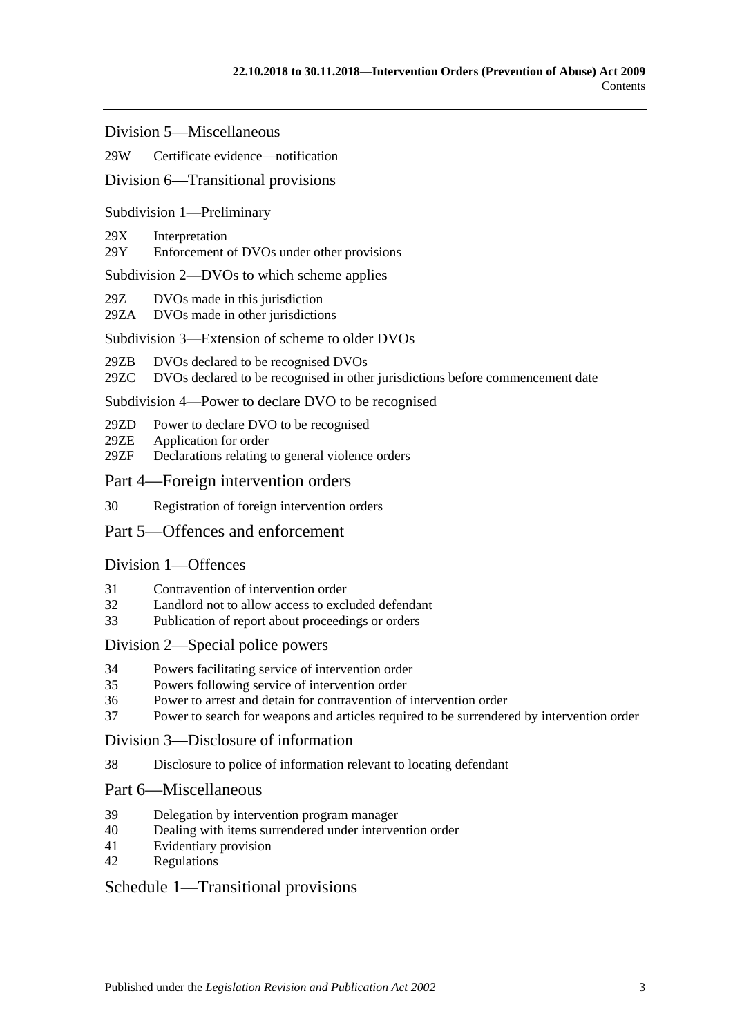Division 5—Miscellaneous

29W Certificate evidence—notification

Division 6—Transitional provisions

Subdivision 1—Preliminary

29X Interpretation
29Y Enforcement of DVOs under other provisions

Subdivision 2—DVOs to which scheme applies

29Z DVOs made in this jurisdiction
29ZA DVOs made in other jurisdictions

Subdivision 3—Extension of scheme to older DVOs

29ZB DVOs declared to be recognised DVOs
29ZC DVOs declared to be recognised in other jurisdictions before commencement date

Subdivision 4—Power to declare DVO to be recognised

29ZD Power to declare DVO to be recognised
29ZE Application for order
29ZF Declarations relating to general violence orders

Part 4—Foreign intervention orders

30 Registration of foreign intervention orders

Part 5—Offences and enforcement

Division 1—Offences

31 Contravention of intervention order
32 Landlord not to allow access to excluded defendant
33 Publication of report about proceedings or orders

Division 2—Special police powers

34 Powers facilitating service of intervention order
35 Powers following service of intervention order
36 Power to arrest and detain for contravention of intervention order
37 Power to search for weapons and articles required to be surrendered by intervention order

Division 3—Disclosure of information

38 Disclosure to police of information relevant to locating defendant

Part 6—Miscellaneous

39 Delegation by intervention program manager
40 Dealing with items surrendered under intervention order
41 Evidentiary provision
42 Regulations

Schedule 1—Transitional provisions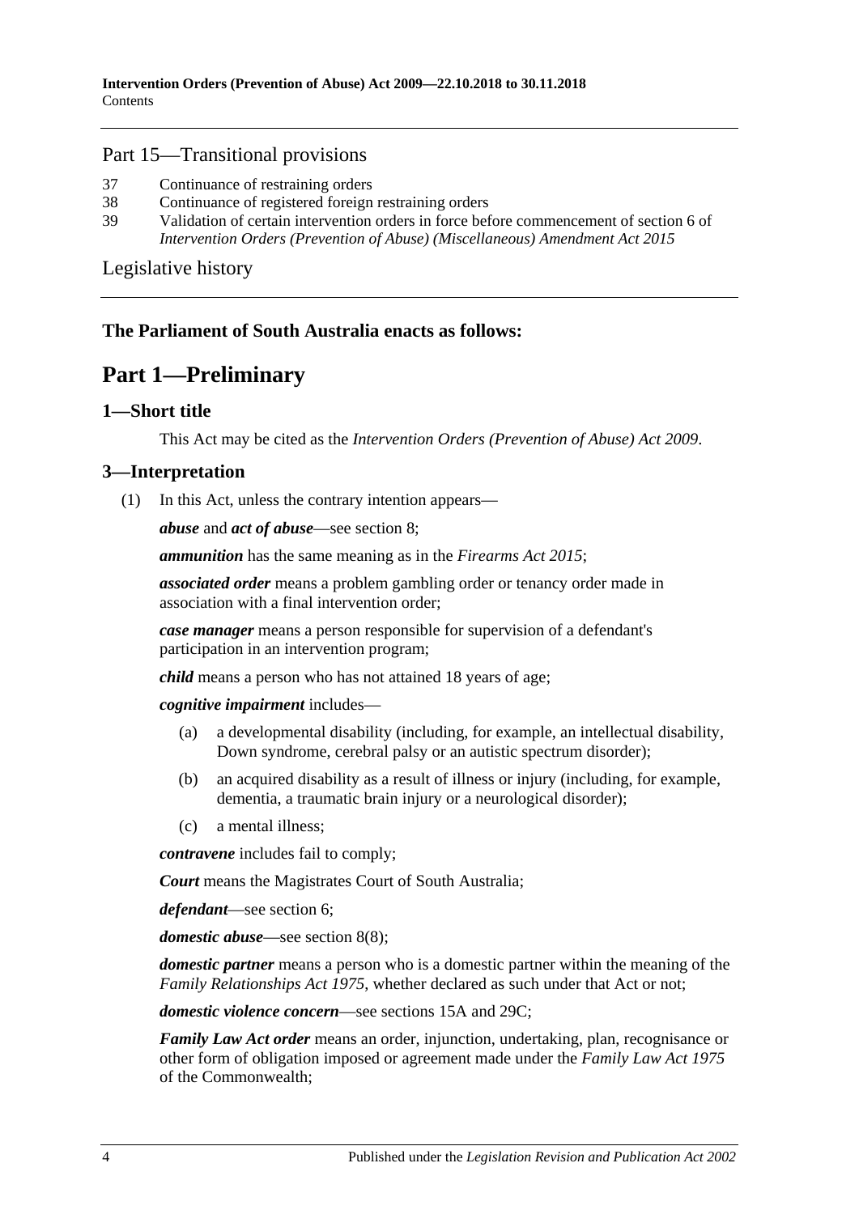## Part 15—Transitional provisions

37 Continuance of restraining orders

38 Continuance of registered foreign restraining orders

39 Validation of certain intervention orders in force before commencement of section 6 of *Intervention Orders (Prevention of Abuse) (Miscellaneous) Amendment Act 2015*

Legislative history

**The Parliament of South Australia enacts as follows:**

# Part 1—Preliminary

## 1—Short title

This Act may be cited as the *Intervention Orders (Prevention of Abuse) Act 2009*.

## 3—Interpretation

(1) In this Act, unless the contrary intention appears—

***abuse*** and ***act of abuse***—see section 8;

***ammunition*** has the same meaning as in the *Firearms Act 2015*;

***associated order*** means a problem gambling order or tenancy order made in association with a final intervention order;

***case manager*** means a person responsible for supervision of a defendant's participation in an intervention program;

***child*** means a person who has not attained 18 years of age;

***cognitive impairment*** includes—

- (a) a developmental disability (including, for example, an intellectual disability, Down syndrome, cerebral palsy or an autistic spectrum disorder);
- (b) an acquired disability as a result of illness or injury (including, for example, dementia, a traumatic brain injury or a neurological disorder);
- (c) a mental illness;

***contravene*** includes fail to comply;

***Court*** means the Magistrates Court of South Australia;

***defendant***—see section 6;

***domestic abuse***—see section 8(8);

***domestic partner*** means a person who is a domestic partner within the meaning of the *Family Relationships Act 1975*, whether declared as such under that Act or not;

***domestic violence concern***—see sections 15A and 29C;

***Family Law Act order*** means an order, injunction, undertaking, plan, recognisance or other form of obligation imposed or agreement made under the *Family Law Act 1975* of the Commonwealth;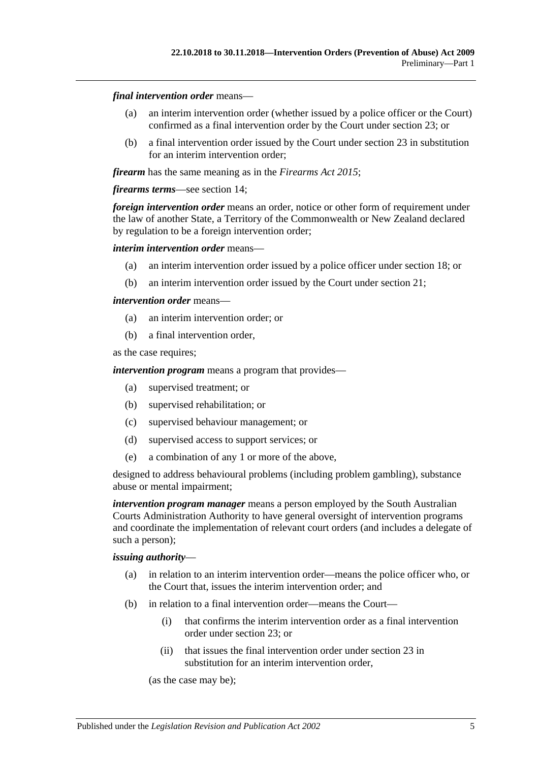***final intervention order*** means—

(a) an interim intervention order (whether issued by a police officer or the Court) confirmed as a final intervention order by the Court under section 23; or

(b) a final intervention order issued by the Court under section 23 in substitution for an interim intervention order;

***firearm*** has the same meaning as in the *Firearms Act 2015*;

***firearms terms***—see section 14;

***foreign intervention order*** means an order, notice or other form of requirement under the law of another State, a Territory of the Commonwealth or New Zealand declared by regulation to be a foreign intervention order;

***interim intervention order*** means—

(a) an interim intervention order issued by a police officer under section 18; or

(b) an interim intervention order issued by the Court under section 21;

***intervention order*** means—

(a) an interim intervention order; or

(b) a final intervention order,

as the case requires;

***intervention program*** means a program that provides—

(a) supervised treatment; or

(b) supervised rehabilitation; or

(c) supervised behaviour management; or

(d) supervised access to support services; or

(e) a combination of any 1 or more of the above,

designed to address behavioural problems (including problem gambling), substance abuse or mental impairment;

***intervention program manager*** means a person employed by the South Australian Courts Administration Authority to have general oversight of intervention programs and coordinate the implementation of relevant court orders (and includes a delegate of such a person);

***issuing authority***—

(a) in relation to an interim intervention order—means the police officer who, or the Court that, issues the interim intervention order; and

(b) in relation to a final intervention order—means the Court—

(i) that confirms the interim intervention order as a final intervention order under section 23; or

(ii) that issues the final intervention order under section 23 in substitution for an interim intervention order,

(as the case may be);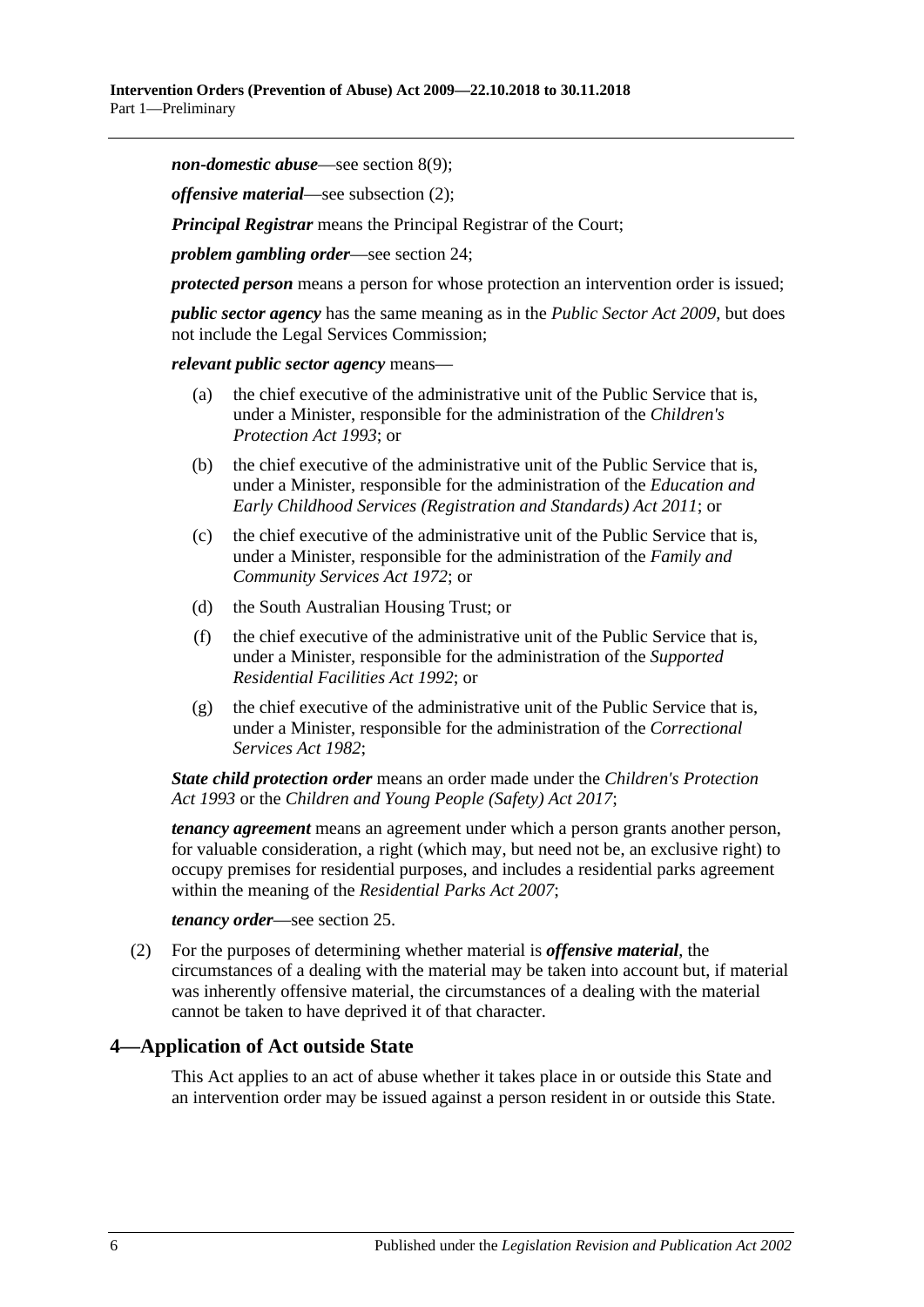***non-domestic abuse***—see section 8(9);

***offensive material***—see subsection (2);

***Principal Registrar*** means the Principal Registrar of the Court;

***problem gambling order***—see section 24;

***protected person*** means a person for whose protection an intervention order is issued;

***public sector agency*** has the same meaning as in the *Public Sector Act 2009*, but does not include the Legal Services Commission;

***relevant public sector agency*** means—

- (a) the chief executive of the administrative unit of the Public Service that is, under a Minister, responsible for the administration of the *Children's Protection Act 1993*; or
- (b) the chief executive of the administrative unit of the Public Service that is, under a Minister, responsible for the administration of the *Education and Early Childhood Services (Registration and Standards) Act 2011*; or
- (c) the chief executive of the administrative unit of the Public Service that is, under a Minister, responsible for the administration of the *Family and Community Services Act 1972*; or
- (d) the South Australian Housing Trust; or
- (f) the chief executive of the administrative unit of the Public Service that is, under a Minister, responsible for the administration of the *Supported Residential Facilities Act 1992*; or
- (g) the chief executive of the administrative unit of the Public Service that is, under a Minister, responsible for the administration of the *Correctional Services Act 1982*;

***State child protection order*** means an order made under the *Children's Protection Act 1993* or the *Children and Young People (Safety) Act 2017*;

***tenancy agreement*** means an agreement under which a person grants another person, for valuable consideration, a right (which may, but need not be, an exclusive right) to occupy premises for residential purposes, and includes a residential parks agreement within the meaning of the *Residential Parks Act 2007*;

***tenancy order***—see section 25.

(2) For the purposes of determining whether material is ***offensive material***, the circumstances of a dealing with the material may be taken into account but, if material was inherently offensive material, the circumstances of a dealing with the material cannot be taken to have deprived it of that character.

## 4—Application of Act outside State

This Act applies to an act of abuse whether it takes place in or outside this State and an intervention order may be issued against a person resident in or outside this State.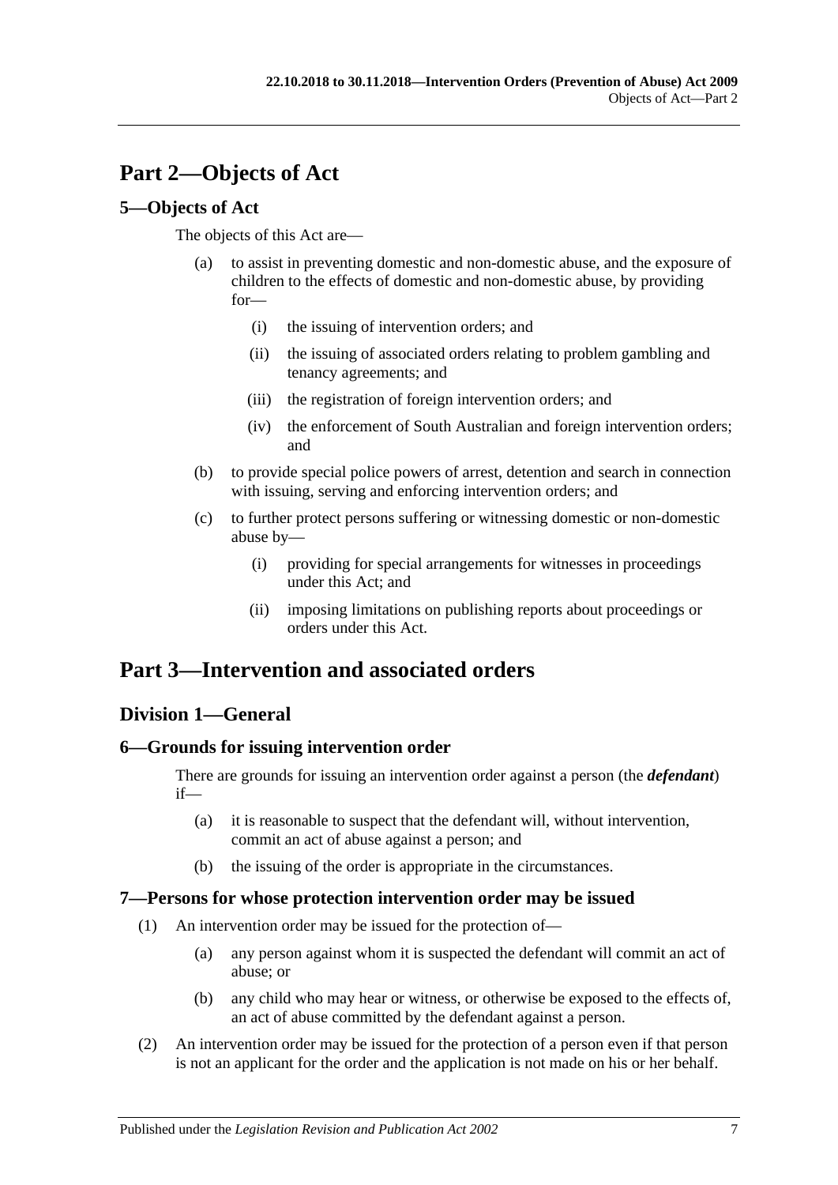# Part 2—Objects of Act

## 5—Objects of Act

The objects of this Act are—

(a) to assist in preventing domestic and non-domestic abuse, and the exposure of children to the effects of domestic and non-domestic abuse, by providing for—

  (i) the issuing of intervention orders; and

  (ii) the issuing of associated orders relating to problem gambling and tenancy agreements; and

  (iii) the registration of foreign intervention orders; and

  (iv) the enforcement of South Australian and foreign intervention orders; and

(b) to provide special police powers of arrest, detention and search in connection with issuing, serving and enforcing intervention orders; and

(c) to further protect persons suffering or witnessing domestic or non-domestic abuse by—

  (i) providing for special arrangements for witnesses in proceedings under this Act; and

  (ii) imposing limitations on publishing reports about proceedings or orders under this Act.

# Part 3—Intervention and associated orders

## Division 1—General

### 6—Grounds for issuing intervention order

There are grounds for issuing an intervention order against a person (the ***defendant***) if—

(a) it is reasonable to suspect that the defendant will, without intervention, commit an act of abuse against a person; and

(b) the issuing of the order is appropriate in the circumstances.

### 7—Persons for whose protection intervention order may be issued

(1) An intervention order may be issued for the protection of—

  (a) any person against whom it is suspected the defendant will commit an act of abuse; or

  (b) any child who may hear or witness, or otherwise be exposed to the effects of, an act of abuse committed by the defendant against a person.

(2) An intervention order may be issued for the protection of a person even if that person is not an applicant for the order and the application is not made on his or her behalf.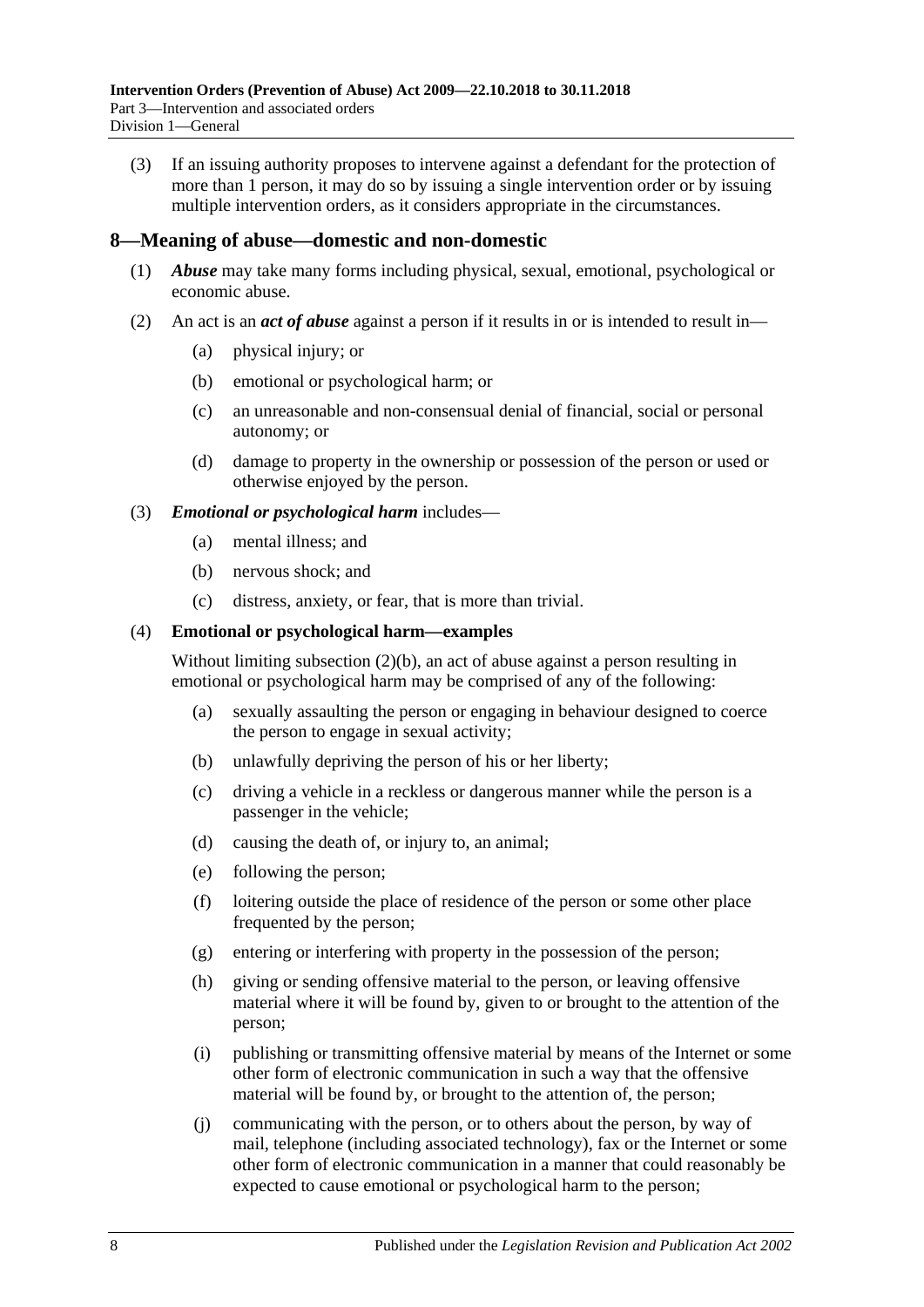(3) If an issuing authority proposes to intervene against a defendant for the protection of more than 1 person, it may do so by issuing a single intervention order or by issuing multiple intervention orders, as it considers appropriate in the circumstances.

## 8—Meaning of abuse—domestic and non-domestic

(1) ***Abuse*** may take many forms including physical, sexual, emotional, psychological or economic abuse.

(2) An act is an ***act of abuse*** against a person if it results in or is intended to result in—

- (a) physical injury; or
- (b) emotional or psychological harm; or
- (c) an unreasonable and non-consensual denial of financial, social or personal autonomy; or
- (d) damage to property in the ownership or possession of the person or used or otherwise enjoyed by the person.

(3) ***Emotional or psychological harm*** includes—

- (a) mental illness; and
- (b) nervous shock; and
- (c) distress, anxiety, or fear, that is more than trivial.

(4) **Emotional or psychological harm—examples**

Without limiting subsection (2)(b), an act of abuse against a person resulting in emotional or psychological harm may be comprised of any of the following:

- (a) sexually assaulting the person or engaging in behaviour designed to coerce the person to engage in sexual activity;
- (b) unlawfully depriving the person of his or her liberty;
- (c) driving a vehicle in a reckless or dangerous manner while the person is a passenger in the vehicle;
- (d) causing the death of, or injury to, an animal;
- (e) following the person;
- (f) loitering outside the place of residence of the person or some other place frequented by the person;
- (g) entering or interfering with property in the possession of the person;
- (h) giving or sending offensive material to the person, or leaving offensive material where it will be found by, given to or brought to the attention of the person;
- (i) publishing or transmitting offensive material by means of the Internet or some other form of electronic communication in such a way that the offensive material will be found by, or brought to the attention of, the person;
- (j) communicating with the person, or to others about the person, by way of mail, telephone (including associated technology), fax or the Internet or some other form of electronic communication in a manner that could reasonably be expected to cause emotional or psychological harm to the person;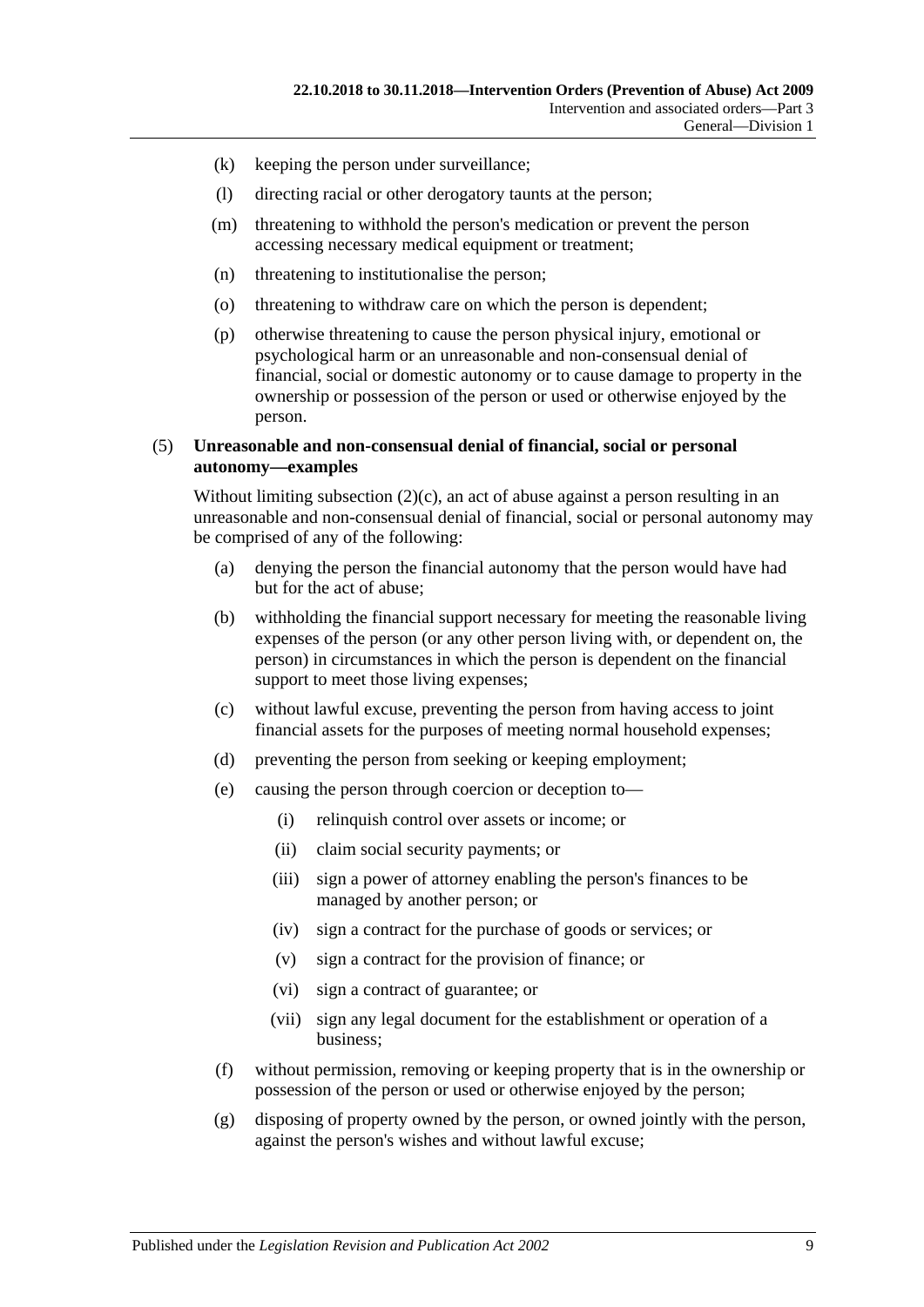(k) keeping the person under surveillance;

(l) directing racial or other derogatory taunts at the person;

(m) threatening to withhold the person's medication or prevent the person accessing necessary medical equipment or treatment;

(n) threatening to institutionalise the person;

(o) threatening to withdraw care on which the person is dependent;

(p) otherwise threatening to cause the person physical injury, emotional or psychological harm or an unreasonable and non-consensual denial of financial, social or domestic autonomy or to cause damage to property in the ownership or possession of the person or used or otherwise enjoyed by the person.

(5) **Unreasonable and non-consensual denial of financial, social or personal autonomy—examples**

Without limiting subsection (2)(c), an act of abuse against a person resulting in an unreasonable and non-consensual denial of financial, social or personal autonomy may be comprised of any of the following:

(a) denying the person the financial autonomy that the person would have had but for the act of abuse;

(b) withholding the financial support necessary for meeting the reasonable living expenses of the person (or any other person living with, or dependent on, the person) in circumstances in which the person is dependent on the financial support to meet those living expenses;

(c) without lawful excuse, preventing the person from having access to joint financial assets for the purposes of meeting normal household expenses;

(d) preventing the person from seeking or keeping employment;

(e) causing the person through coercion or deception to—

(i) relinquish control over assets or income; or

(ii) claim social security payments; or

(iii) sign a power of attorney enabling the person's finances to be managed by another person; or

(iv) sign a contract for the purchase of goods or services; or

(v) sign a contract for the provision of finance; or

(vi) sign a contract of guarantee; or

(vii) sign any legal document for the establishment or operation of a business;

(f) without permission, removing or keeping property that is in the ownership or possession of the person or used or otherwise enjoyed by the person;

(g) disposing of property owned by the person, or owned jointly with the person, against the person's wishes and without lawful excuse;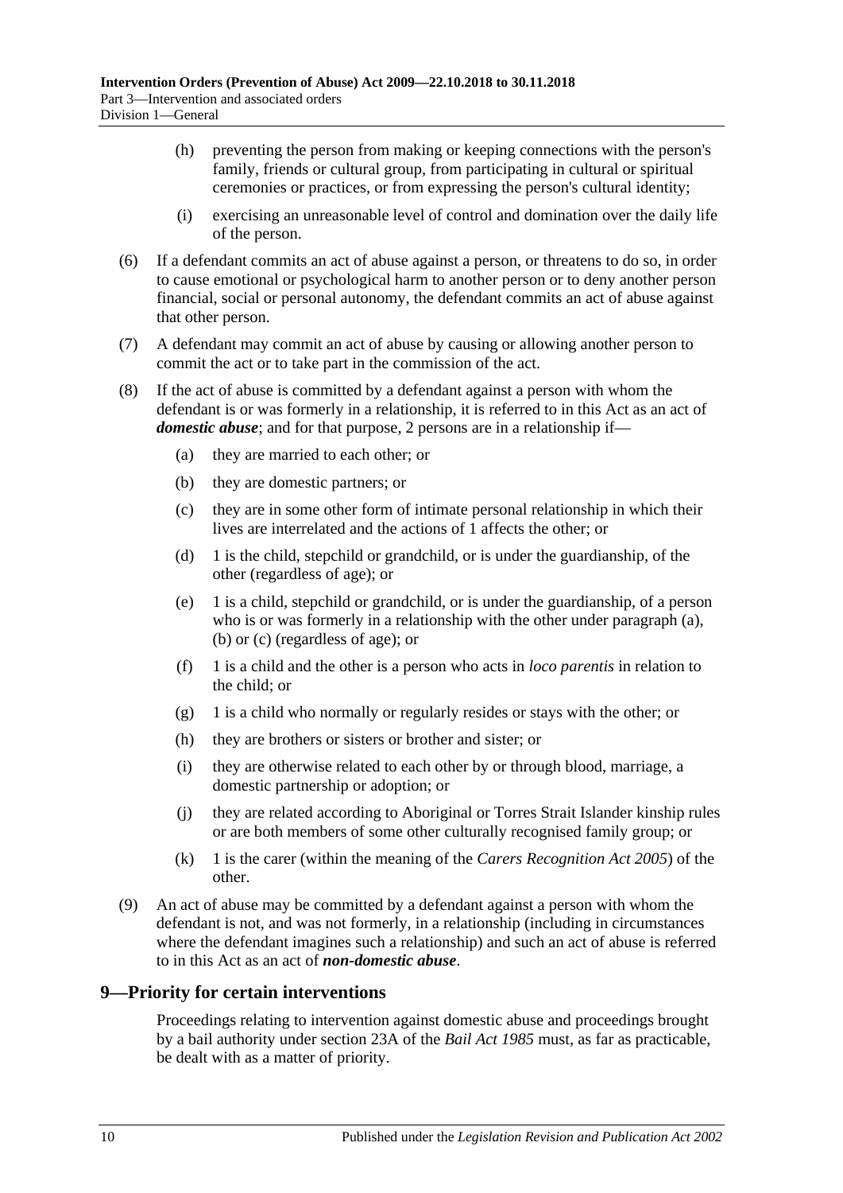(h) preventing the person from making or keeping connections with the person's family, friends or cultural group, from participating in cultural or spiritual ceremonies or practices, or from expressing the person's cultural identity;

(i) exercising an unreasonable level of control and domination over the daily life of the person.

(6) If a defendant commits an act of abuse against a person, or threatens to do so, in order to cause emotional or psychological harm to another person or to deny another person financial, social or personal autonomy, the defendant commits an act of abuse against that other person.

(7) A defendant may commit an act of abuse by causing or allowing another person to commit the act or to take part in the commission of the act.

(8) If the act of abuse is committed by a defendant against a person with whom the defendant is or was formerly in a relationship, it is referred to in this Act as an act of ***domestic abuse***; and for that purpose, 2 persons are in a relationship if—

(a) they are married to each other; or

(b) they are domestic partners; or

(c) they are in some other form of intimate personal relationship in which their lives are interrelated and the actions of 1 affects the other; or

(d) 1 is the child, stepchild or grandchild, or is under the guardianship, of the other (regardless of age); or

(e) 1 is a child, stepchild or grandchild, or is under the guardianship, of a person who is or was formerly in a relationship with the other under paragraph (a), (b) or (c) (regardless of age); or

(f) 1 is a child and the other is a person who acts in *loco parentis* in relation to the child; or

(g) 1 is a child who normally or regularly resides or stays with the other; or

(h) they are brothers or sisters or brother and sister; or

(i) they are otherwise related to each other by or through blood, marriage, a domestic partnership or adoption; or

(j) they are related according to Aboriginal or Torres Strait Islander kinship rules or are both members of some other culturally recognised family group; or

(k) 1 is the carer (within the meaning of the *Carers Recognition Act 2005*) of the other.

(9) An act of abuse may be committed by a defendant against a person with whom the defendant is not, and was not formerly, in a relationship (including in circumstances where the defendant imagines such a relationship) and such an act of abuse is referred to in this Act as an act of ***non-domestic abuse***.

## 9—Priority for certain interventions

Proceedings relating to intervention against domestic abuse and proceedings brought by a bail authority under section 23A of the *Bail Act 1985* must, as far as practicable, be dealt with as a matter of priority.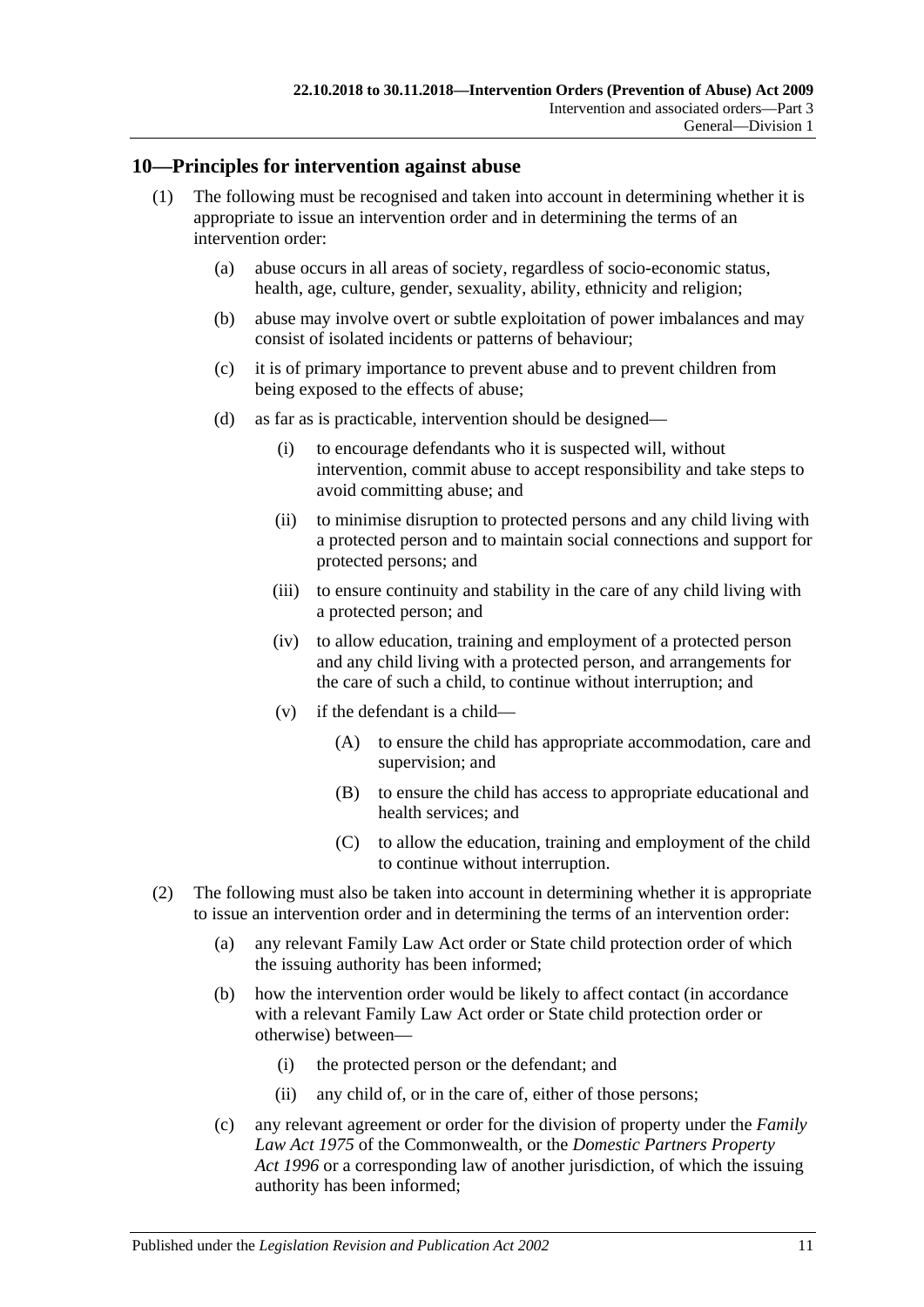## 10—Principles for intervention against abuse

(1) The following must be recognised and taken into account in determining whether it is appropriate to issue an intervention order and in determining the terms of an intervention order:

(a) abuse occurs in all areas of society, regardless of socio-economic status, health, age, culture, gender, sexuality, ability, ethnicity and religion;

(b) abuse may involve overt or subtle exploitation of power imbalances and may consist of isolated incidents or patterns of behaviour;

(c) it is of primary importance to prevent abuse and to prevent children from being exposed to the effects of abuse;

(d) as far as is practicable, intervention should be designed—

(i) to encourage defendants who it is suspected will, without intervention, commit abuse to accept responsibility and take steps to avoid committing abuse; and

(ii) to minimise disruption to protected persons and any child living with a protected person and to maintain social connections and support for protected persons; and

(iii) to ensure continuity and stability in the care of any child living with a protected person; and

(iv) to allow education, training and employment of a protected person and any child living with a protected person, and arrangements for the care of such a child, to continue without interruption; and

(v) if the defendant is a child—

(A) to ensure the child has appropriate accommodation, care and supervision; and

(B) to ensure the child has access to appropriate educational and health services; and

(C) to allow the education, training and employment of the child to continue without interruption.

(2) The following must also be taken into account in determining whether it is appropriate to issue an intervention order and in determining the terms of an intervention order:

(a) any relevant Family Law Act order or State child protection order of which the issuing authority has been informed;

(b) how the intervention order would be likely to affect contact (in accordance with a relevant Family Law Act order or State child protection order or otherwise) between—

(i) the protected person or the defendant; and

(ii) any child of, or in the care of, either of those persons;

(c) any relevant agreement or order for the division of property under the *Family Law Act 1975* of the Commonwealth, or the *Domestic Partners Property Act 1996* or a corresponding law of another jurisdiction, of which the issuing authority has been informed;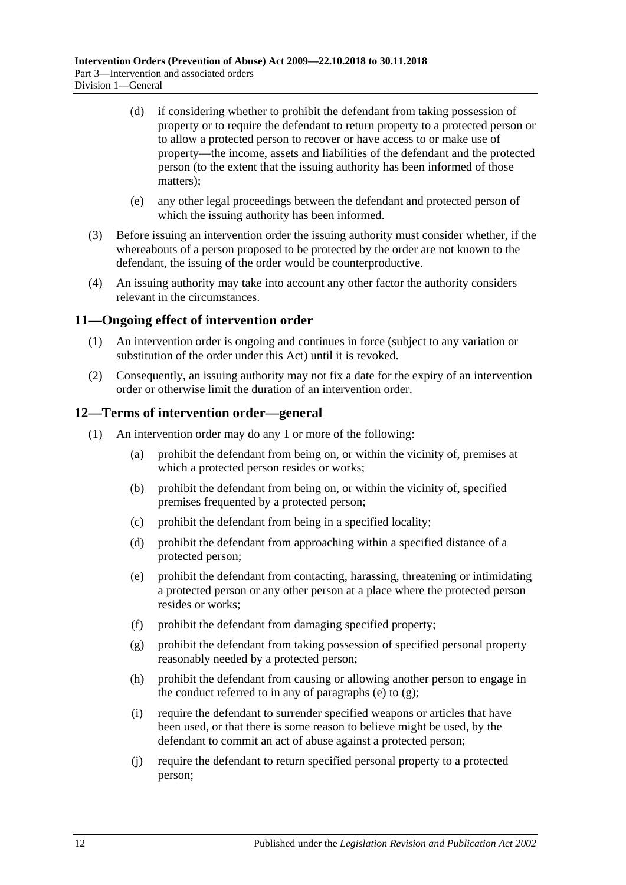(d) if considering whether to prohibit the defendant from taking possession of property or to require the defendant to return property to a protected person or to allow a protected person to recover or have access to or make use of property—the income, assets and liabilities of the defendant and the protected person (to the extent that the issuing authority has been informed of those matters);

(e) any other legal proceedings between the defendant and protected person of which the issuing authority has been informed.

(3) Before issuing an intervention order the issuing authority must consider whether, if the whereabouts of a person proposed to be protected by the order are not known to the defendant, the issuing of the order would be counterproductive.

(4) An issuing authority may take into account any other factor the authority considers relevant in the circumstances.

## 11—Ongoing effect of intervention order

(1) An intervention order is ongoing and continues in force (subject to any variation or substitution of the order under this Act) until it is revoked.

(2) Consequently, an issuing authority may not fix a date for the expiry of an intervention order or otherwise limit the duration of an intervention order.

## 12—Terms of intervention order—general

(1) An intervention order may do any 1 or more of the following:

(a) prohibit the defendant from being on, or within the vicinity of, premises at which a protected person resides or works;

(b) prohibit the defendant from being on, or within the vicinity of, specified premises frequented by a protected person;

(c) prohibit the defendant from being in a specified locality;

(d) prohibit the defendant from approaching within a specified distance of a protected person;

(e) prohibit the defendant from contacting, harassing, threatening or intimidating a protected person or any other person at a place where the protected person resides or works;

(f) prohibit the defendant from damaging specified property;

(g) prohibit the defendant from taking possession of specified personal property reasonably needed by a protected person;

(h) prohibit the defendant from causing or allowing another person to engage in the conduct referred to in any of paragraphs (e) to (g);

(i) require the defendant to surrender specified weapons or articles that have been used, or that there is some reason to believe might be used, by the defendant to commit an act of abuse against a protected person;

(j) require the defendant to return specified personal property to a protected person;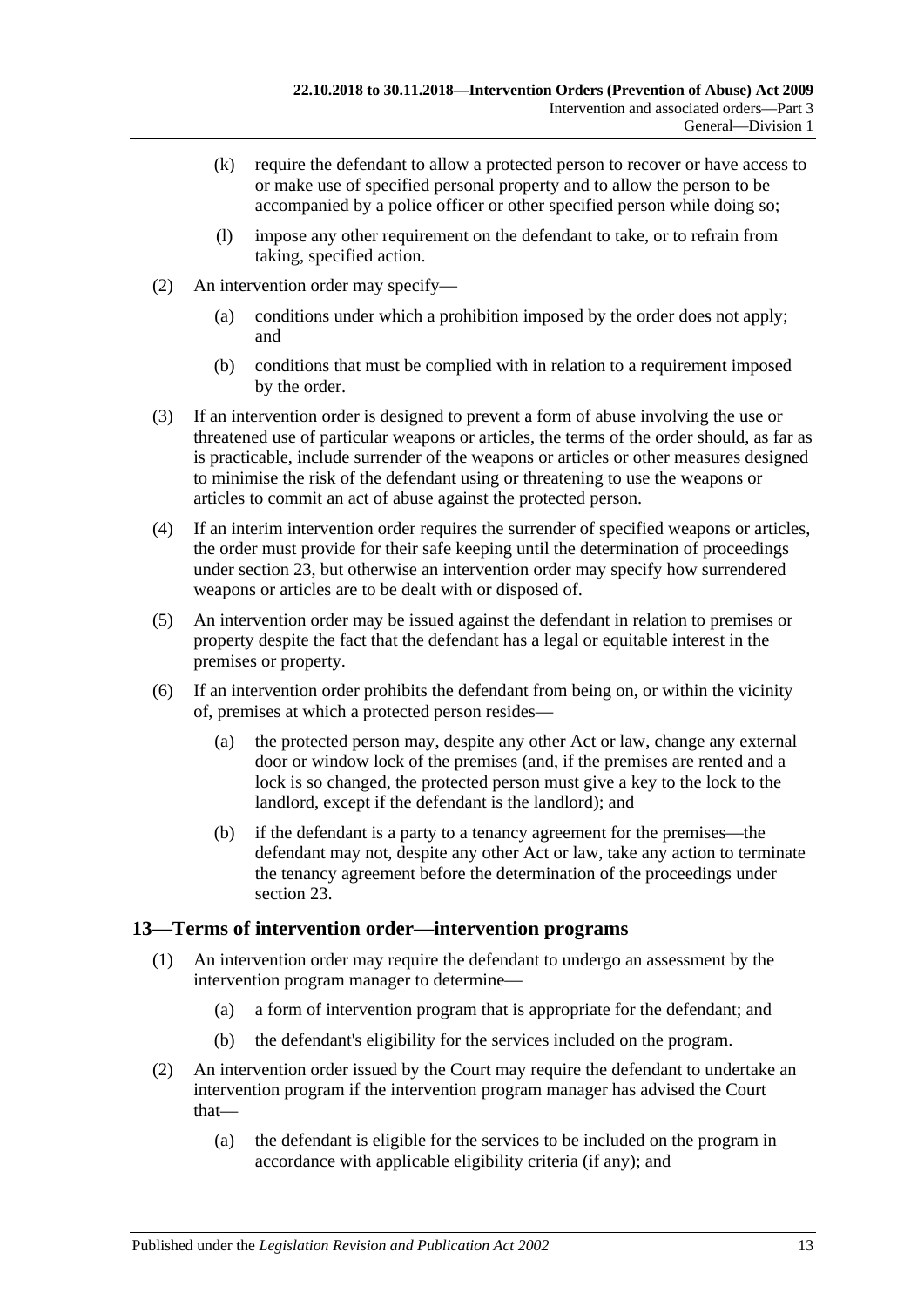(k) require the defendant to allow a protected person to recover or have access to or make use of specified personal property and to allow the person to be accompanied by a police officer or other specified person while doing so;

(l) impose any other requirement on the defendant to take, or to refrain from taking, specified action.

(2) An intervention order may specify—

(a) conditions under which a prohibition imposed by the order does not apply; and

(b) conditions that must be complied with in relation to a requirement imposed by the order.

(3) If an intervention order is designed to prevent a form of abuse involving the use or threatened use of particular weapons or articles, the terms of the order should, as far as is practicable, include surrender of the weapons or articles or other measures designed to minimise the risk of the defendant using or threatening to use the weapons or articles to commit an act of abuse against the protected person.

(4) If an interim intervention order requires the surrender of specified weapons or articles, the order must provide for their safe keeping until the determination of proceedings under section 23, but otherwise an intervention order may specify how surrendered weapons or articles are to be dealt with or disposed of.

(5) An intervention order may be issued against the defendant in relation to premises or property despite the fact that the defendant has a legal or equitable interest in the premises or property.

(6) If an intervention order prohibits the defendant from being on, or within the vicinity of, premises at which a protected person resides—

(a) the protected person may, despite any other Act or law, change any external door or window lock of the premises (and, if the premises are rented and a lock is so changed, the protected person must give a key to the lock to the landlord, except if the defendant is the landlord); and

(b) if the defendant is a party to a tenancy agreement for the premises—the defendant may not, despite any other Act or law, take any action to terminate the tenancy agreement before the determination of the proceedings under section 23.

## 13—Terms of intervention order—intervention programs

(1) An intervention order may require the defendant to undergo an assessment by the intervention program manager to determine—

(a) a form of intervention program that is appropriate for the defendant; and

(b) the defendant's eligibility for the services included on the program.

(2) An intervention order issued by the Court may require the defendant to undertake an intervention program if the intervention program manager has advised the Court that—

(a) the defendant is eligible for the services to be included on the program in accordance with applicable eligibility criteria (if any); and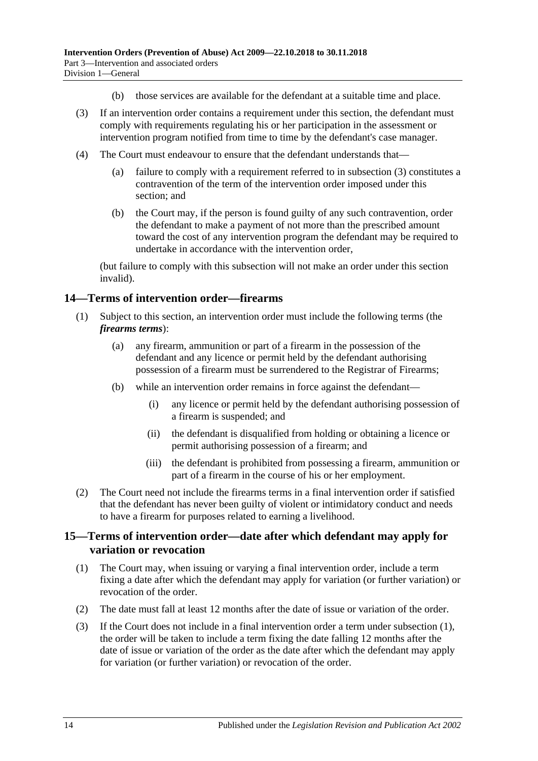(b) those services are available for the defendant at a suitable time and place.

(3) If an intervention order contains a requirement under this section, the defendant must comply with requirements regulating his or her participation in the assessment or intervention program notified from time to time by the defendant's case manager.

(4) The Court must endeavour to ensure that the defendant understands that—

(a) failure to comply with a requirement referred to in subsection (3) constitutes a contravention of the term of the intervention order imposed under this section; and

(b) the Court may, if the person is found guilty of any such contravention, order the defendant to make a payment of not more than the prescribed amount toward the cost of any intervention program the defendant may be required to undertake in accordance with the intervention order,

(but failure to comply with this subsection will not make an order under this section invalid).

## 14—Terms of intervention order—firearms

(1) Subject to this section, an intervention order must include the following terms (the ***firearms terms***):

(a) any firearm, ammunition or part of a firearm in the possession of the defendant and any licence or permit held by the defendant authorising possession of a firearm must be surrendered to the Registrar of Firearms;

(b) while an intervention order remains in force against the defendant—

(i) any licence or permit held by the defendant authorising possession of a firearm is suspended; and

(ii) the defendant is disqualified from holding or obtaining a licence or permit authorising possession of a firearm; and

(iii) the defendant is prohibited from possessing a firearm, ammunition or part of a firearm in the course of his or her employment.

(2) The Court need not include the firearms terms in a final intervention order if satisfied that the defendant has never been guilty of violent or intimidatory conduct and needs to have a firearm for purposes related to earning a livelihood.

## 15—Terms of intervention order—date after which defendant may apply for variation or revocation

(1) The Court may, when issuing or varying a final intervention order, include a term fixing a date after which the defendant may apply for variation (or further variation) or revocation of the order.

(2) The date must fall at least 12 months after the date of issue or variation of the order.

(3) If the Court does not include in a final intervention order a term under subsection (1), the order will be taken to include a term fixing the date falling 12 months after the date of issue or variation of the order as the date after which the defendant may apply for variation (or further variation) or revocation of the order.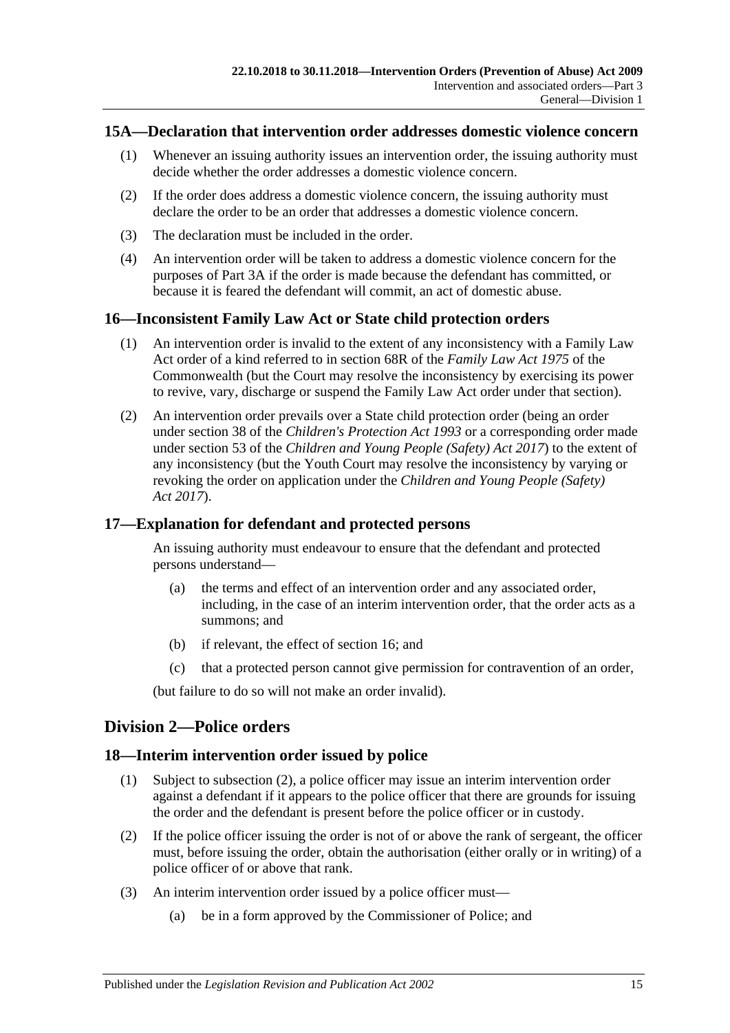## 15A—Declaration that intervention order addresses domestic violence concern

(1) Whenever an issuing authority issues an intervention order, the issuing authority must decide whether the order addresses a domestic violence concern.

(2) If the order does address a domestic violence concern, the issuing authority must declare the order to be an order that addresses a domestic violence concern.

(3) The declaration must be included in the order.

(4) An intervention order will be taken to address a domestic violence concern for the purposes of Part 3A if the order is made because the defendant has committed, or because it is feared the defendant will commit, an act of domestic abuse.

## 16—Inconsistent Family Law Act or State child protection orders

(1) An intervention order is invalid to the extent of any inconsistency with a Family Law Act order of a kind referred to in section 68R of the *Family Law Act 1975* of the Commonwealth (but the Court may resolve the inconsistency by exercising its power to revive, vary, discharge or suspend the Family Law Act order under that section).

(2) An intervention order prevails over a State child protection order (being an order under section 38 of the *Children's Protection Act 1993* or a corresponding order made under section 53 of the *Children and Young People (Safety) Act 2017*) to the extent of any inconsistency (but the Youth Court may resolve the inconsistency by varying or revoking the order on application under the *Children and Young People (Safety) Act 2017*).

## 17—Explanation for defendant and protected persons

An issuing authority must endeavour to ensure that the defendant and protected persons understand—

(a) the terms and effect of an intervention order and any associated order, including, in the case of an interim intervention order, that the order acts as a summons; and

(b) if relevant, the effect of section 16; and

(c) that a protected person cannot give permission for contravention of an order,

(but failure to do so will not make an order invalid).

# Division 2—Police orders

## 18—Interim intervention order issued by police

(1) Subject to subsection (2), a police officer may issue an interim intervention order against a defendant if it appears to the police officer that there are grounds for issuing the order and the defendant is present before the police officer or in custody.

(2) If the police officer issuing the order is not of or above the rank of sergeant, the officer must, before issuing the order, obtain the authorisation (either orally or in writing) of a police officer of or above that rank.

(3) An interim intervention order issued by a police officer must—

(a) be in a form approved by the Commissioner of Police; and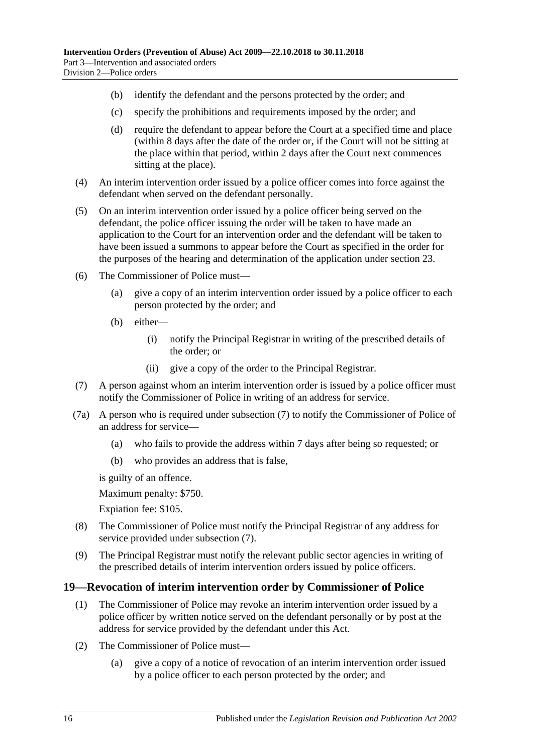(b) identify the defendant and the persons protected by the order; and

(c) specify the prohibitions and requirements imposed by the order; and

(d) require the defendant to appear before the Court at a specified time and place (within 8 days after the date of the order or, if the Court will not be sitting at the place within that period, within 2 days after the Court next commences sitting at the place).

(4) An interim intervention order issued by a police officer comes into force against the defendant when served on the defendant personally.

(5) On an interim intervention order issued by a police officer being served on the defendant, the police officer issuing the order will be taken to have made an application to the Court for an intervention order and the defendant will be taken to have been issued a summons to appear before the Court as specified in the order for the purposes of the hearing and determination of the application under section 23.

(6) The Commissioner of Police must—

(a) give a copy of an interim intervention order issued by a police officer to each person protected by the order; and

(b) either—

(i) notify the Principal Registrar in writing of the prescribed details of the order; or

(ii) give a copy of the order to the Principal Registrar.

(7) A person against whom an interim intervention order is issued by a police officer must notify the Commissioner of Police in writing of an address for service.

(7a) A person who is required under subsection (7) to notify the Commissioner of Police of an address for service—

(a) who fails to provide the address within 7 days after being so requested; or

(b) who provides an address that is false,

is guilty of an offence.

Maximum penalty: $750.

Expiation fee: $105.

(8) The Commissioner of Police must notify the Principal Registrar of any address for service provided under subsection (7).

(9) The Principal Registrar must notify the relevant public sector agencies in writing of the prescribed details of interim intervention orders issued by police officers.

## 19—Revocation of interim intervention order by Commissioner of Police

(1) The Commissioner of Police may revoke an interim intervention order issued by a police officer by written notice served on the defendant personally or by post at the address for service provided by the defendant under this Act.

(2) The Commissioner of Police must—

(a) give a copy of a notice of revocation of an interim intervention order issued by a police officer to each person protected by the order; and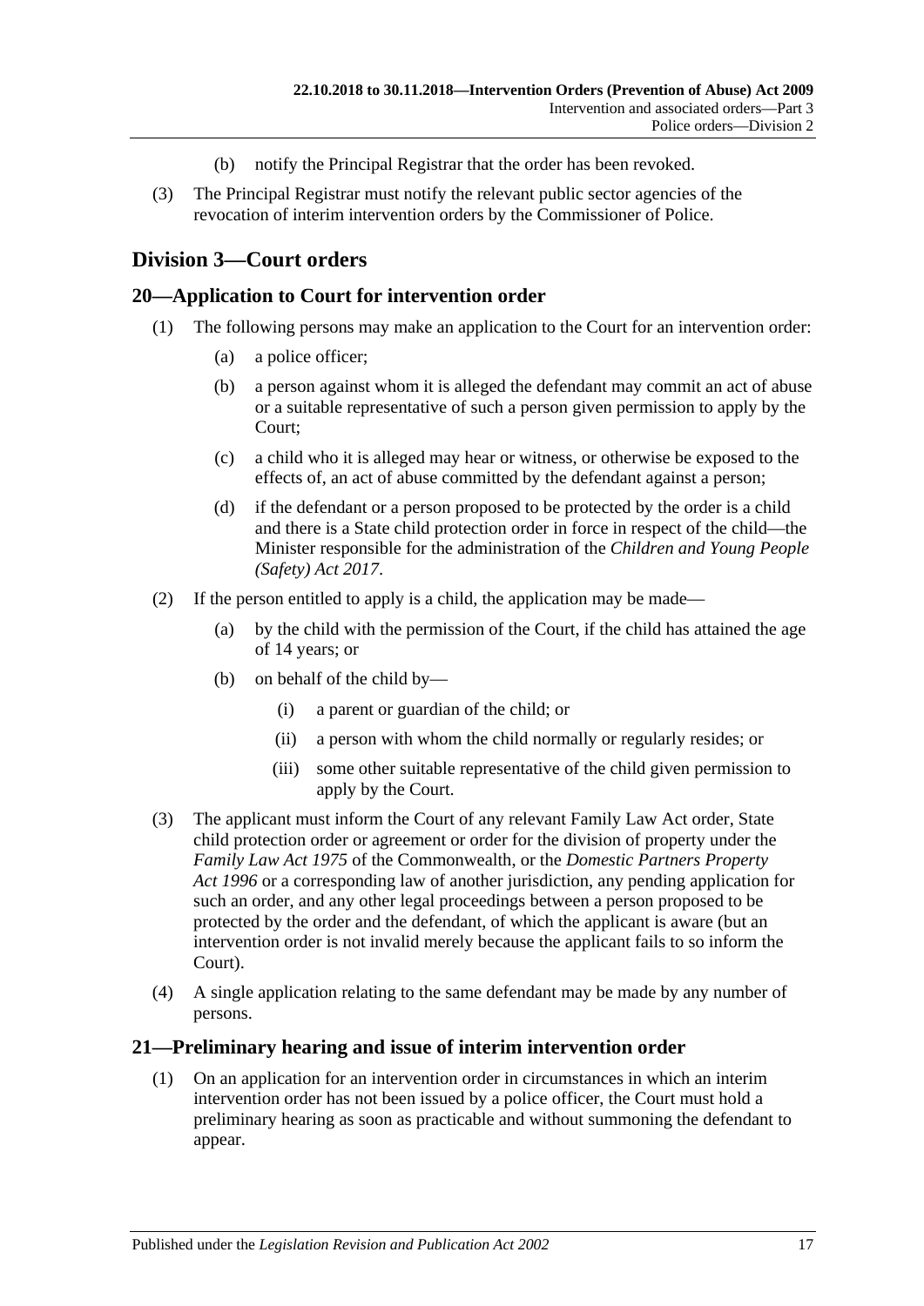(b) notify the Principal Registrar that the order has been revoked.

(3) The Principal Registrar must notify the relevant public sector agencies of the revocation of interim intervention orders by the Commissioner of Police.

## Division 3—Court orders

### 20—Application to Court for intervention order

(1) The following persons may make an application to the Court for an intervention order:

(a) a police officer;

(b) a person against whom it is alleged the defendant may commit an act of abuse or a suitable representative of such a person given permission to apply by the Court;

(c) a child who it is alleged may hear or witness, or otherwise be exposed to the effects of, an act of abuse committed by the defendant against a person;

(d) if the defendant or a person proposed to be protected by the order is a child and there is a State child protection order in force in respect of the child—the Minister responsible for the administration of the *Children and Young People (Safety) Act 2017*.

(2) If the person entitled to apply is a child, the application may be made—

(a) by the child with the permission of the Court, if the child has attained the age of 14 years; or

(b) on behalf of the child by—

(i) a parent or guardian of the child; or

(ii) a person with whom the child normally or regularly resides; or

(iii) some other suitable representative of the child given permission to apply by the Court.

(3) The applicant must inform the Court of any relevant Family Law Act order, State child protection order or agreement or order for the division of property under the *Family Law Act 1975* of the Commonwealth, or the *Domestic Partners Property Act 1996* or a corresponding law of another jurisdiction, any pending application for such an order, and any other legal proceedings between a person proposed to be protected by the order and the defendant, of which the applicant is aware (but an intervention order is not invalid merely because the applicant fails to so inform the Court).

(4) A single application relating to the same defendant may be made by any number of persons.

### 21—Preliminary hearing and issue of interim intervention order

(1) On an application for an intervention order in circumstances in which an interim intervention order has not been issued by a police officer, the Court must hold a preliminary hearing as soon as practicable and without summoning the defendant to appear.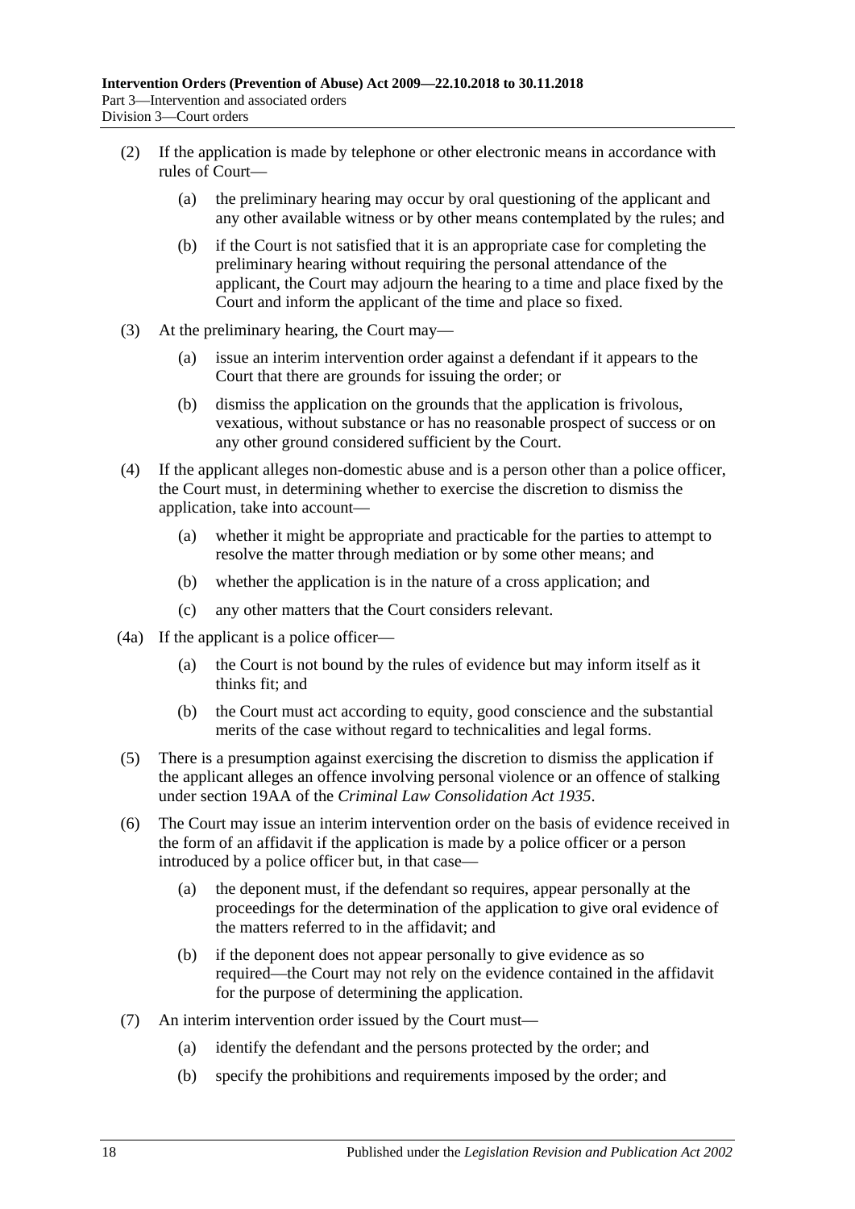(2) If the application is made by telephone or other electronic means in accordance with rules of Court—

(a) the preliminary hearing may occur by oral questioning of the applicant and any other available witness or by other means contemplated by the rules; and

(b) if the Court is not satisfied that it is an appropriate case for completing the preliminary hearing without requiring the personal attendance of the applicant, the Court may adjourn the hearing to a time and place fixed by the Court and inform the applicant of the time and place so fixed.

(3) At the preliminary hearing, the Court may—

(a) issue an interim intervention order against a defendant if it appears to the Court that there are grounds for issuing the order; or

(b) dismiss the application on the grounds that the application is frivolous, vexatious, without substance or has no reasonable prospect of success or on any other ground considered sufficient by the Court.

(4) If the applicant alleges non-domestic abuse and is a person other than a police officer, the Court must, in determining whether to exercise the discretion to dismiss the application, take into account—

(a) whether it might be appropriate and practicable for the parties to attempt to resolve the matter through mediation or by some other means; and

(b) whether the application is in the nature of a cross application; and

(c) any other matters that the Court considers relevant.

(4a) If the applicant is a police officer—

(a) the Court is not bound by the rules of evidence but may inform itself as it thinks fit; and

(b) the Court must act according to equity, good conscience and the substantial merits of the case without regard to technicalities and legal forms.

(5) There is a presumption against exercising the discretion to dismiss the application if the applicant alleges an offence involving personal violence or an offence of stalking under section 19AA of the *Criminal Law Consolidation Act 1935*.

(6) The Court may issue an interim intervention order on the basis of evidence received in the form of an affidavit if the application is made by a police officer or a person introduced by a police officer but, in that case—

(a) the deponent must, if the defendant so requires, appear personally at the proceedings for the determination of the application to give oral evidence of the matters referred to in the affidavit; and

(b) if the deponent does not appear personally to give evidence as so required—the Court may not rely on the evidence contained in the affidavit for the purpose of determining the application.

(7) An interim intervention order issued by the Court must—

(a) identify the defendant and the persons protected by the order; and

(b) specify the prohibitions and requirements imposed by the order; and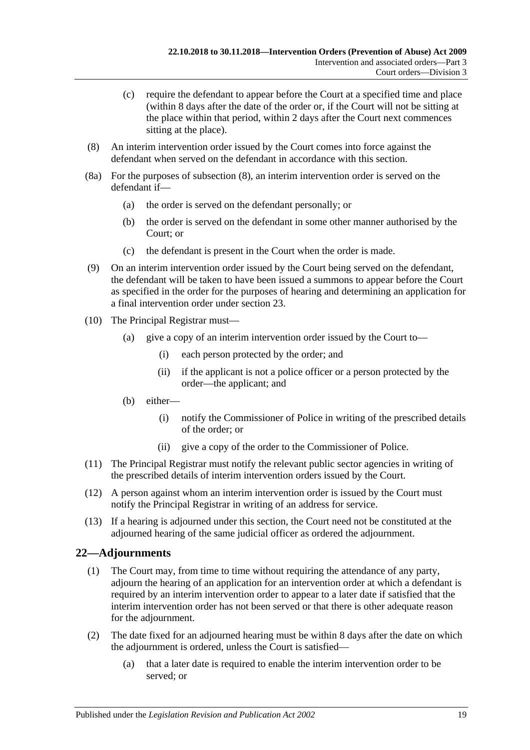(c) require the defendant to appear before the Court at a specified time and place (within 8 days after the date of the order or, if the Court will not be sitting at the place within that period, within 2 days after the Court next commences sitting at the place).

(8) An interim intervention order issued by the Court comes into force against the defendant when served on the defendant in accordance with this section.

(8a) For the purposes of subsection (8), an interim intervention order is served on the defendant if—

(a) the order is served on the defendant personally; or

(b) the order is served on the defendant in some other manner authorised by the Court; or

(c) the defendant is present in the Court when the order is made.

(9) On an interim intervention order issued by the Court being served on the defendant, the defendant will be taken to have been issued a summons to appear before the Court as specified in the order for the purposes of hearing and determining an application for a final intervention order under section 23.

(10) The Principal Registrar must—

(a) give a copy of an interim intervention order issued by the Court to—

(i) each person protected by the order; and

(ii) if the applicant is not a police officer or a person protected by the order—the applicant; and

(b) either—

(i) notify the Commissioner of Police in writing of the prescribed details of the order; or

(ii) give a copy of the order to the Commissioner of Police.

(11) The Principal Registrar must notify the relevant public sector agencies in writing of the prescribed details of interim intervention orders issued by the Court.

(12) A person against whom an interim intervention order is issued by the Court must notify the Principal Registrar in writing of an address for service.

(13) If a hearing is adjourned under this section, the Court need not be constituted at the adjourned hearing of the same judicial officer as ordered the adjournment.

## 22—Adjournments

(1) The Court may, from time to time without requiring the attendance of any party, adjourn the hearing of an application for an intervention order at which a defendant is required by an interim intervention order to appear to a later date if satisfied that the interim intervention order has not been served or that there is other adequate reason for the adjournment.

(2) The date fixed for an adjourned hearing must be within 8 days after the date on which the adjournment is ordered, unless the Court is satisfied—

(a) that a later date is required to enable the interim intervention order to be served; or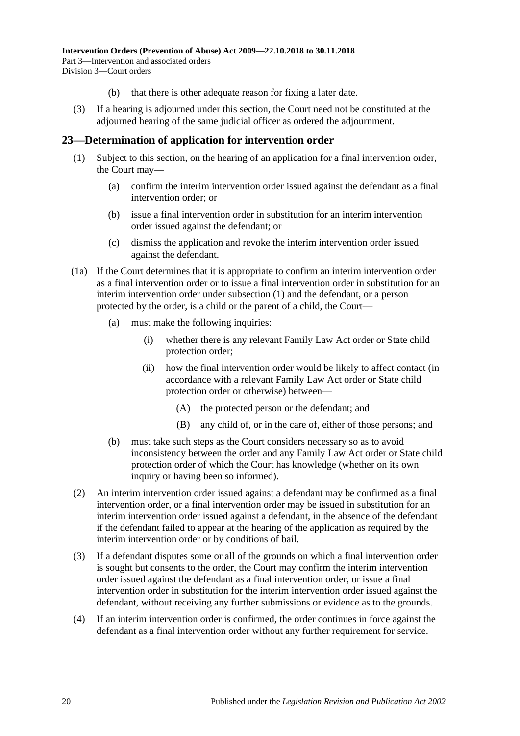(b) that there is other adequate reason for fixing a later date.

(3) If a hearing is adjourned under this section, the Court need not be constituted at the adjourned hearing of the same judicial officer as ordered the adjournment.

## 23—Determination of application for intervention order

(1) Subject to this section, on the hearing of an application for a final intervention order, the Court may—

(a) confirm the interim intervention order issued against the defendant as a final intervention order; or

(b) issue a final intervention order in substitution for an interim intervention order issued against the defendant; or

(c) dismiss the application and revoke the interim intervention order issued against the defendant.

(1a) If the Court determines that it is appropriate to confirm an interim intervention order as a final intervention order or to issue a final intervention order in substitution for an interim intervention order under subsection (1) and the defendant, or a person protected by the order, is a child or the parent of a child, the Court—

(a) must make the following inquiries:

(i) whether there is any relevant Family Law Act order or State child protection order;

(ii) how the final intervention order would be likely to affect contact (in accordance with a relevant Family Law Act order or State child protection order or otherwise) between—

(A) the protected person or the defendant; and

(B) any child of, or in the care of, either of those persons; and

(b) must take such steps as the Court considers necessary so as to avoid inconsistency between the order and any Family Law Act order or State child protection order of which the Court has knowledge (whether on its own inquiry or having been so informed).

(2) An interim intervention order issued against a defendant may be confirmed as a final intervention order, or a final intervention order may be issued in substitution for an interim intervention order issued against a defendant, in the absence of the defendant if the defendant failed to appear at the hearing of the application as required by the interim intervention order or by conditions of bail.

(3) If a defendant disputes some or all of the grounds on which a final intervention order is sought but consents to the order, the Court may confirm the interim intervention order issued against the defendant as a final intervention order, or issue a final intervention order in substitution for the interim intervention order issued against the defendant, without receiving any further submissions or evidence as to the grounds.

(4) If an interim intervention order is confirmed, the order continues in force against the defendant as a final intervention order without any further requirement for service.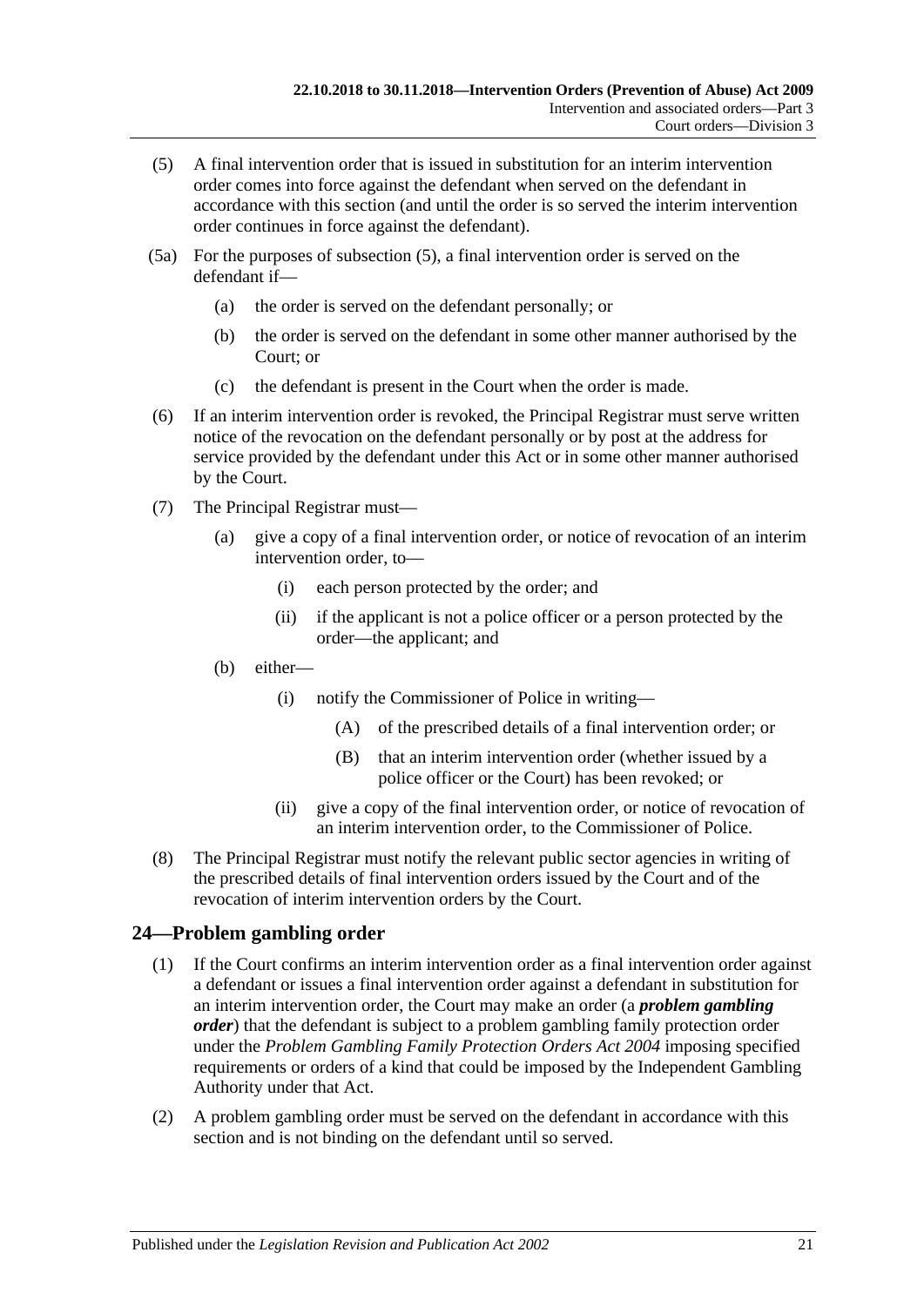(5) A final intervention order that is issued in substitution for an interim intervention order comes into force against the defendant when served on the defendant in accordance with this section (and until the order is so served the interim intervention order continues in force against the defendant).

(5a) For the purposes of subsection (5), a final intervention order is served on the defendant if—

(a) the order is served on the defendant personally; or

(b) the order is served on the defendant in some other manner authorised by the Court; or

(c) the defendant is present in the Court when the order is made.

(6) If an interim intervention order is revoked, the Principal Registrar must serve written notice of the revocation on the defendant personally or by post at the address for service provided by the defendant under this Act or in some other manner authorised by the Court.

(7) The Principal Registrar must—

(a) give a copy of a final intervention order, or notice of revocation of an interim intervention order, to—

(i) each person protected by the order; and

(ii) if the applicant is not a police officer or a person protected by the order—the applicant; and

(b) either—

(i) notify the Commissioner of Police in writing—

(A) of the prescribed details of a final intervention order; or

(B) that an interim intervention order (whether issued by a police officer or the Court) has been revoked; or

(ii) give a copy of the final intervention order, or notice of revocation of an interim intervention order, to the Commissioner of Police.

(8) The Principal Registrar must notify the relevant public sector agencies in writing of the prescribed details of final intervention orders issued by the Court and of the revocation of interim intervention orders by the Court.

## 24—Problem gambling order

(1) If the Court confirms an interim intervention order as a final intervention order against a defendant or issues a final intervention order against a defendant in substitution for an interim intervention order, the Court may make an order (a ***problem gambling order***) that the defendant is subject to a problem gambling family protection order under the *Problem Gambling Family Protection Orders Act 2004* imposing specified requirements or orders of a kind that could be imposed by the Independent Gambling Authority under that Act.

(2) A problem gambling order must be served on the defendant in accordance with this section and is not binding on the defendant until so served.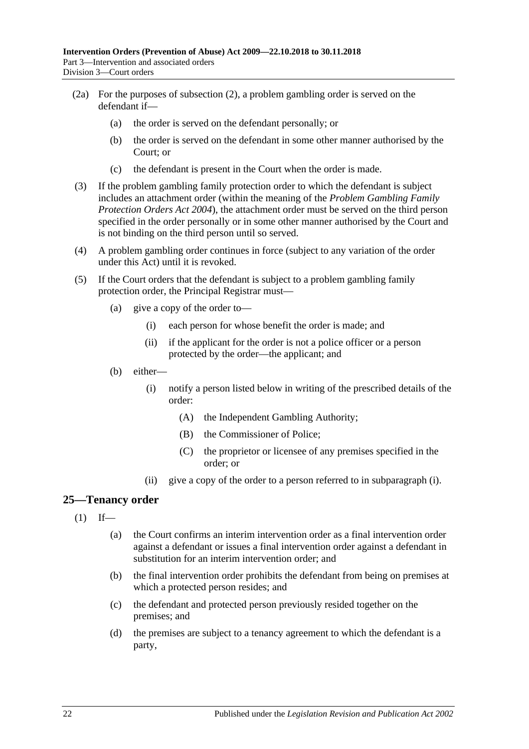(2a) For the purposes of subsection (2), a problem gambling order is served on the defendant if—

- (a) the order is served on the defendant personally; or
- (b) the order is served on the defendant in some other manner authorised by the Court; or
- (c) the defendant is present in the Court when the order is made.

(3) If the problem gambling family protection order to which the defendant is subject includes an attachment order (within the meaning of the *Problem Gambling Family Protection Orders Act 2004*), the attachment order must be served on the third person specified in the order personally or in some other manner authorised by the Court and is not binding on the third person until so served.

(4) A problem gambling order continues in force (subject to any variation of the order under this Act) until it is revoked.

(5) If the Court orders that the defendant is subject to a problem gambling family protection order, the Principal Registrar must—

- (a) give a copy of the order to—
  - (i) each person for whose benefit the order is made; and
  - (ii) if the applicant for the order is not a police officer or a person protected by the order—the applicant; and
- (b) either—
  - (i) notify a person listed below in writing of the prescribed details of the order:
    - (A) the Independent Gambling Authority;
    - (B) the Commissioner of Police;
    - (C) the proprietor or licensee of any premises specified in the order; or
  - (ii) give a copy of the order to a person referred to in subparagraph (i).

## 25—Tenancy order

(1) If—

- (a) the Court confirms an interim intervention order as a final intervention order against a defendant or issues a final intervention order against a defendant in substitution for an interim intervention order; and
- (b) the final intervention order prohibits the defendant from being on premises at which a protected person resides; and
- (c) the defendant and protected person previously resided together on the premises; and
- (d) the premises are subject to a tenancy agreement to which the defendant is a party,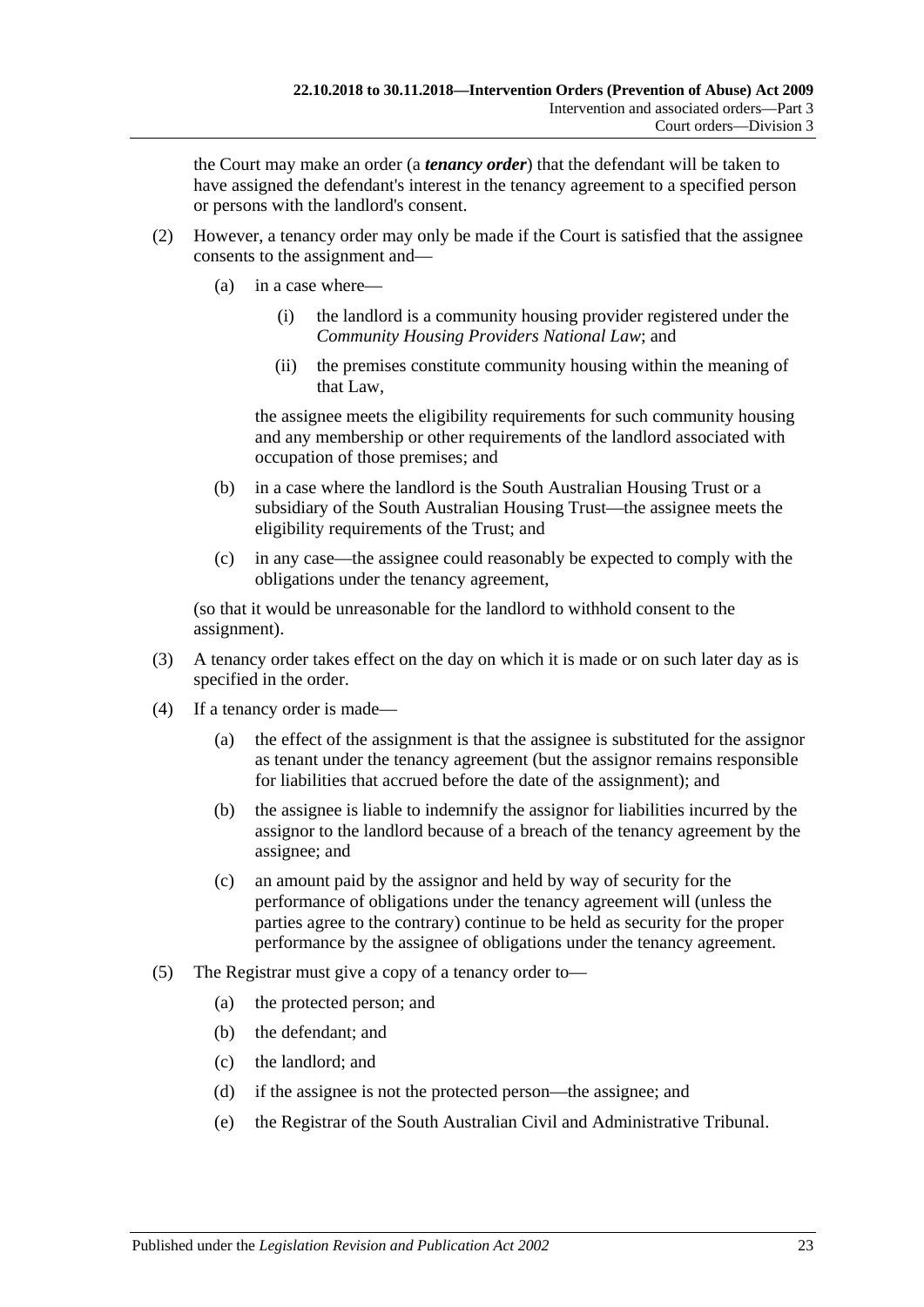the Court may make an order (a ***tenancy order***) that the defendant will be taken to have assigned the defendant's interest in the tenancy agreement to a specified person or persons with the landlord's consent.

(2) However, a tenancy order may only be made if the Court is satisfied that the assignee consents to the assignment and—

  (a) in a case where—

    (i) the landlord is a community housing provider registered under the *Community Housing Providers National Law*; and

    (ii) the premises constitute community housing within the meaning of that Law,

  the assignee meets the eligibility requirements for such community housing and any membership or other requirements of the landlord associated with occupation of those premises; and

  (b) in a case where the landlord is the South Australian Housing Trust or a subsidiary of the South Australian Housing Trust—the assignee meets the eligibility requirements of the Trust; and

  (c) in any case—the assignee could reasonably be expected to comply with the obligations under the tenancy agreement,

(so that it would be unreasonable for the landlord to withhold consent to the assignment).

(3) A tenancy order takes effect on the day on which it is made or on such later day as is specified in the order.

(4) If a tenancy order is made—

  (a) the effect of the assignment is that the assignee is substituted for the assignor as tenant under the tenancy agreement (but the assignor remains responsible for liabilities that accrued before the date of the assignment); and

  (b) the assignee is liable to indemnify the assignor for liabilities incurred by the assignor to the landlord because of a breach of the tenancy agreement by the assignee; and

  (c) an amount paid by the assignor and held by way of security for the performance of obligations under the tenancy agreement will (unless the parties agree to the contrary) continue to be held as security for the proper performance by the assignee of obligations under the tenancy agreement.

(5) The Registrar must give a copy of a tenancy order to—

  (a) the protected person; and

  (b) the defendant; and

  (c) the landlord; and

  (d) if the assignee is not the protected person—the assignee; and

  (e) the Registrar of the South Australian Civil and Administrative Tribunal.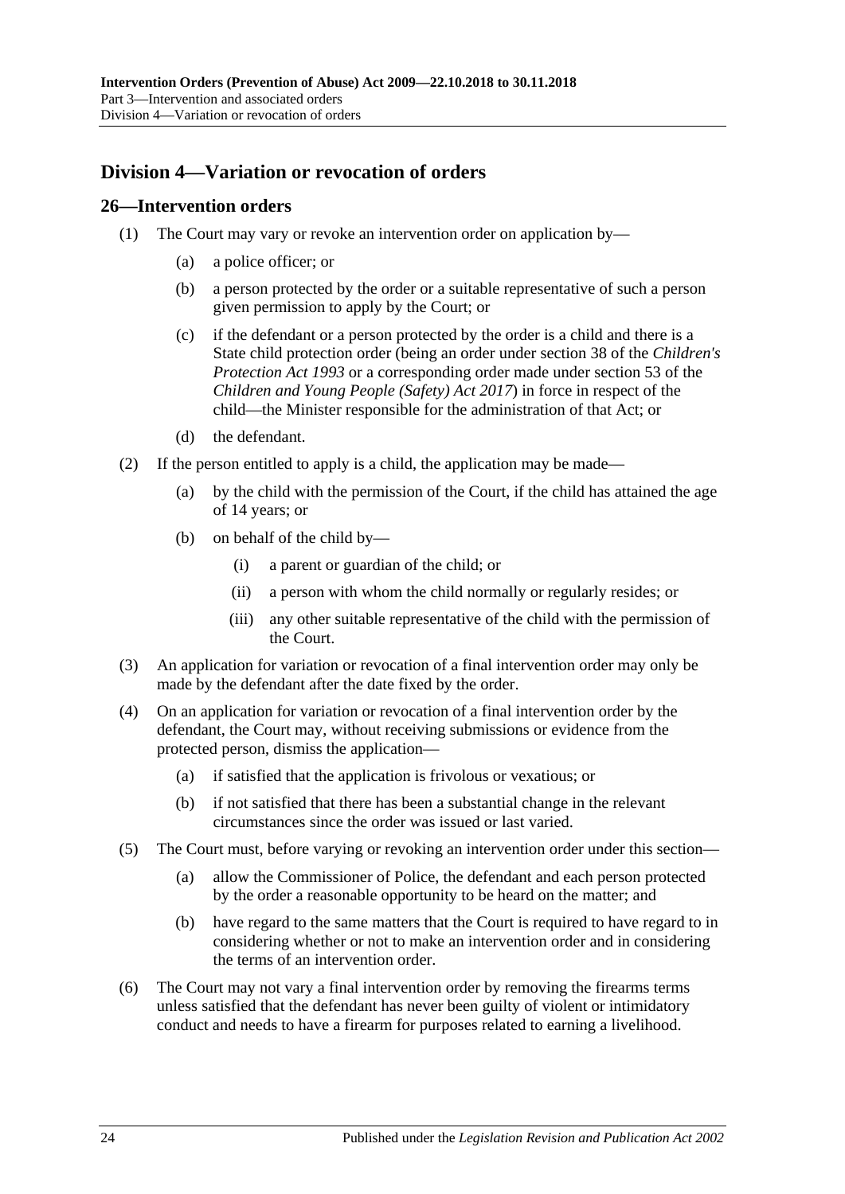## Division 4—Variation or revocation of orders

### 26—Intervention orders

(1) The Court may vary or revoke an intervention order on application by—

(a) a police officer; or

(b) a person protected by the order or a suitable representative of such a person given permission to apply by the Court; or

(c) if the defendant or a person protected by the order is a child and there is a State child protection order (being an order under section 38 of the *Children's Protection Act 1993* or a corresponding order made under section 53 of the *Children and Young People (Safety) Act 2017*) in force in respect of the child—the Minister responsible for the administration of that Act; or

(d) the defendant.

(2) If the person entitled to apply is a child, the application may be made—

(a) by the child with the permission of the Court, if the child has attained the age of 14 years; or

(b) on behalf of the child by—

(i) a parent or guardian of the child; or

(ii) a person with whom the child normally or regularly resides; or

(iii) any other suitable representative of the child with the permission of the Court.

(3) An application for variation or revocation of a final intervention order may only be made by the defendant after the date fixed by the order.

(4) On an application for variation or revocation of a final intervention order by the defendant, the Court may, without receiving submissions or evidence from the protected person, dismiss the application—

(a) if satisfied that the application is frivolous or vexatious; or

(b) if not satisfied that there has been a substantial change in the relevant circumstances since the order was issued or last varied.

(5) The Court must, before varying or revoking an intervention order under this section—

(a) allow the Commissioner of Police, the defendant and each person protected by the order a reasonable opportunity to be heard on the matter; and

(b) have regard to the same matters that the Court is required to have regard to in considering whether or not to make an intervention order and in considering the terms of an intervention order.

(6) The Court may not vary a final intervention order by removing the firearms terms unless satisfied that the defendant has never been guilty of violent or intimidatory conduct and needs to have a firearm for purposes related to earning a livelihood.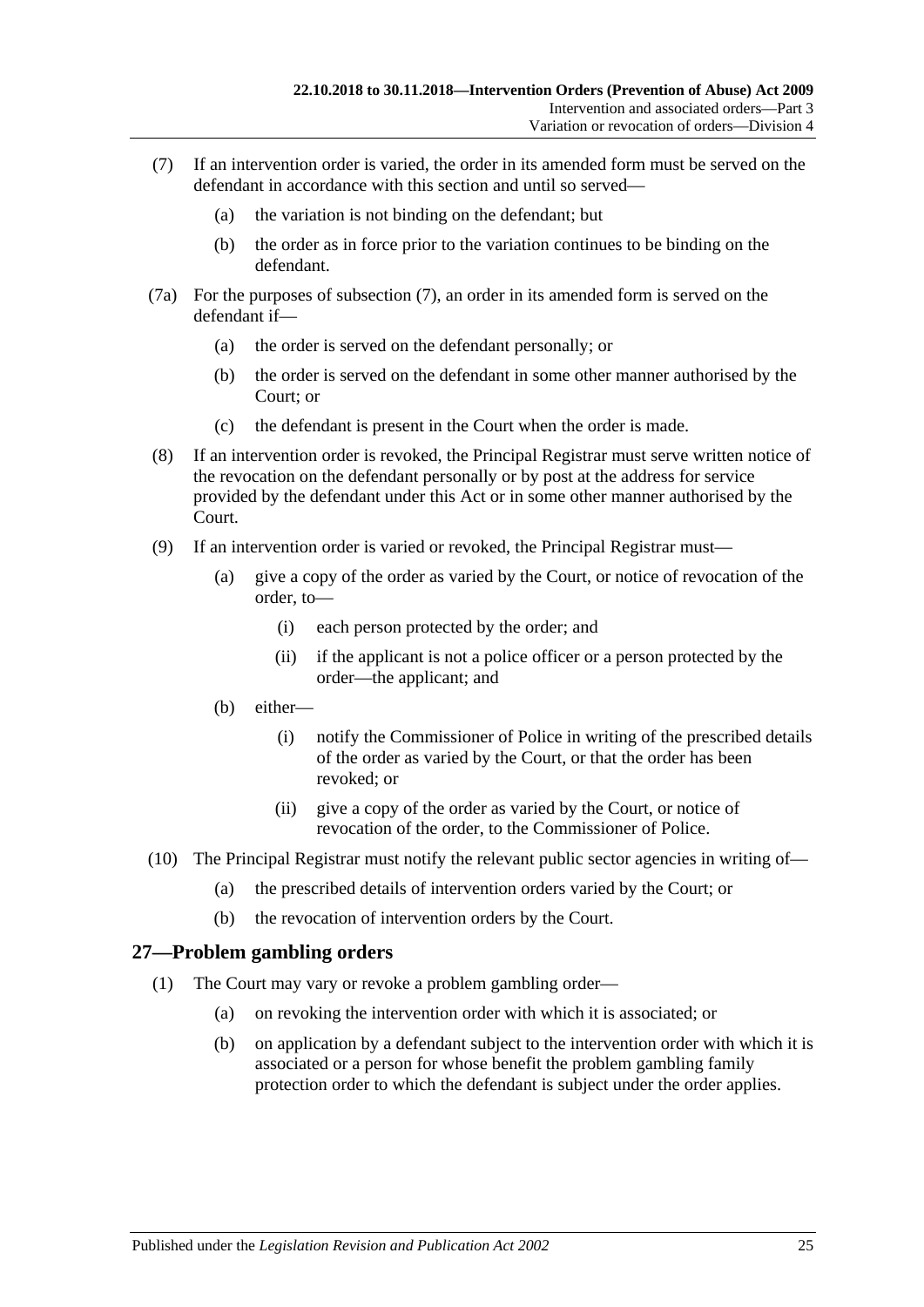(7) If an intervention order is varied, the order in its amended form must be served on the defendant in accordance with this section and until so served—

   (a) the variation is not binding on the defendant; but

   (b) the order as in force prior to the variation continues to be binding on the defendant.

(7a) For the purposes of subsection (7), an order in its amended form is served on the defendant if—

   (a) the order is served on the defendant personally; or

   (b) the order is served on the defendant in some other manner authorised by the Court; or

   (c) the defendant is present in the Court when the order is made.

(8) If an intervention order is revoked, the Principal Registrar must serve written notice of the revocation on the defendant personally or by post at the address for service provided by the defendant under this Act or in some other manner authorised by the Court.

(9) If an intervention order is varied or revoked, the Principal Registrar must—

   (a) give a copy of the order as varied by the Court, or notice of revocation of the order, to—

      (i) each person protected by the order; and

      (ii) if the applicant is not a police officer or a person protected by the order—the applicant; and

   (b) either—

      (i) notify the Commissioner of Police in writing of the prescribed details of the order as varied by the Court, or that the order has been revoked; or

      (ii) give a copy of the order as varied by the Court, or notice of revocation of the order, to the Commissioner of Police.

(10) The Principal Registrar must notify the relevant public sector agencies in writing of—

   (a) the prescribed details of intervention orders varied by the Court; or

   (b) the revocation of intervention orders by the Court.

## 27—Problem gambling orders

(1) The Court may vary or revoke a problem gambling order—

   (a) on revoking the intervention order with which it is associated; or

   (b) on application by a defendant subject to the intervention order with which it is associated or a person for whose benefit the problem gambling family protection order to which the defendant is subject under the order applies.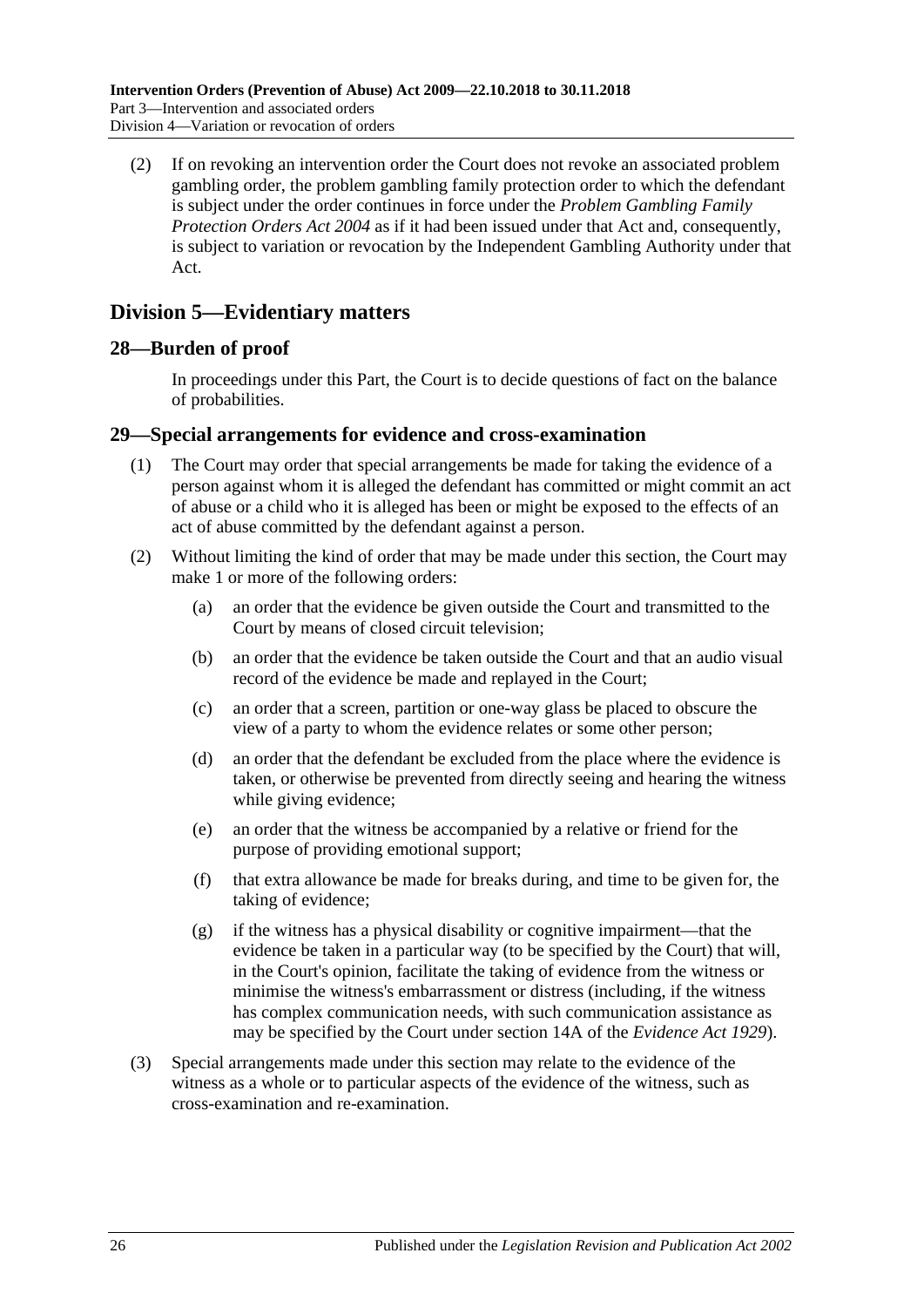(2) If on revoking an intervention order the Court does not revoke an associated problem gambling order, the problem gambling family protection order to which the defendant is subject under the order continues in force under the *Problem Gambling Family Protection Orders Act 2004* as if it had been issued under that Act and, consequently, is subject to variation or revocation by the Independent Gambling Authority under that Act.

## Division 5—Evidentiary matters

### 28—Burden of proof

In proceedings under this Part, the Court is to decide questions of fact on the balance of probabilities.

### 29—Special arrangements for evidence and cross-examination

(1) The Court may order that special arrangements be made for taking the evidence of a person against whom it is alleged the defendant has committed or might commit an act of abuse or a child who it is alleged has been or might be exposed to the effects of an act of abuse committed by the defendant against a person.

(2) Without limiting the kind of order that may be made under this section, the Court may make 1 or more of the following orders:

- (a) an order that the evidence be given outside the Court and transmitted to the Court by means of closed circuit television;
- (b) an order that the evidence be taken outside the Court and that an audio visual record of the evidence be made and replayed in the Court;
- (c) an order that a screen, partition or one-way glass be placed to obscure the view of a party to whom the evidence relates or some other person;
- (d) an order that the defendant be excluded from the place where the evidence is taken, or otherwise be prevented from directly seeing and hearing the witness while giving evidence;
- (e) an order that the witness be accompanied by a relative or friend for the purpose of providing emotional support;
- (f) that extra allowance be made for breaks during, and time to be given for, the taking of evidence;
- (g) if the witness has a physical disability or cognitive impairment—that the evidence be taken in a particular way (to be specified by the Court) that will, in the Court's opinion, facilitate the taking of evidence from the witness or minimise the witness's embarrassment or distress (including, if the witness has complex communication needs, with such communication assistance as may be specified by the Court under section 14A of the *Evidence Act 1929*).

(3) Special arrangements made under this section may relate to the evidence of the witness as a whole or to particular aspects of the evidence of the witness, such as cross-examination and re-examination.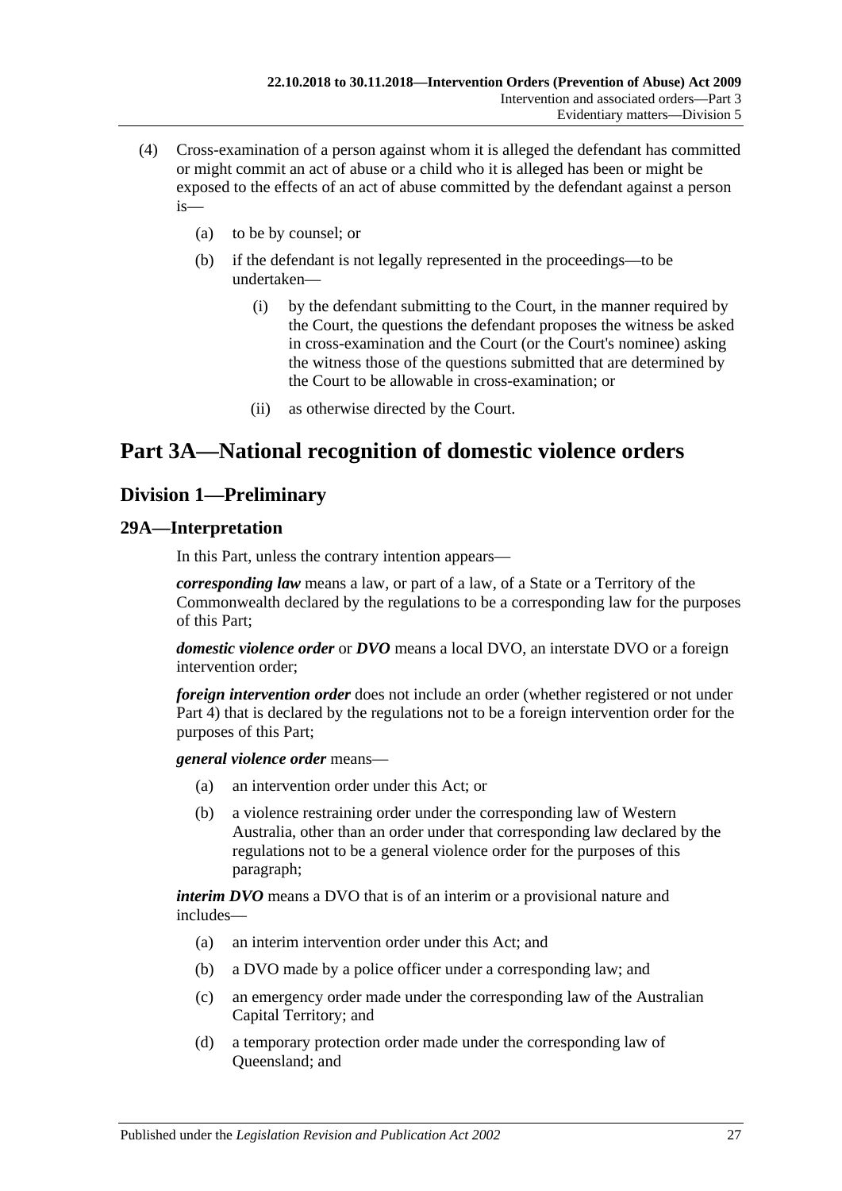(4) Cross-examination of a person against whom it is alleged the defendant has committed or might commit an act of abuse or a child who it is alleged has been or might be exposed to the effects of an act of abuse committed by the defendant against a person is—

(a) to be by counsel; or

(b) if the defendant is not legally represented in the proceedings—to be undertaken—

(i) by the defendant submitting to the Court, in the manner required by the Court, the questions the defendant proposes the witness be asked in cross-examination and the Court (or the Court's nominee) asking the witness those of the questions submitted that are determined by the Court to be allowable in cross-examination; or

(ii) as otherwise directed by the Court.

# Part 3A—National recognition of domestic violence orders

## Division 1—Preliminary

### 29A—Interpretation

In this Part, unless the contrary intention appears—

***corresponding law*** means a law, or part of a law, of a State or a Territory of the Commonwealth declared by the regulations to be a corresponding law for the purposes of this Part;

***domestic violence order*** or ***DVO*** means a local DVO, an interstate DVO or a foreign intervention order;

***foreign intervention order*** does not include an order (whether registered or not under Part 4) that is declared by the regulations not to be a foreign intervention order for the purposes of this Part;

***general violence order*** means—

(a) an intervention order under this Act; or

(b) a violence restraining order under the corresponding law of Western Australia, other than an order under that corresponding law declared by the regulations not to be a general violence order for the purposes of this paragraph;

***interim DVO*** means a DVO that is of an interim or a provisional nature and includes—

(a) an interim intervention order under this Act; and

(b) a DVO made by a police officer under a corresponding law; and

(c) an emergency order made under the corresponding law of the Australian Capital Territory; and

(d) a temporary protection order made under the corresponding law of Queensland; and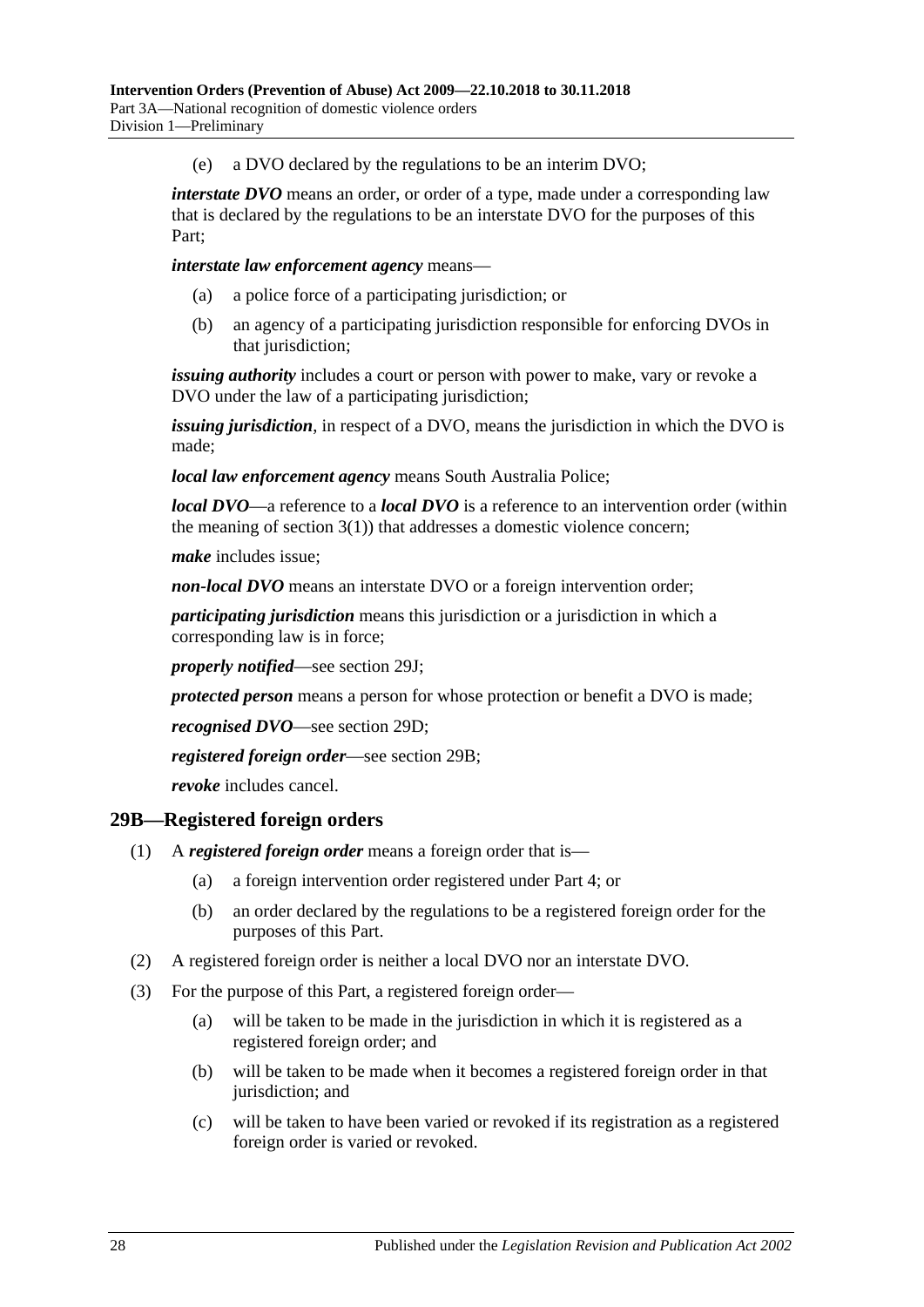(e) a DVO declared by the regulations to be an interim DVO;

***interstate DVO*** means an order, or order of a type, made under a corresponding law that is declared by the regulations to be an interstate DVO for the purposes of this Part;

***interstate law enforcement agency*** means—

(a) a police force of a participating jurisdiction; or

(b) an agency of a participating jurisdiction responsible for enforcing DVOs in that jurisdiction;

***issuing authority*** includes a court or person with power to make, vary or revoke a DVO under the law of a participating jurisdiction;

***issuing jurisdiction***, in respect of a DVO, means the jurisdiction in which the DVO is made;

***local law enforcement agency*** means South Australia Police;

***local DVO***—a reference to a ***local DVO*** is a reference to an intervention order (within the meaning of section 3(1)) that addresses a domestic violence concern;

***make*** includes issue;

***non-local DVO*** means an interstate DVO or a foreign intervention order;

***participating jurisdiction*** means this jurisdiction or a jurisdiction in which a corresponding law is in force;

***properly notified***—see section 29J;

***protected person*** means a person for whose protection or benefit a DVO is made;

***recognised DVO***—see section 29D;

***registered foreign order***—see section 29B;

***revoke*** includes cancel.

## 29B—Registered foreign orders

(1) A ***registered foreign order*** means a foreign order that is—

(a) a foreign intervention order registered under Part 4; or

(b) an order declared by the regulations to be a registered foreign order for the purposes of this Part.

(2) A registered foreign order is neither a local DVO nor an interstate DVO.

(3) For the purpose of this Part, a registered foreign order—

(a) will be taken to be made in the jurisdiction in which it is registered as a registered foreign order; and

(b) will be taken to be made when it becomes a registered foreign order in that jurisdiction; and

(c) will be taken to have been varied or revoked if its registration as a registered foreign order is varied or revoked.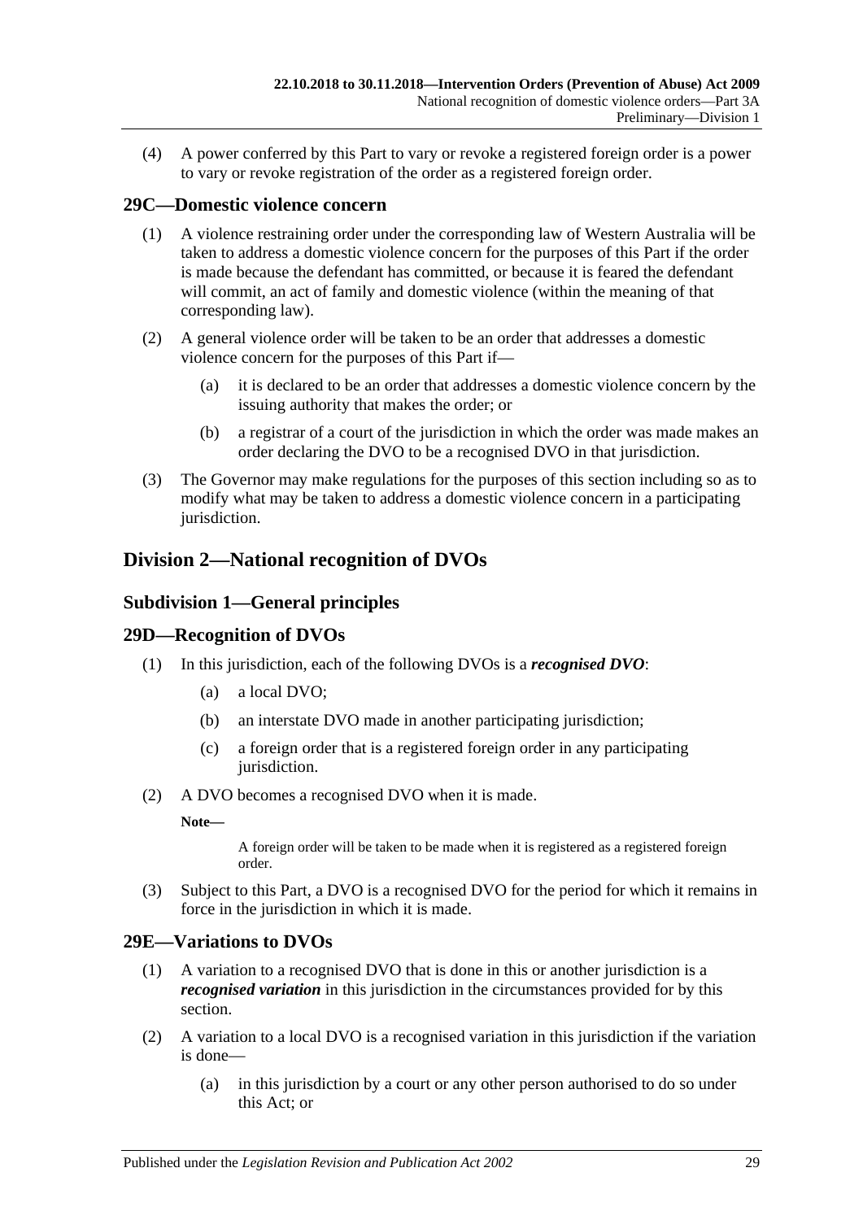(4) A power conferred by this Part to vary or revoke a registered foreign order is a power to vary or revoke registration of the order as a registered foreign order.

## 29C—Domestic violence concern

(1) A violence restraining order under the corresponding law of Western Australia will be taken to address a domestic violence concern for the purposes of this Part if the order is made because the defendant has committed, or because it is feared the defendant will commit, an act of family and domestic violence (within the meaning of that corresponding law).

(2) A general violence order will be taken to be an order that addresses a domestic violence concern for the purposes of this Part if—

- (a) it is declared to be an order that addresses a domestic violence concern by the issuing authority that makes the order; or
- (b) a registrar of a court of the jurisdiction in which the order was made makes an order declaring the DVO to be a recognised DVO in that jurisdiction.

(3) The Governor may make regulations for the purposes of this section including so as to modify what may be taken to address a domestic violence concern in a participating jurisdiction.

# Division 2—National recognition of DVOs

## Subdivision 1—General principles

## 29D—Recognition of DVOs

(1) In this jurisdiction, each of the following DVOs is a ***recognised DVO***:

- (a) a local DVO;
- (b) an interstate DVO made in another participating jurisdiction;
- (c) a foreign order that is a registered foreign order in any participating jurisdiction.

(2) A DVO becomes a recognised DVO when it is made.

**Note—**

A foreign order will be taken to be made when it is registered as a registered foreign order.

(3) Subject to this Part, a DVO is a recognised DVO for the period for which it remains in force in the jurisdiction in which it is made.

## 29E—Variations to DVOs

(1) A variation to a recognised DVO that is done in this or another jurisdiction is a ***recognised variation*** in this jurisdiction in the circumstances provided for by this section.

(2) A variation to a local DVO is a recognised variation in this jurisdiction if the variation is done—

- (a) in this jurisdiction by a court or any other person authorised to do so under this Act; or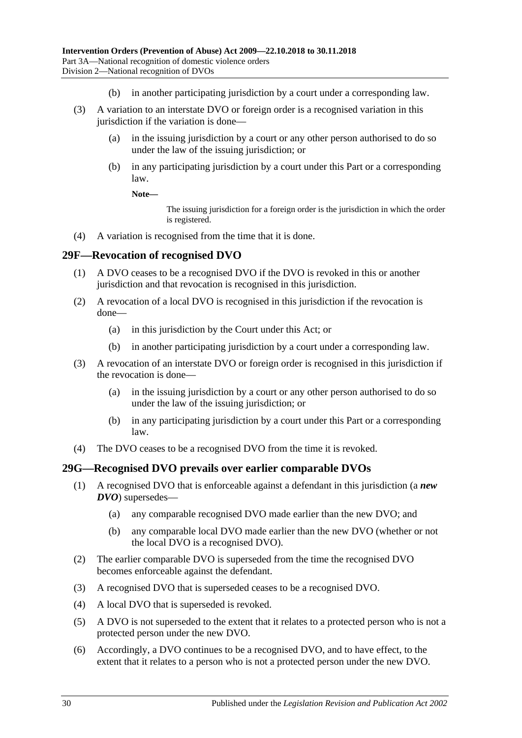(b) in another participating jurisdiction by a court under a corresponding law.

(3) A variation to an interstate DVO or foreign order is a recognised variation in this jurisdiction if the variation is done—

(a) in the issuing jurisdiction by a court or any other person authorised to do so under the law of the issuing jurisdiction; or

(b) in any participating jurisdiction by a court under this Part or a corresponding law.

**Note—**

The issuing jurisdiction for a foreign order is the jurisdiction in which the order is registered.

(4) A variation is recognised from the time that it is done.

## 29F—Revocation of recognised DVO

(1) A DVO ceases to be a recognised DVO if the DVO is revoked in this or another jurisdiction and that revocation is recognised in this jurisdiction.

(2) A revocation of a local DVO is recognised in this jurisdiction if the revocation is done—

(a) in this jurisdiction by the Court under this Act; or

(b) in another participating jurisdiction by a court under a corresponding law.

(3) A revocation of an interstate DVO or foreign order is recognised in this jurisdiction if the revocation is done—

(a) in the issuing jurisdiction by a court or any other person authorised to do so under the law of the issuing jurisdiction; or

(b) in any participating jurisdiction by a court under this Part or a corresponding law.

(4) The DVO ceases to be a recognised DVO from the time it is revoked.

## 29G—Recognised DVO prevails over earlier comparable DVOs

(1) A recognised DVO that is enforceable against a defendant in this jurisdiction (a ***new DVO***) supersedes—

(a) any comparable recognised DVO made earlier than the new DVO; and

(b) any comparable local DVO made earlier than the new DVO (whether or not the local DVO is a recognised DVO).

(2) The earlier comparable DVO is superseded from the time the recognised DVO becomes enforceable against the defendant.

(3) A recognised DVO that is superseded ceases to be a recognised DVO.

(4) A local DVO that is superseded is revoked.

(5) A DVO is not superseded to the extent that it relates to a protected person who is not a protected person under the new DVO.

(6) Accordingly, a DVO continues to be a recognised DVO, and to have effect, to the extent that it relates to a person who is not a protected person under the new DVO.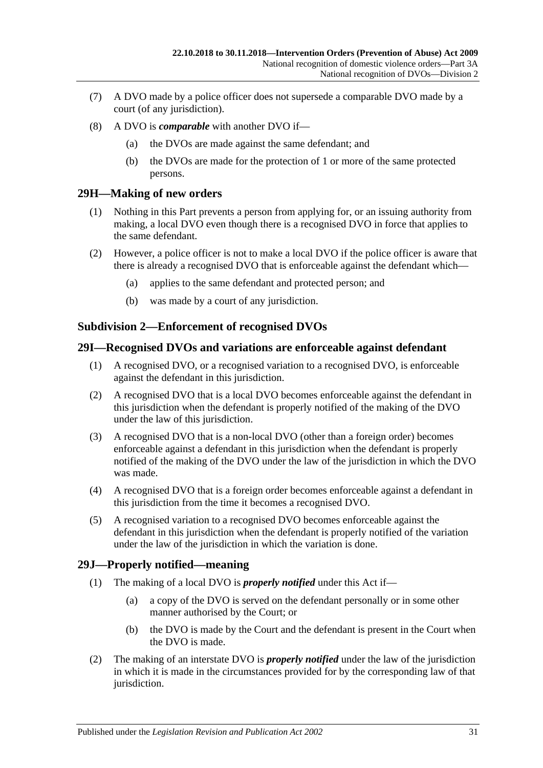(7) A DVO made by a police officer does not supersede a comparable DVO made by a court (of any jurisdiction).

(8) A DVO is ***comparable*** with another DVO if—

(a) the DVOs are made against the same defendant; and

(b) the DVOs are made for the protection of 1 or more of the same protected persons.

## 29H—Making of new orders

(1) Nothing in this Part prevents a person from applying for, or an issuing authority from making, a local DVO even though there is a recognised DVO in force that applies to the same defendant.

(2) However, a police officer is not to make a local DVO if the police officer is aware that there is already a recognised DVO that is enforceable against the defendant which—

(a) applies to the same defendant and protected person; and

(b) was made by a court of any jurisdiction.

### Subdivision 2—Enforcement of recognised DVOs

## 29I—Recognised DVOs and variations are enforceable against defendant

(1) A recognised DVO, or a recognised variation to a recognised DVO, is enforceable against the defendant in this jurisdiction.

(2) A recognised DVO that is a local DVO becomes enforceable against the defendant in this jurisdiction when the defendant is properly notified of the making of the DVO under the law of this jurisdiction.

(3) A recognised DVO that is a non-local DVO (other than a foreign order) becomes enforceable against a defendant in this jurisdiction when the defendant is properly notified of the making of the DVO under the law of the jurisdiction in which the DVO was made.

(4) A recognised DVO that is a foreign order becomes enforceable against a defendant in this jurisdiction from the time it becomes a recognised DVO.

(5) A recognised variation to a recognised DVO becomes enforceable against the defendant in this jurisdiction when the defendant is properly notified of the variation under the law of the jurisdiction in which the variation is done.

## 29J—Properly notified—meaning

(1) The making of a local DVO is ***properly notified*** under this Act if—

(a) a copy of the DVO is served on the defendant personally or in some other manner authorised by the Court; or

(b) the DVO is made by the Court and the defendant is present in the Court when the DVO is made.

(2) The making of an interstate DVO is ***properly notified*** under the law of the jurisdiction in which it is made in the circumstances provided for by the corresponding law of that jurisdiction.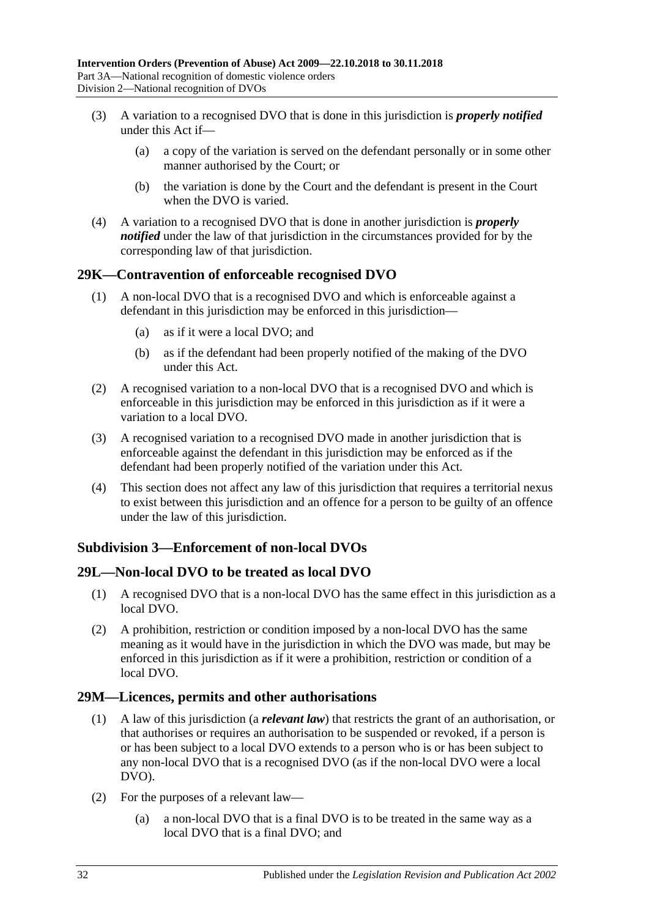(3) A variation to a recognised DVO that is done in this jurisdiction is ***properly notified*** under this Act if—

(a) a copy of the variation is served on the defendant personally or in some other manner authorised by the Court; or

(b) the variation is done by the Court and the defendant is present in the Court when the DVO is varied.

(4) A variation to a recognised DVO that is done in another jurisdiction is ***properly notified*** under the law of that jurisdiction in the circumstances provided for by the corresponding law of that jurisdiction.

## 29K—Contravention of enforceable recognised DVO

(1) A non-local DVO that is a recognised DVO and which is enforceable against a defendant in this jurisdiction may be enforced in this jurisdiction—

(a) as if it were a local DVO; and

(b) as if the defendant had been properly notified of the making of the DVO under this Act.

(2) A recognised variation to a non-local DVO that is a recognised DVO and which is enforceable in this jurisdiction may be enforced in this jurisdiction as if it were a variation to a local DVO.

(3) A recognised variation to a recognised DVO made in another jurisdiction that is enforceable against the defendant in this jurisdiction may be enforced as if the defendant had been properly notified of the variation under this Act.

(4) This section does not affect any law of this jurisdiction that requires a territorial nexus to exist between this jurisdiction and an offence for a person to be guilty of an offence under the law of this jurisdiction.

### Subdivision 3—Enforcement of non-local DVOs

## 29L—Non-local DVO to be treated as local DVO

(1) A recognised DVO that is a non-local DVO has the same effect in this jurisdiction as a local DVO.

(2) A prohibition, restriction or condition imposed by a non-local DVO has the same meaning as it would have in the jurisdiction in which the DVO was made, but may be enforced in this jurisdiction as if it were a prohibition, restriction or condition of a local DVO.

## 29M—Licences, permits and other authorisations

(1) A law of this jurisdiction (a ***relevant law***) that restricts the grant of an authorisation, or that authorises or requires an authorisation to be suspended or revoked, if a person is or has been subject to a local DVO extends to a person who is or has been subject to any non-local DVO that is a recognised DVO (as if the non-local DVO were a local DVO).

(2) For the purposes of a relevant law—

(a) a non-local DVO that is a final DVO is to be treated in the same way as a local DVO that is a final DVO; and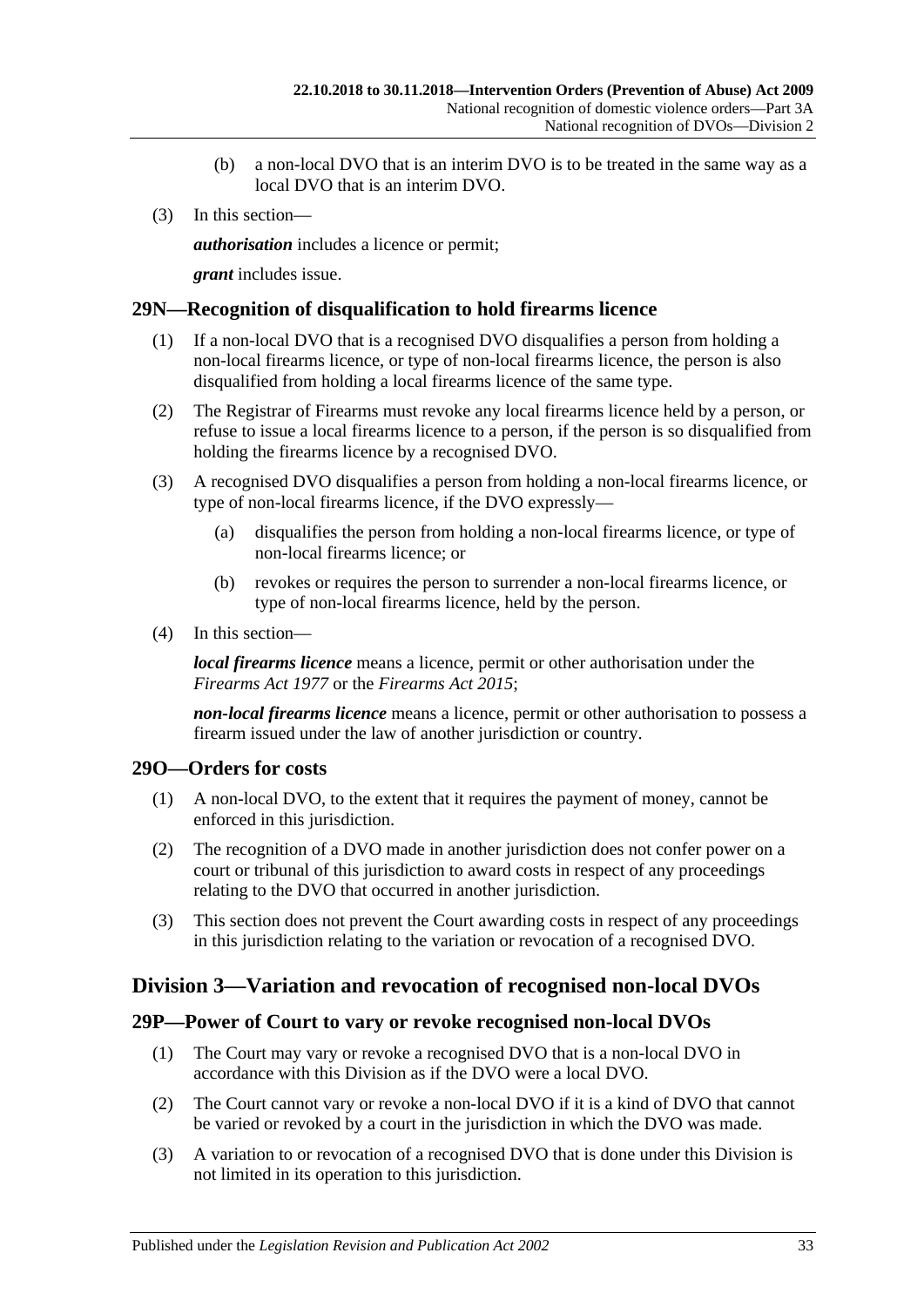(b) a non-local DVO that is an interim DVO is to be treated in the same way as a local DVO that is an interim DVO.

(3) In this section—

***authorisation*** includes a licence or permit;

***grant*** includes issue.

## 29N—Recognition of disqualification to hold firearms licence

(1) If a non-local DVO that is a recognised DVO disqualifies a person from holding a non-local firearms licence, or type of non-local firearms licence, the person is also disqualified from holding a local firearms licence of the same type.

(2) The Registrar of Firearms must revoke any local firearms licence held by a person, or refuse to issue a local firearms licence to a person, if the person is so disqualified from holding the firearms licence by a recognised DVO.

(3) A recognised DVO disqualifies a person from holding a non-local firearms licence, or type of non-local firearms licence, if the DVO expressly—

(a) disqualifies the person from holding a non-local firearms licence, or type of non-local firearms licence; or

(b) revokes or requires the person to surrender a non-local firearms licence, or type of non-local firearms licence, held by the person.

(4) In this section—

***local firearms licence*** means a licence, permit or other authorisation under the *Firearms Act 1977* or the *Firearms Act 2015*;

***non-local firearms licence*** means a licence, permit or other authorisation to possess a firearm issued under the law of another jurisdiction or country.

## 29O—Orders for costs

(1) A non-local DVO, to the extent that it requires the payment of money, cannot be enforced in this jurisdiction.

(2) The recognition of a DVO made in another jurisdiction does not confer power on a court or tribunal of this jurisdiction to award costs in respect of any proceedings relating to the DVO that occurred in another jurisdiction.

(3) This section does not prevent the Court awarding costs in respect of any proceedings in this jurisdiction relating to the variation or revocation of a recognised DVO.

# Division 3—Variation and revocation of recognised non-local DVOs

## 29P—Power of Court to vary or revoke recognised non-local DVOs

(1) The Court may vary or revoke a recognised DVO that is a non-local DVO in accordance with this Division as if the DVO were a local DVO.

(2) The Court cannot vary or revoke a non-local DVO if it is a kind of DVO that cannot be varied or revoked by a court in the jurisdiction in which the DVO was made.

(3) A variation to or revocation of a recognised DVO that is done under this Division is not limited in its operation to this jurisdiction.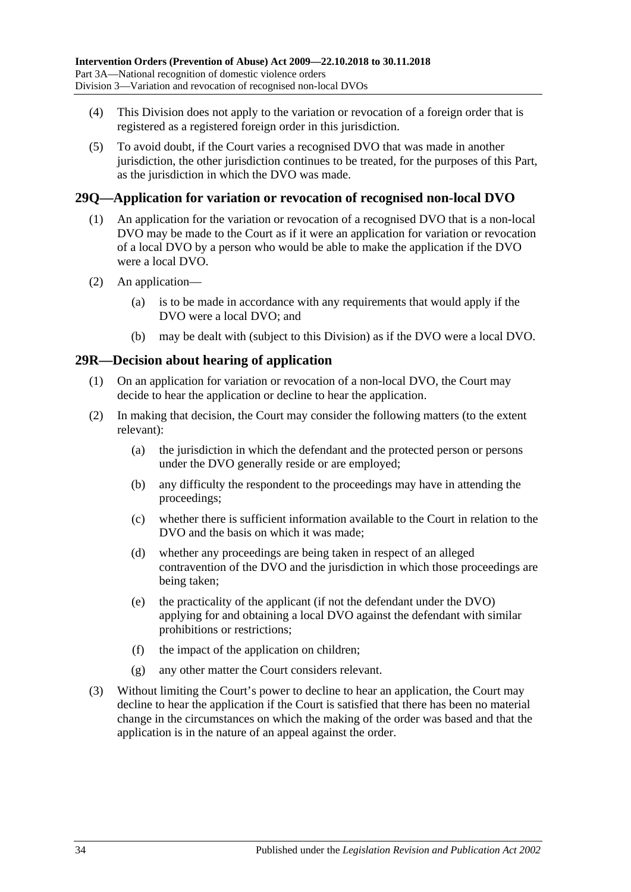(4) This Division does not apply to the variation or revocation of a foreign order that is registered as a registered foreign order in this jurisdiction.

(5) To avoid doubt, if the Court varies a recognised DVO that was made in another jurisdiction, the other jurisdiction continues to be treated, for the purposes of this Part, as the jurisdiction in which the DVO was made.

## 29Q—Application for variation or revocation of recognised non-local DVO

(1) An application for the variation or revocation of a recognised DVO that is a non-local DVO may be made to the Court as if it were an application for variation or revocation of a local DVO by a person who would be able to make the application if the DVO were a local DVO.

(2) An application—

(a) is to be made in accordance with any requirements that would apply if the DVO were a local DVO; and

(b) may be dealt with (subject to this Division) as if the DVO were a local DVO.

## 29R—Decision about hearing of application

(1) On an application for variation or revocation of a non-local DVO, the Court may decide to hear the application or decline to hear the application.

(2) In making that decision, the Court may consider the following matters (to the extent relevant):

(a) the jurisdiction in which the defendant and the protected person or persons under the DVO generally reside or are employed;

(b) any difficulty the respondent to the proceedings may have in attending the proceedings;

(c) whether there is sufficient information available to the Court in relation to the DVO and the basis on which it was made;

(d) whether any proceedings are being taken in respect of an alleged contravention of the DVO and the jurisdiction in which those proceedings are being taken;

(e) the practicality of the applicant (if not the defendant under the DVO) applying for and obtaining a local DVO against the defendant with similar prohibitions or restrictions;

(f) the impact of the application on children;

(g) any other matter the Court considers relevant.

(3) Without limiting the Court's power to decline to hear an application, the Court may decline to hear the application if the Court is satisfied that there has been no material change in the circumstances on which the making of the order was based and that the application is in the nature of an appeal against the order.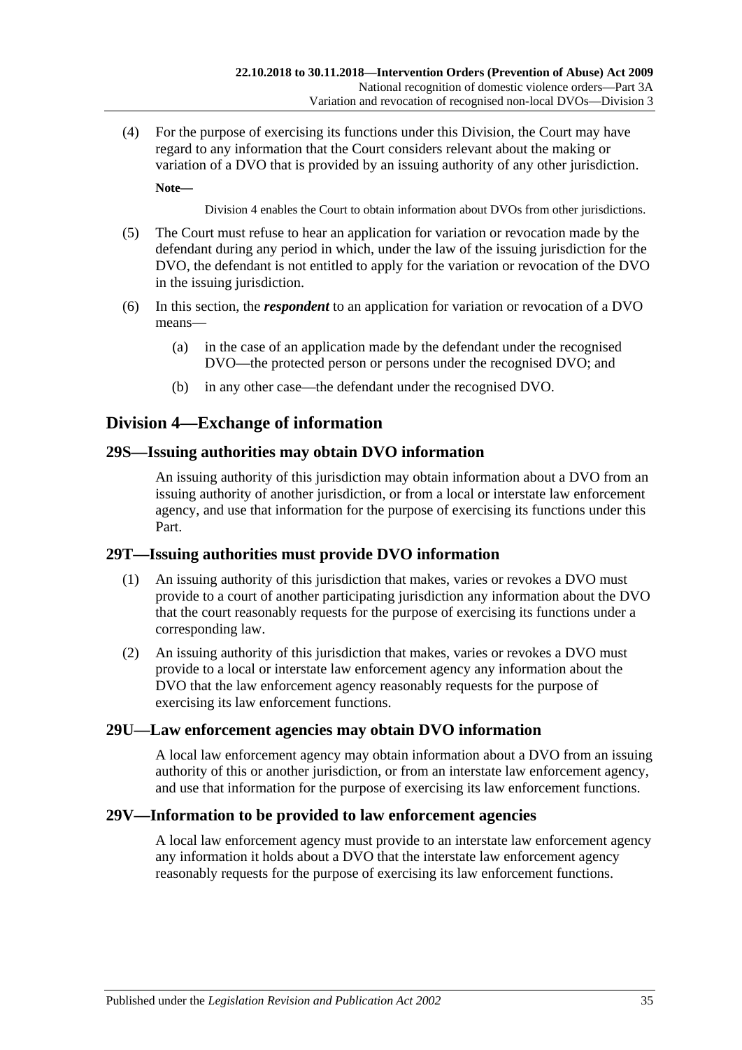(4) For the purpose of exercising its functions under this Division, the Court may have regard to any information that the Court considers relevant about the making or variation of a DVO that is provided by an issuing authority of any other jurisdiction.

**Note—**

Division 4 enables the Court to obtain information about DVOs from other jurisdictions.

(5) The Court must refuse to hear an application for variation or revocation made by the defendant during any period in which, under the law of the issuing jurisdiction for the DVO, the defendant is not entitled to apply for the variation or revocation of the DVO in the issuing jurisdiction.

(6) In this section, the ***respondent*** to an application for variation or revocation of a DVO means—

(a) in the case of an application made by the defendant under the recognised DVO—the protected person or persons under the recognised DVO; and

(b) in any other case—the defendant under the recognised DVO.

## Division 4—Exchange of information

### 29S—Issuing authorities may obtain DVO information

An issuing authority of this jurisdiction may obtain information about a DVO from an issuing authority of another jurisdiction, or from a local or interstate law enforcement agency, and use that information for the purpose of exercising its functions under this Part.

### 29T—Issuing authorities must provide DVO information

(1) An issuing authority of this jurisdiction that makes, varies or revokes a DVO must provide to a court of another participating jurisdiction any information about the DVO that the court reasonably requests for the purpose of exercising its functions under a corresponding law.

(2) An issuing authority of this jurisdiction that makes, varies or revokes a DVO must provide to a local or interstate law enforcement agency any information about the DVO that the law enforcement agency reasonably requests for the purpose of exercising its law enforcement functions.

### 29U—Law enforcement agencies may obtain DVO information

A local law enforcement agency may obtain information about a DVO from an issuing authority of this or another jurisdiction, or from an interstate law enforcement agency, and use that information for the purpose of exercising its law enforcement functions.

### 29V—Information to be provided to law enforcement agencies

A local law enforcement agency must provide to an interstate law enforcement agency any information it holds about a DVO that the interstate law enforcement agency reasonably requests for the purpose of exercising its law enforcement functions.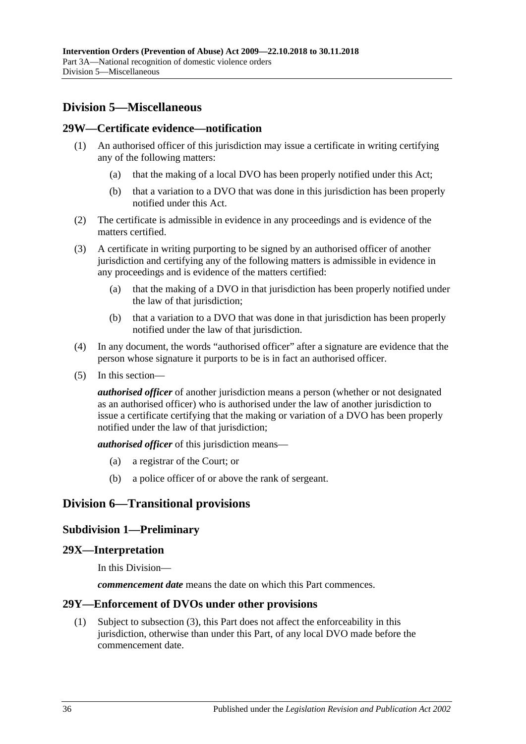## Division 5—Miscellaneous

### 29W—Certificate evidence—notification

(1) An authorised officer of this jurisdiction may issue a certificate in writing certifying any of the following matters:

(a) that the making of a local DVO has been properly notified under this Act;

(b) that a variation to a DVO that was done in this jurisdiction has been properly notified under this Act.

(2) The certificate is admissible in evidence in any proceedings and is evidence of the matters certified.

(3) A certificate in writing purporting to be signed by an authorised officer of another jurisdiction and certifying any of the following matters is admissible in evidence in any proceedings and is evidence of the matters certified:

(a) that the making of a DVO in that jurisdiction has been properly notified under the law of that jurisdiction;

(b) that a variation to a DVO that was done in that jurisdiction has been properly notified under the law of that jurisdiction.

(4) In any document, the words "authorised officer" after a signature are evidence that the person whose signature it purports to be is in fact an authorised officer.

(5) In this section—

***authorised officer*** of another jurisdiction means a person (whether or not designated as an authorised officer) who is authorised under the law of another jurisdiction to issue a certificate certifying that the making or variation of a DVO has been properly notified under the law of that jurisdiction;

***authorised officer*** of this jurisdiction means—

(a) a registrar of the Court; or

(b) a police officer of or above the rank of sergeant.

## Division 6—Transitional provisions

### Subdivision 1—Preliminary

### 29X—Interpretation

In this Division—

***commencement date*** means the date on which this Part commences.

### 29Y—Enforcement of DVOs under other provisions

(1) Subject to subsection (3), this Part does not affect the enforceability in this jurisdiction, otherwise than under this Part, of any local DVO made before the commencement date.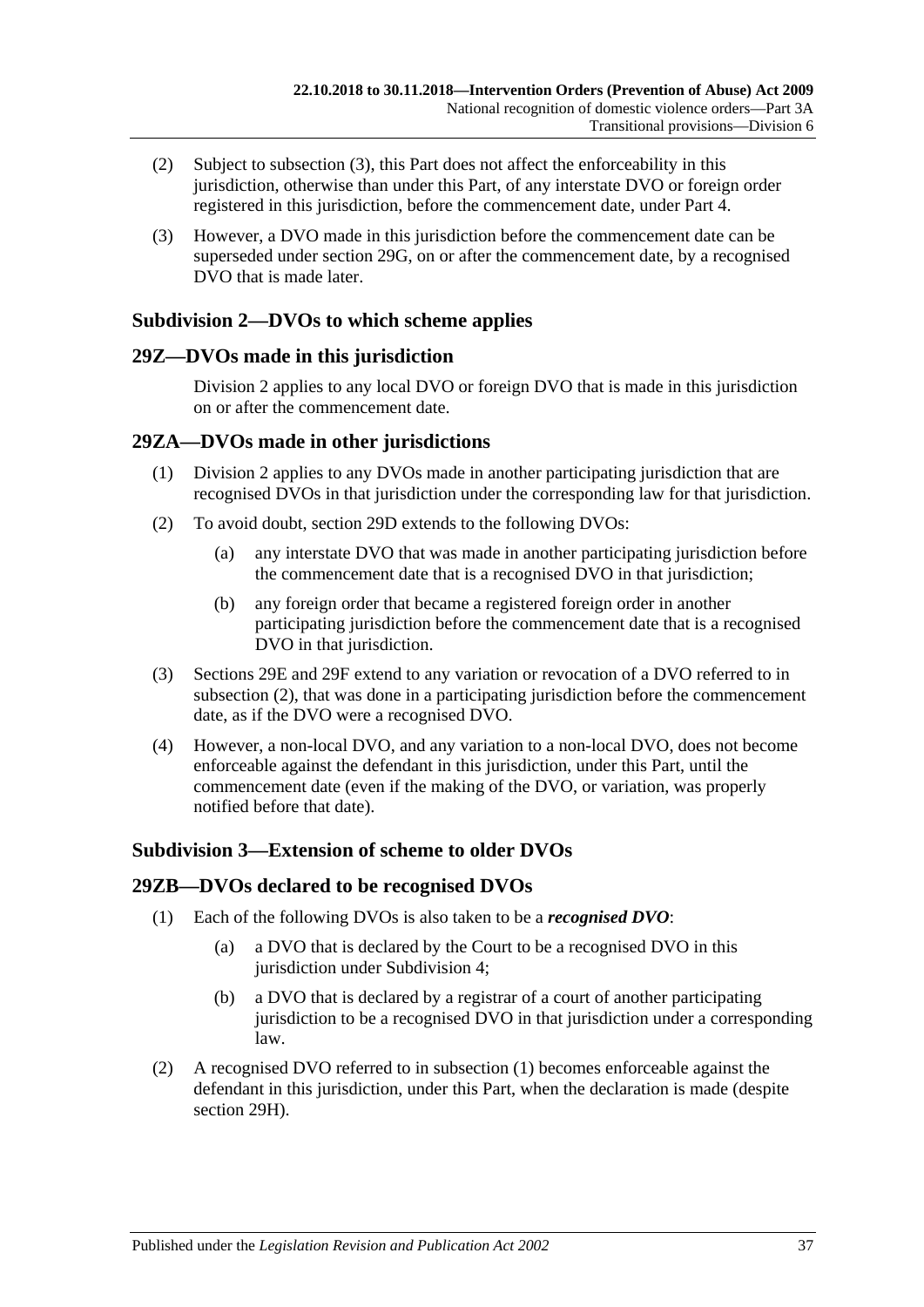(2) Subject to subsection (3), this Part does not affect the enforceability in this jurisdiction, otherwise than under this Part, of any interstate DVO or foreign order registered in this jurisdiction, before the commencement date, under Part 4.

(3) However, a DVO made in this jurisdiction before the commencement date can be superseded under section 29G, on or after the commencement date, by a recognised DVO that is made later.

### Subdivision 2—DVOs to which scheme applies

### 29Z—DVOs made in this jurisdiction

Division 2 applies to any local DVO or foreign DVO that is made in this jurisdiction on or after the commencement date.

### 29ZA—DVOs made in other jurisdictions

(1) Division 2 applies to any DVOs made in another participating jurisdiction that are recognised DVOs in that jurisdiction under the corresponding law for that jurisdiction.

(2) To avoid doubt, section 29D extends to the following DVOs:

- (a) any interstate DVO that was made in another participating jurisdiction before the commencement date that is a recognised DVO in that jurisdiction;
- (b) any foreign order that became a registered foreign order in another participating jurisdiction before the commencement date that is a recognised DVO in that jurisdiction.

(3) Sections 29E and 29F extend to any variation or revocation of a DVO referred to in subsection (2), that was done in a participating jurisdiction before the commencement date, as if the DVO were a recognised DVO.

(4) However, a non-local DVO, and any variation to a non-local DVO, does not become enforceable against the defendant in this jurisdiction, under this Part, until the commencement date (even if the making of the DVO, or variation, was properly notified before that date).

### Subdivision 3—Extension of scheme to older DVOs

### 29ZB—DVOs declared to be recognised DVOs

(1) Each of the following DVOs is also taken to be a ***recognised DVO***:

- (a) a DVO that is declared by the Court to be a recognised DVO in this jurisdiction under Subdivision 4;
- (b) a DVO that is declared by a registrar of a court of another participating jurisdiction to be a recognised DVO in that jurisdiction under a corresponding law.

(2) A recognised DVO referred to in subsection (1) becomes enforceable against the defendant in this jurisdiction, under this Part, when the declaration is made (despite section 29H).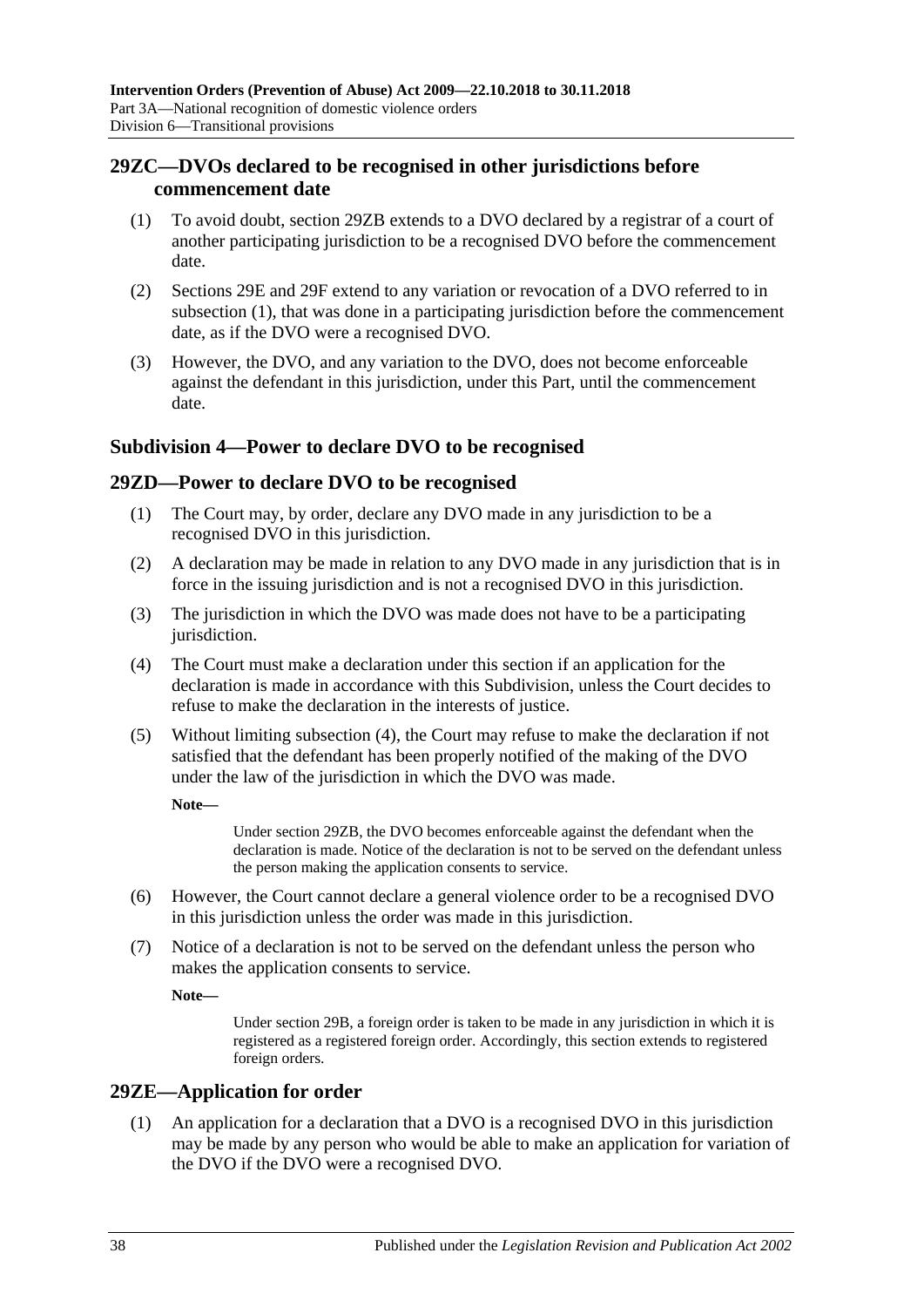## 29ZC—DVOs declared to be recognised in other jurisdictions before commencement date

(1) To avoid doubt, section 29ZB extends to a DVO declared by a registrar of a court of another participating jurisdiction to be a recognised DVO before the commencement date.

(2) Sections 29E and 29F extend to any variation or revocation of a DVO referred to in subsection (1), that was done in a participating jurisdiction before the commencement date, as if the DVO were a recognised DVO.

(3) However, the DVO, and any variation to the DVO, does not become enforceable against the defendant in this jurisdiction, under this Part, until the commencement date.

### Subdivision 4—Power to declare DVO to be recognised

## 29ZD—Power to declare DVO to be recognised

(1) The Court may, by order, declare any DVO made in any jurisdiction to be a recognised DVO in this jurisdiction.

(2) A declaration may be made in relation to any DVO made in any jurisdiction that is in force in the issuing jurisdiction and is not a recognised DVO in this jurisdiction.

(3) The jurisdiction in which the DVO was made does not have to be a participating jurisdiction.

(4) The Court must make a declaration under this section if an application for the declaration is made in accordance with this Subdivision, unless the Court decides to refuse to make the declaration in the interests of justice.

(5) Without limiting subsection (4), the Court may refuse to make the declaration if not satisfied that the defendant has been properly notified of the making of the DVO under the law of the jurisdiction in which the DVO was made.

**Note—**

Under section 29ZB, the DVO becomes enforceable against the defendant when the declaration is made. Notice of the declaration is not to be served on the defendant unless the person making the application consents to service.

(6) However, the Court cannot declare a general violence order to be a recognised DVO in this jurisdiction unless the order was made in this jurisdiction.

(7) Notice of a declaration is not to be served on the defendant unless the person who makes the application consents to service.

**Note—**

Under section 29B, a foreign order is taken to be made in any jurisdiction in which it is registered as a registered foreign order. Accordingly, this section extends to registered foreign orders.

## 29ZE—Application for order

(1) An application for a declaration that a DVO is a recognised DVO in this jurisdiction may be made by any person who would be able to make an application for variation of the DVO if the DVO were a recognised DVO.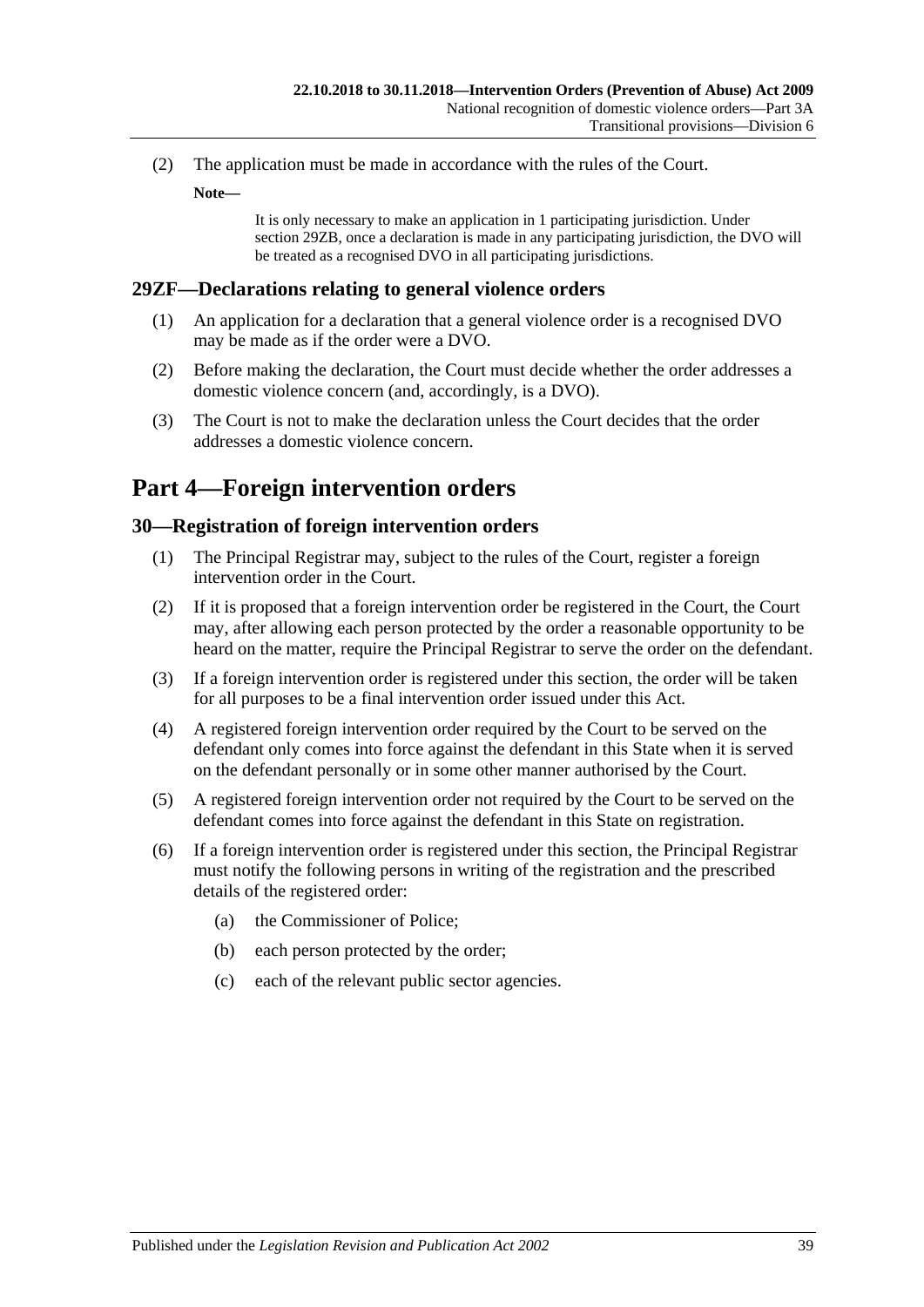(2) The application must be made in accordance with the rules of the Court.

**Note—**

It is only necessary to make an application in 1 participating jurisdiction. Under section 29ZB, once a declaration is made in any participating jurisdiction, the DVO will be treated as a recognised DVO in all participating jurisdictions.

### 29ZF—Declarations relating to general violence orders

(1) An application for a declaration that a general violence order is a recognised DVO may be made as if the order were a DVO.

(2) Before making the declaration, the Court must decide whether the order addresses a domestic violence concern (and, accordingly, is a DVO).

(3) The Court is not to make the declaration unless the Court decides that the order addresses a domestic violence concern.

# Part 4—Foreign intervention orders

### 30—Registration of foreign intervention orders

(1) The Principal Registrar may, subject to the rules of the Court, register a foreign intervention order in the Court.

(2) If it is proposed that a foreign intervention order be registered in the Court, the Court may, after allowing each person protected by the order a reasonable opportunity to be heard on the matter, require the Principal Registrar to serve the order on the defendant.

(3) If a foreign intervention order is registered under this section, the order will be taken for all purposes to be a final intervention order issued under this Act.

(4) A registered foreign intervention order required by the Court to be served on the defendant only comes into force against the defendant in this State when it is served on the defendant personally or in some other manner authorised by the Court.

(5) A registered foreign intervention order not required by the Court to be served on the defendant comes into force against the defendant in this State on registration.

(6) If a foreign intervention order is registered under this section, the Principal Registrar must notify the following persons in writing of the registration and the prescribed details of the registered order:

(a) the Commissioner of Police;

(b) each person protected by the order;

(c) each of the relevant public sector agencies.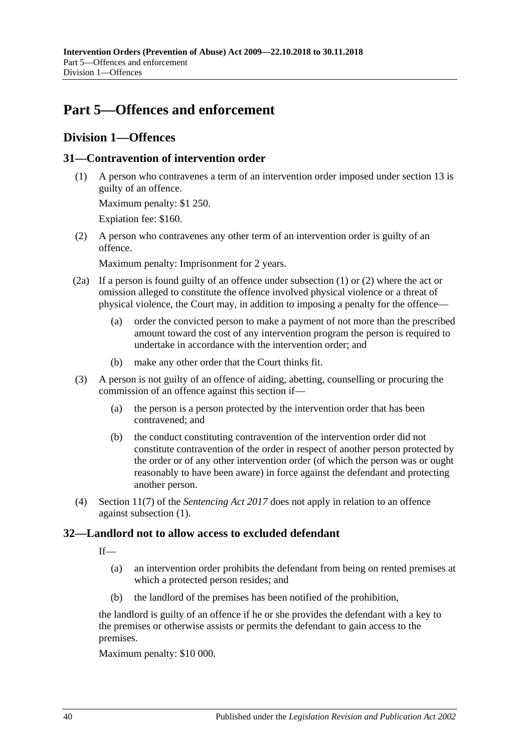# Part 5—Offences and enforcement

## Division 1—Offences

### 31—Contravention of intervention order

(1) A person who contravenes a term of an intervention order imposed under section 13 is guilty of an offence.

Maximum penalty: $1 250.

Expiation fee: $160.

(2) A person who contravenes any other term of an intervention order is guilty of an offence.

Maximum penalty: Imprisonment for 2 years.

(2a) If a person is found guilty of an offence under subsection (1) or (2) where the act or omission alleged to constitute the offence involved physical violence or a threat of physical violence, the Court may, in addition to imposing a penalty for the offence—

(a) order the convicted person to make a payment of not more than the prescribed amount toward the cost of any intervention program the person is required to undertake in accordance with the intervention order; and

(b) make any other order that the Court thinks fit.

(3) A person is not guilty of an offence of aiding, abetting, counselling or procuring the commission of an offence against this section if—

(a) the person is a person protected by the intervention order that has been contravened; and

(b) the conduct constituting contravention of the intervention order did not constitute contravention of the order in respect of another person protected by the order or of any other intervention order (of which the person was or ought reasonably to have been aware) in force against the defendant and protecting another person.

(4) Section 11(7) of the *Sentencing Act 2017* does not apply in relation to an offence against subsection (1).

### 32—Landlord not to allow access to excluded defendant

If—

(a) an intervention order prohibits the defendant from being on rented premises at which a protected person resides; and

(b) the landlord of the premises has been notified of the prohibition,

the landlord is guilty of an offence if he or she provides the defendant with a key to the premises or otherwise assists or permits the defendant to gain access to the premises.

Maximum penalty: $10 000.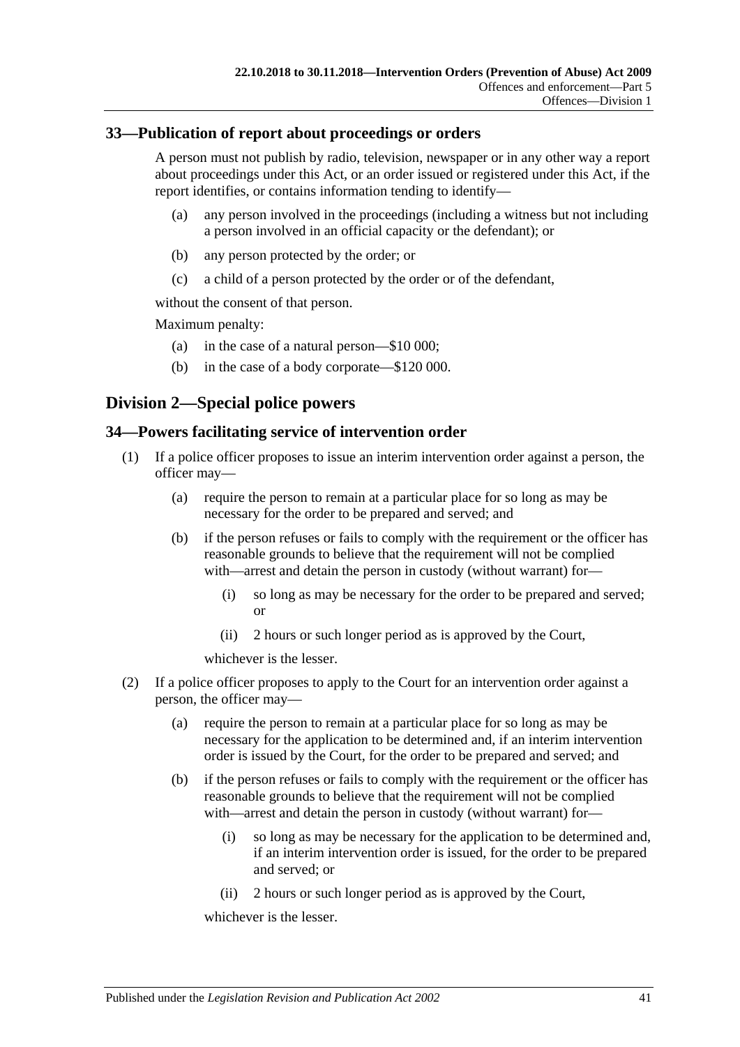## 33—Publication of report about proceedings or orders

A person must not publish by radio, television, newspaper or in any other way a report about proceedings under this Act, or an order issued or registered under this Act, if the report identifies, or contains information tending to identify—

(a) any person involved in the proceedings (including a witness but not including a person involved in an official capacity or the defendant); or

(b) any person protected by the order; or

(c) a child of a person protected by the order or of the defendant,

without the consent of that person.

Maximum penalty:

(a) in the case of a natural person—$10 000;

(b) in the case of a body corporate—$120 000.

# Division 2—Special police powers

## 34—Powers facilitating service of intervention order

(1) If a police officer proposes to issue an interim intervention order against a person, the officer may—

(a) require the person to remain at a particular place for so long as may be necessary for the order to be prepared and served; and

(b) if the person refuses or fails to comply with the requirement or the officer has reasonable grounds to believe that the requirement will not be complied with—arrest and detain the person in custody (without warrant) for—

(i) so long as may be necessary for the order to be prepared and served; or

(ii) 2 hours or such longer period as is approved by the Court,

whichever is the lesser.

(2) If a police officer proposes to apply to the Court for an intervention order against a person, the officer may—

(a) require the person to remain at a particular place for so long as may be necessary for the application to be determined and, if an interim intervention order is issued by the Court, for the order to be prepared and served; and

(b) if the person refuses or fails to comply with the requirement or the officer has reasonable grounds to believe that the requirement will not be complied with—arrest and detain the person in custody (without warrant) for—

(i) so long as may be necessary for the application to be determined and, if an interim intervention order is issued, for the order to be prepared and served; or

(ii) 2 hours or such longer period as is approved by the Court,

whichever is the lesser.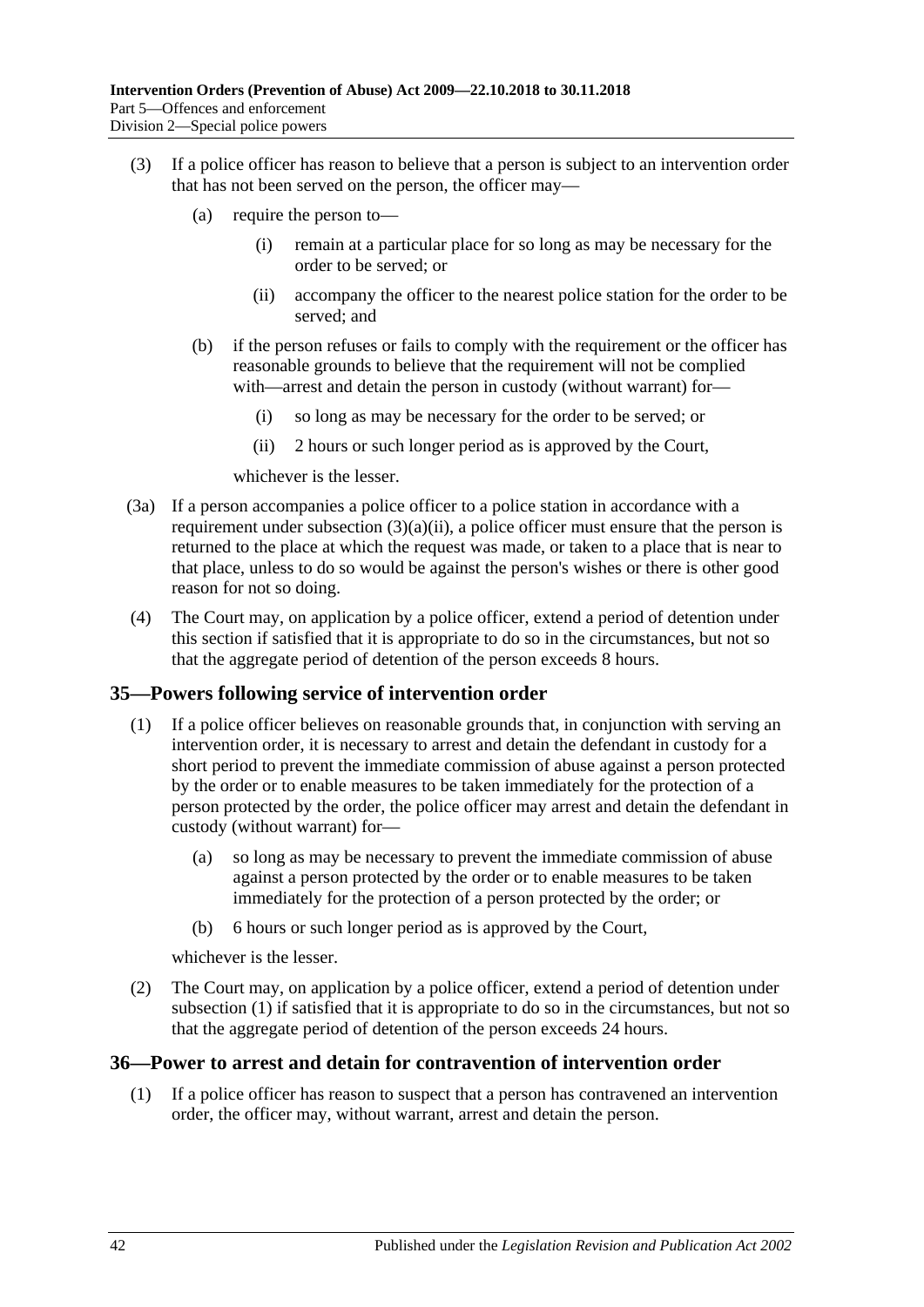(3) If a police officer has reason to believe that a person is subject to an intervention order that has not been served on the person, the officer may—

   (a) require the person to—

      (i) remain at a particular place for so long as may be necessary for the order to be served; or

      (ii) accompany the officer to the nearest police station for the order to be served; and

   (b) if the person refuses or fails to comply with the requirement or the officer has reasonable grounds to believe that the requirement will not be complied with—arrest and detain the person in custody (without warrant) for—

      (i) so long as may be necessary for the order to be served; or

      (ii) 2 hours or such longer period as is approved by the Court,

   whichever is the lesser.

(3a) If a person accompanies a police officer to a police station in accordance with a requirement under subsection (3)(a)(ii), a police officer must ensure that the person is returned to the place at which the request was made, or taken to a place that is near to that place, unless to do so would be against the person's wishes or there is other good reason for not so doing.

(4) The Court may, on application by a police officer, extend a period of detention under this section if satisfied that it is appropriate to do so in the circumstances, but not so that the aggregate period of detention of the person exceeds 8 hours.

## 35—Powers following service of intervention order

(1) If a police officer believes on reasonable grounds that, in conjunction with serving an intervention order, it is necessary to arrest and detain the defendant in custody for a short period to prevent the immediate commission of abuse against a person protected by the order or to enable measures to be taken immediately for the protection of a person protected by the order, the police officer may arrest and detain the defendant in custody (without warrant) for—

   (a) so long as may be necessary to prevent the immediate commission of abuse against a person protected by the order or to enable measures to be taken immediately for the protection of a person protected by the order; or

   (b) 6 hours or such longer period as is approved by the Court,

   whichever is the lesser.

(2) The Court may, on application by a police officer, extend a period of detention under subsection (1) if satisfied that it is appropriate to do so in the circumstances, but not so that the aggregate period of detention of the person exceeds 24 hours.

## 36—Power to arrest and detain for contravention of intervention order

(1) If a police officer has reason to suspect that a person has contravened an intervention order, the officer may, without warrant, arrest and detain the person.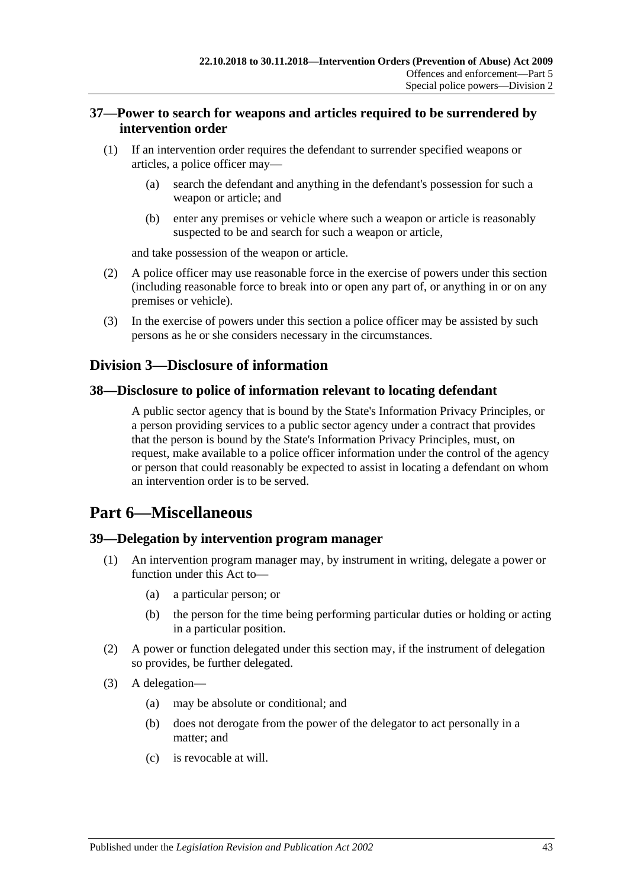## 37—Power to search for weapons and articles required to be surrendered by intervention order

(1) If an intervention order requires the defendant to surrender specified weapons or articles, a police officer may—

(a) search the defendant and anything in the defendant's possession for such a weapon or article; and

(b) enter any premises or vehicle where such a weapon or article is reasonably suspected to be and search for such a weapon or article,

and take possession of the weapon or article.

(2) A police officer may use reasonable force in the exercise of powers under this section (including reasonable force to break into or open any part of, or anything in or on any premises or vehicle).

(3) In the exercise of powers under this section a police officer may be assisted by such persons as he or she considers necessary in the circumstances.

# Division 3—Disclosure of information

## 38—Disclosure to police of information relevant to locating defendant

A public sector agency that is bound by the State's Information Privacy Principles, or a person providing services to a public sector agency under a contract that provides that the person is bound by the State's Information Privacy Principles, must, on request, make available to a police officer information under the control of the agency or person that could reasonably be expected to assist in locating a defendant on whom an intervention order is to be served.

# Part 6—Miscellaneous

## 39—Delegation by intervention program manager

(1) An intervention program manager may, by instrument in writing, delegate a power or function under this Act to—

(a) a particular person; or

(b) the person for the time being performing particular duties or holding or acting in a particular position.

(2) A power or function delegated under this section may, if the instrument of delegation so provides, be further delegated.

(3) A delegation—

(a) may be absolute or conditional; and

(b) does not derogate from the power of the delegator to act personally in a matter; and

(c) is revocable at will.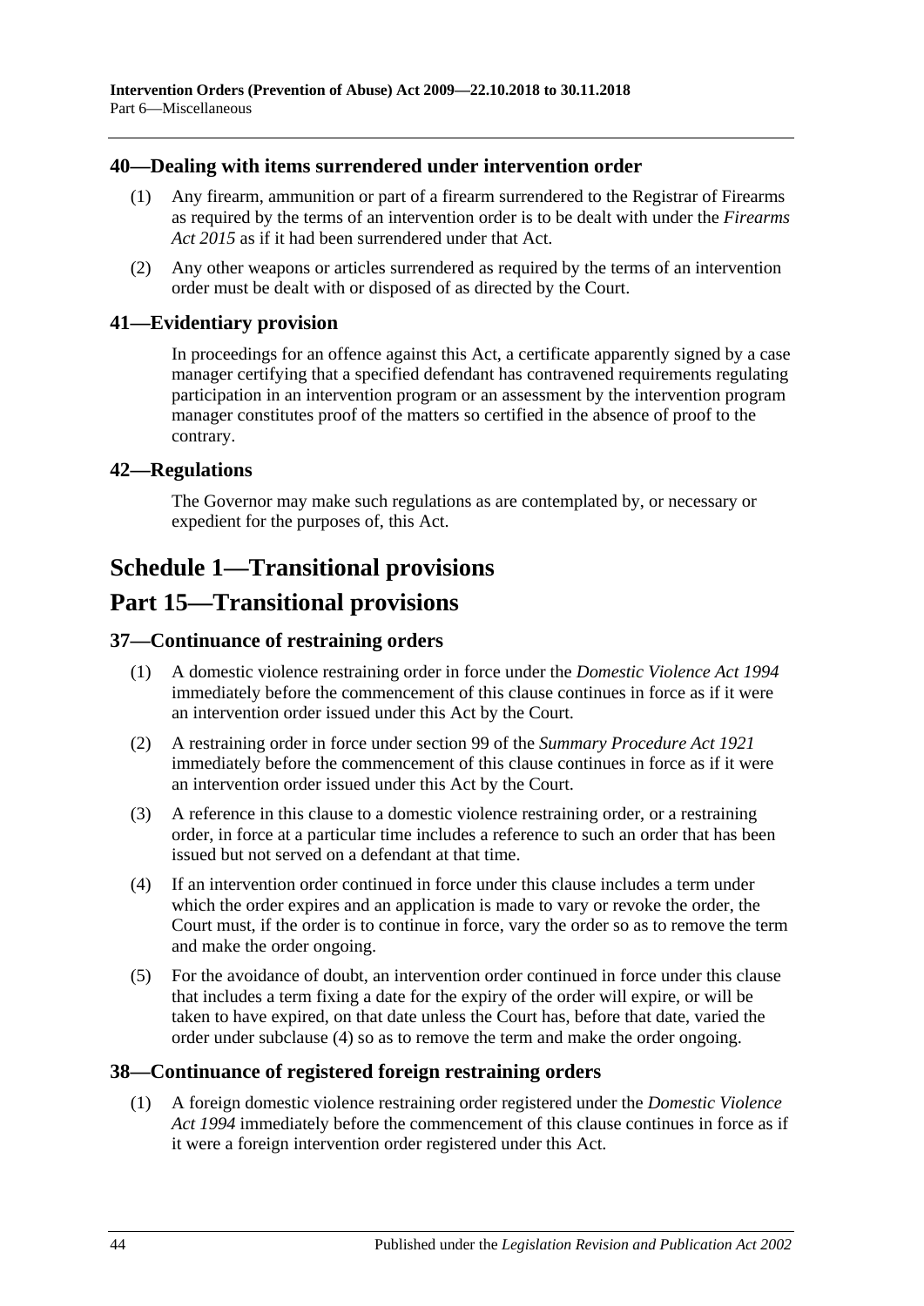### 40—Dealing with items surrendered under intervention order

(1) Any firearm, ammunition or part of a firearm surrendered to the Registrar of Firearms as required by the terms of an intervention order is to be dealt with under the *Firearms Act 2015* as if it had been surrendered under that Act.

(2) Any other weapons or articles surrendered as required by the terms of an intervention order must be dealt with or disposed of as directed by the Court.

### 41—Evidentiary provision

In proceedings for an offence against this Act, a certificate apparently signed by a case manager certifying that a specified defendant has contravened requirements regulating participation in an intervention program or an assessment by the intervention program manager constitutes proof of the matters so certified in the absence of proof to the contrary.

### 42—Regulations

The Governor may make such regulations as are contemplated by, or necessary or expedient for the purposes of, this Act.

# Schedule 1—Transitional provisions

# Part 15—Transitional provisions

### 37—Continuance of restraining orders

(1) A domestic violence restraining order in force under the *Domestic Violence Act 1994* immediately before the commencement of this clause continues in force as if it were an intervention order issued under this Act by the Court.

(2) A restraining order in force under section 99 of the *Summary Procedure Act 1921* immediately before the commencement of this clause continues in force as if it were an intervention order issued under this Act by the Court.

(3) A reference in this clause to a domestic violence restraining order, or a restraining order, in force at a particular time includes a reference to such an order that has been issued but not served on a defendant at that time.

(4) If an intervention order continued in force under this clause includes a term under which the order expires and an application is made to vary or revoke the order, the Court must, if the order is to continue in force, vary the order so as to remove the term and make the order ongoing.

(5) For the avoidance of doubt, an intervention order continued in force under this clause that includes a term fixing a date for the expiry of the order will expire, or will be taken to have expired, on that date unless the Court has, before that date, varied the order under subclause (4) so as to remove the term and make the order ongoing.

### 38—Continuance of registered foreign restraining orders

(1) A foreign domestic violence restraining order registered under the *Domestic Violence Act 1994* immediately before the commencement of this clause continues in force as if it were a foreign intervention order registered under this Act.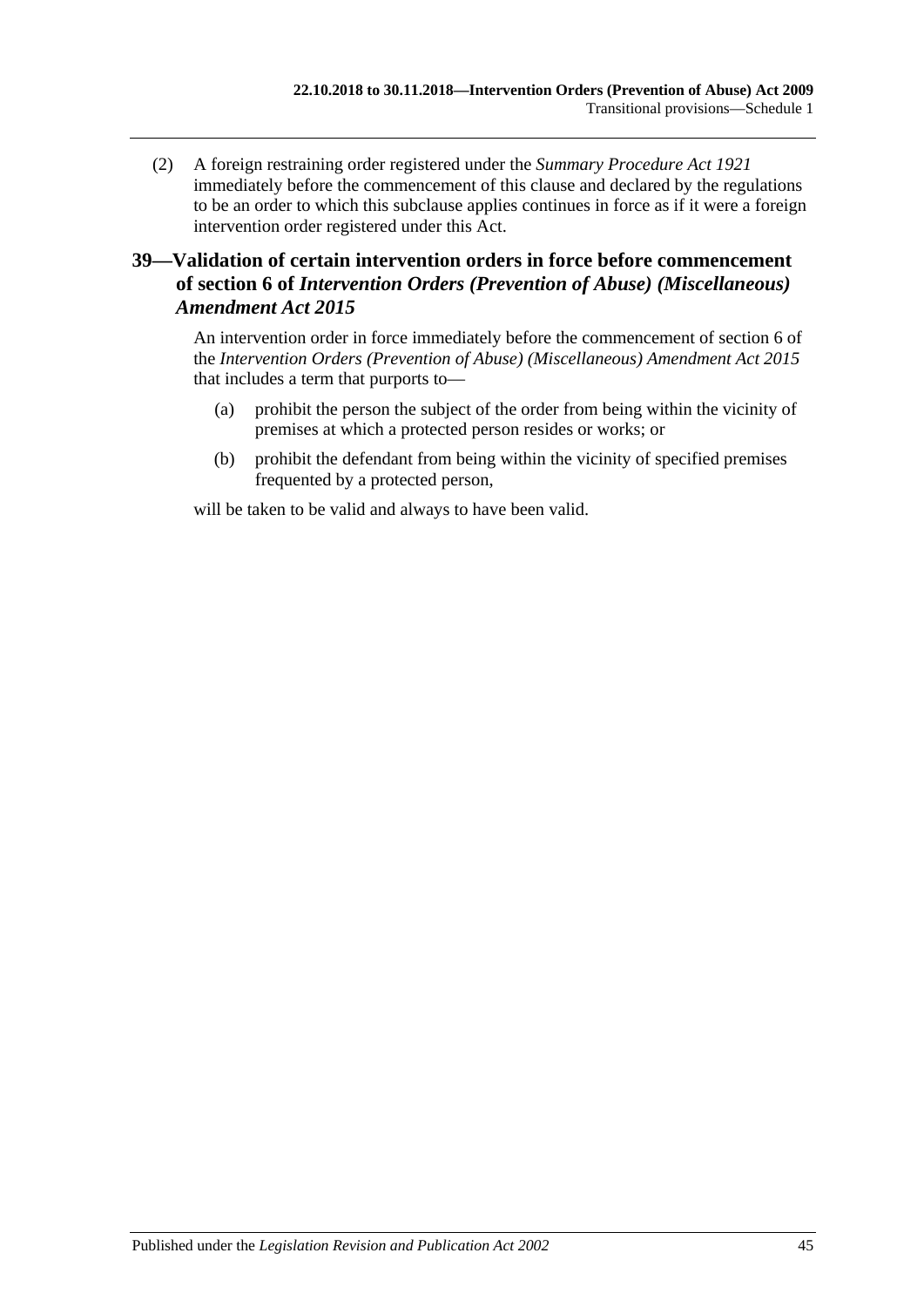(2) A foreign restraining order registered under the *Summary Procedure Act 1921* immediately before the commencement of this clause and declared by the regulations to be an order to which this subclause applies continues in force as if it were a foreign intervention order registered under this Act.

## 39—Validation of certain intervention orders in force before commencement of section 6 of *Intervention Orders (Prevention of Abuse) (Miscellaneous) Amendment Act 2015*

An intervention order in force immediately before the commencement of section 6 of the *Intervention Orders (Prevention of Abuse) (Miscellaneous) Amendment Act 2015* that includes a term that purports to—

(a) prohibit the person the subject of the order from being within the vicinity of premises at which a protected person resides or works; or

(b) prohibit the defendant from being within the vicinity of specified premises frequented by a protected person,

will be taken to be valid and always to have been valid.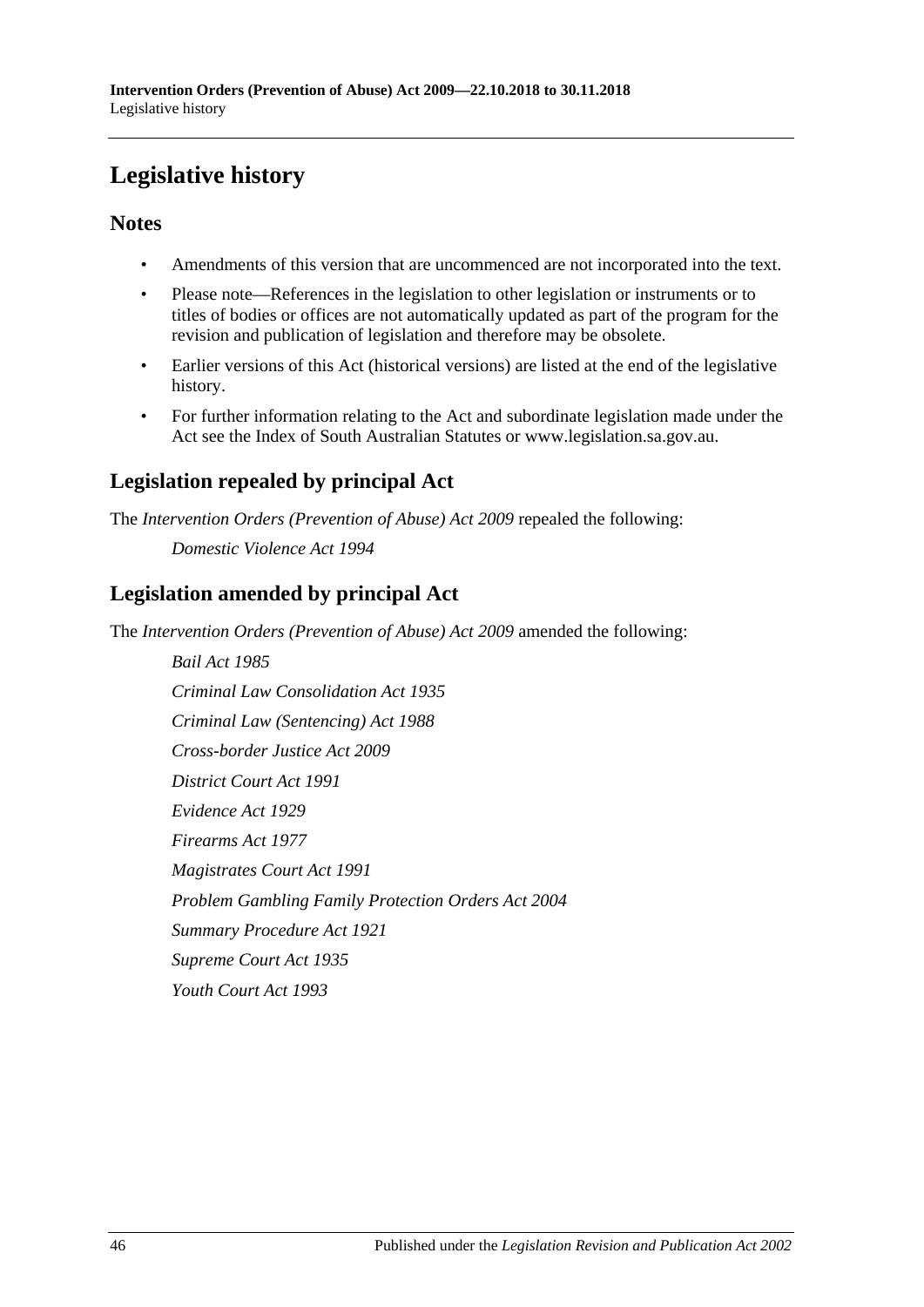# Legislative history

## Notes

- Amendments of this version that are uncommenced are not incorporated into the text.
- Please note—References in the legislation to other legislation or instruments or to titles of bodies or offices are not automatically updated as part of the program for the revision and publication of legislation and therefore may be obsolete.
- Earlier versions of this Act (historical versions) are listed at the end of the legislative history.
- For further information relating to the Act and subordinate legislation made under the Act see the Index of South Australian Statutes or www.legislation.sa.gov.au.

## Legislation repealed by principal Act

The *Intervention Orders (Prevention of Abuse) Act 2009* repealed the following:

*Domestic Violence Act 1994*

## Legislation amended by principal Act

The *Intervention Orders (Prevention of Abuse) Act 2009* amended the following:

*Bail Act 1985*

*Criminal Law Consolidation Act 1935*

*Criminal Law (Sentencing) Act 1988*

*Cross-border Justice Act 2009*

*District Court Act 1991*

*Evidence Act 1929*

*Firearms Act 1977*

*Magistrates Court Act 1991*

*Problem Gambling Family Protection Orders Act 2004*

*Summary Procedure Act 1921*

*Supreme Court Act 1935*

*Youth Court Act 1993*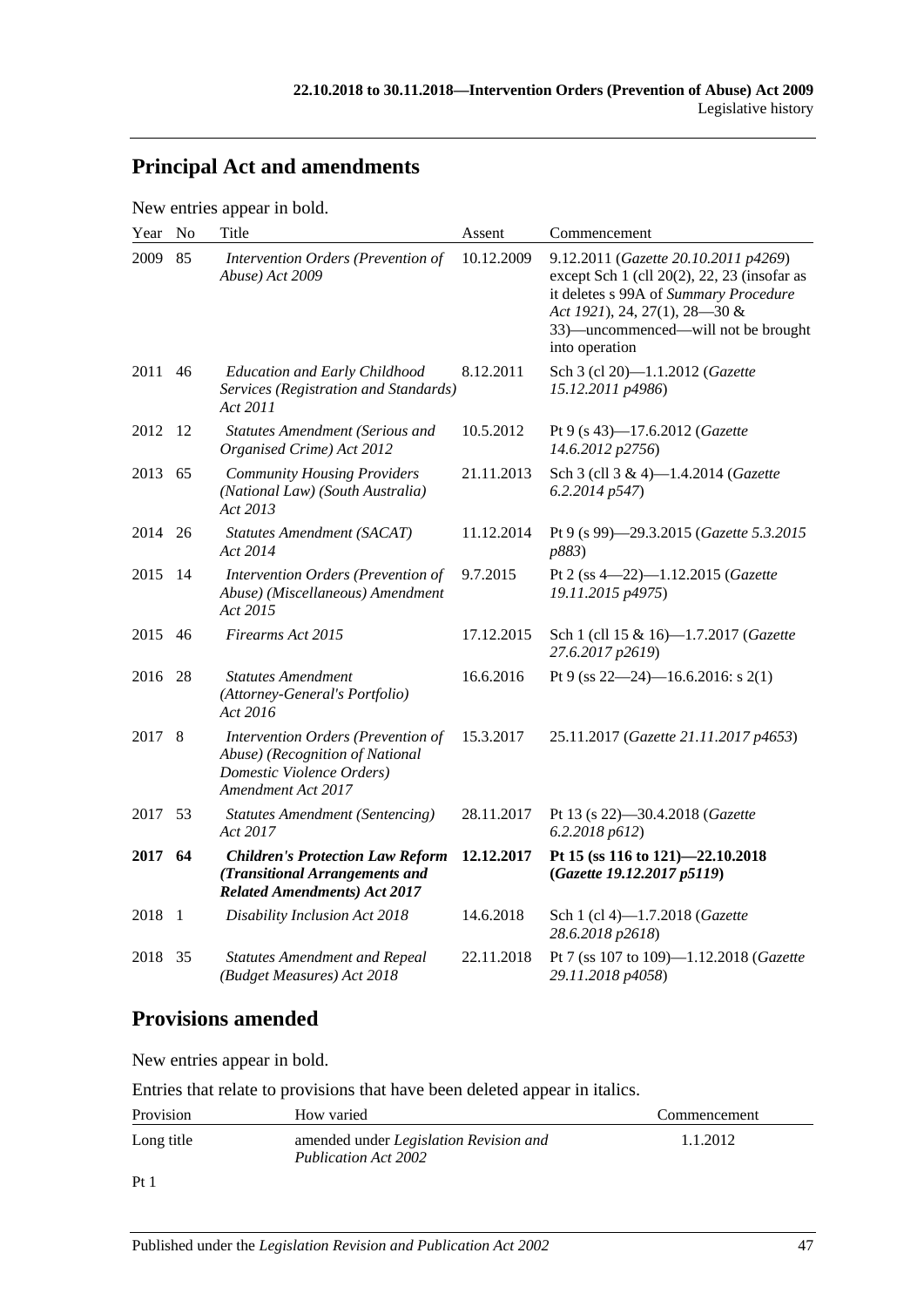## Principal Act and amendments

New entries appear in bold.

| Year | No | Title | Assent | Commencement |
|---|---|---|---|---|
| 2009 | 85 | *Intervention Orders (Prevention of Abuse) Act 2009* | 10.12.2009 | 9.12.2011 (*Gazette 20.10.2011 p4269*) except Sch 1 (cll 20(2), 22, 23 (insofar as it deletes s 99A of *Summary Procedure Act 1921*), 24, 27(1), 28—30 & 33)—uncommenced—will not be brought into operation |
| 2011 | 46 | *Education and Early Childhood Services (Registration and Standards) Act 2011* | 8.12.2011 | Sch 3 (cl 20)—1.1.2012 (*Gazette 15.12.2011 p4986*) |
| 2012 | 12 | *Statutes Amendment (Serious and Organised Crime) Act 2012* | 10.5.2012 | Pt 9 (s 43)—17.6.2012 (*Gazette 14.6.2012 p2756*) |
| 2013 | 65 | *Community Housing Providers (National Law) (South Australia) Act 2013* | 21.11.2013 | Sch 3 (cll 3 & 4)—1.4.2014 (*Gazette 6.2.2014 p547*) |
| 2014 | 26 | *Statutes Amendment (SACAT) Act 2014* | 11.12.2014 | Pt 9 (s 99)—29.3.2015 (*Gazette 5.3.2015 p883*) |
| 2015 | 14 | *Intervention Orders (Prevention of Abuse) (Miscellaneous) Amendment Act 2015* | 9.7.2015 | Pt 2 (ss 4—22)—1.12.2015 (*Gazette 19.11.2015 p4975*) |
| 2015 | 46 | *Firearms Act 2015* | 17.12.2015 | Sch 1 (cll 15 & 16)—1.7.2017 (*Gazette 27.6.2017 p2619*) |
| 2016 | 28 | *Statutes Amendment (Attorney-General's Portfolio) Act 2016* | 16.6.2016 | Pt 9 (ss 22—24)—16.6.2016: s 2(1) |
| 2017 | 8 | *Intervention Orders (Prevention of Abuse) (Recognition of National Domestic Violence Orders) Amendment Act 2017* | 15.3.2017 | 25.11.2017 (*Gazette 21.11.2017 p4653*) |
| 2017 | 53 | *Statutes Amendment (Sentencing) Act 2017* | 28.11.2017 | Pt 13 (s 22)—30.4.2018 (*Gazette 6.2.2018 p612*) |
| **2017** | **64** | ***Children's Protection Law Reform (Transitional Arrangements and Related Amendments) Act 2017*** | **12.12.2017** | **Pt 15 (ss 116 to 121)—22.10.2018 (*Gazette 19.12.2017 p5119*)** |
| 2018 | 1 | *Disability Inclusion Act 2018* | 14.6.2018 | Sch 1 (cl 4)—1.7.2018 (*Gazette 28.6.2018 p2618*) |
| 2018 | 35 | *Statutes Amendment and Repeal (Budget Measures) Act 2018* | 22.11.2018 | Pt 7 (ss 107 to 109)—1.12.2018 (*Gazette 29.11.2018 p4058*) |

## Provisions amended

New entries appear in bold.

Entries that relate to provisions that have been deleted appear in italics.

| Provision | How varied | Commencement |
|---|---|---|
| Long title | amended under *Legislation Revision and Publication Act 2002* | 1.1.2012 |
| Pt 1 | | |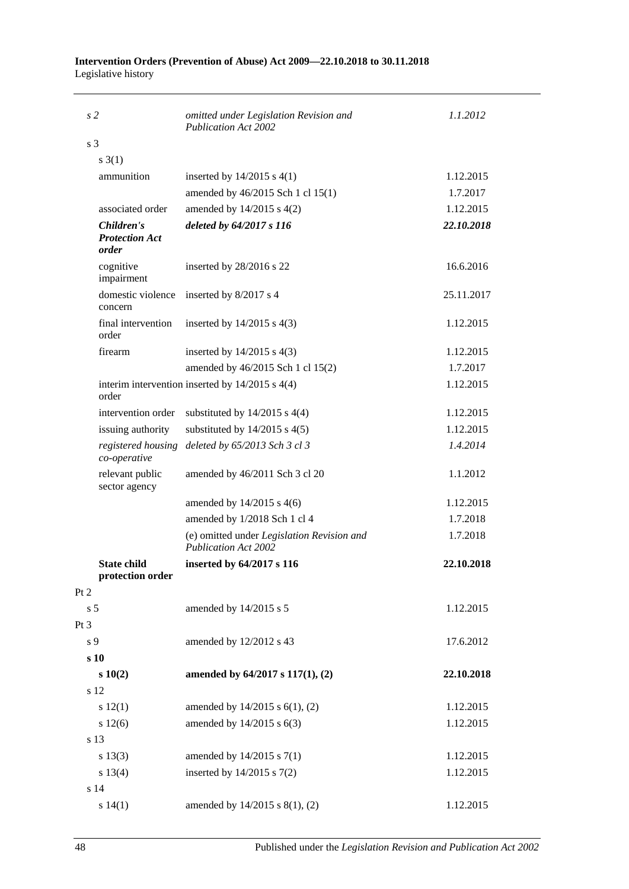| Provision | How varied | Commencement |
|---|---|---|
| *s 2* | *omitted under Legislation Revision and Publication Act 2002* | *1.1.2012* |
| s 3 | | |
| s 3(1) | | |
| ammunition | inserted by 14/2015 s 4(1) | 1.12.2015 |
| | amended by 46/2015 Sch 1 cl 15(1) | 1.7.2017 |
| associated order | amended by 14/2015 s 4(2) | 1.12.2015 |
| ***Children's Protection Act order*** | ***deleted by 64/2017 s 116*** | ***22.10.2018*** |
| cognitive impairment | inserted by 28/2016 s 22 | 16.6.2016 |
| domestic violence concern | inserted by 8/2017 s 4 | 25.11.2017 |
| final intervention order | inserted by 14/2015 s 4(3) | 1.12.2015 |
| firearm | inserted by 14/2015 s 4(3) | 1.12.2015 |
| | amended by 46/2015 Sch 1 cl 15(2) | 1.7.2017 |
| interim intervention order | inserted by 14/2015 s 4(4) | 1.12.2015 |
| intervention order | substituted by 14/2015 s 4(4) | 1.12.2015 |
| issuing authority | substituted by 14/2015 s 4(5) | 1.12.2015 |
| *registered housing co-operative* | *deleted by 65/2013 Sch 3 cl 3* | *1.4.2014* |
| relevant public sector agency | amended by 46/2011 Sch 3 cl 20 | 1.1.2012 |
| | amended by 14/2015 s 4(6) | 1.12.2015 |
| | amended by 1/2018 Sch 1 cl 4 | 1.7.2018 |
| | (e) omitted under *Legislation Revision and Publication Act 2002* | 1.7.2018 |
| **State child protection order** | **inserted by 64/2017 s 116** | **22.10.2018** |
| Pt 2 | | |
| s 5 | amended by 14/2015 s 5 | 1.12.2015 |
| Pt 3 | | |
| s 9 | amended by 12/2012 s 43 | 17.6.2012 |
| **s 10** | | |
| **s 10(2)** | **amended by 64/2017 s 117(1), (2)** | **22.10.2018** |
| s 12 | | |
| s 12(1) | amended by 14/2015 s 6(1), (2) | 1.12.2015 |
| s 12(6) | amended by 14/2015 s 6(3) | 1.12.2015 |
| s 13 | | |
| s 13(3) | amended by 14/2015 s 7(1) | 1.12.2015 |
| s 13(4) | inserted by 14/2015 s 7(2) | 1.12.2015 |
| s 14 | | |
| s 14(1) | amended by 14/2015 s 8(1), (2) | 1.12.2015 |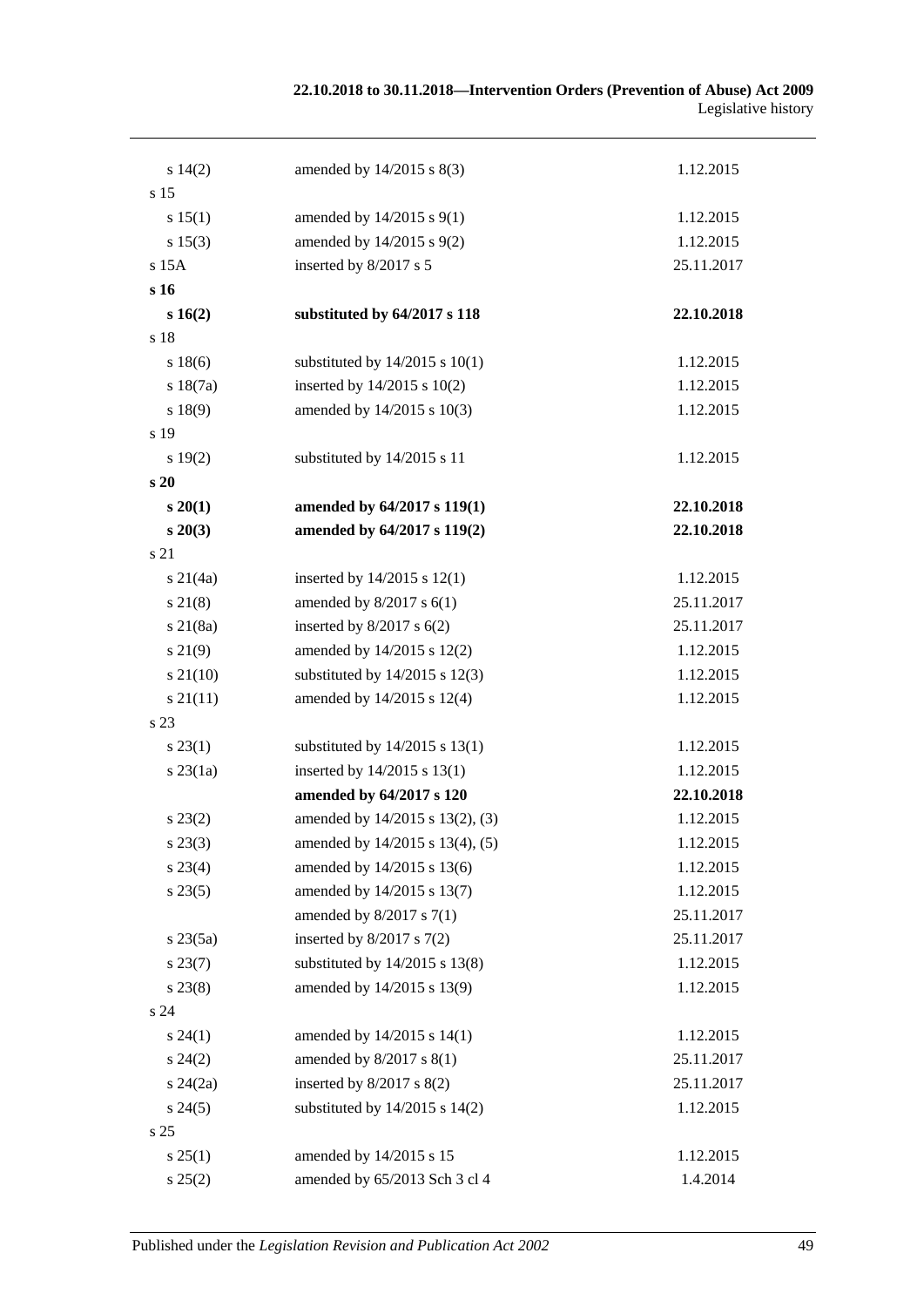| | | |
|---|---|---|
| s 14(2) | amended by 14/2015 s 8(3) | 1.12.2015 |
| s 15 | | |
| s 15(1) | amended by 14/2015 s 9(1) | 1.12.2015 |
| s 15(3) | amended by 14/2015 s 9(2) | 1.12.2015 |
| s 15A | inserted by 8/2017 s 5 | 25.11.2017 |
| **s 16** | | |
| **s 16(2)** | **substituted by 64/2017 s 118** | **22.10.2018** |
| s 18 | | |
| s 18(6) | substituted by 14/2015 s 10(1) | 1.12.2015 |
| s 18(7a) | inserted by 14/2015 s 10(2) | 1.12.2015 |
| s 18(9) | amended by 14/2015 s 10(3) | 1.12.2015 |
| s 19 | | |
| s 19(2) | substituted by 14/2015 s 11 | 1.12.2015 |
| **s 20** | | |
| **s 20(1)** | **amended by 64/2017 s 119(1)** | **22.10.2018** |
| **s 20(3)** | **amended by 64/2017 s 119(2)** | **22.10.2018** |
| s 21 | | |
| s 21(4a) | inserted by 14/2015 s 12(1) | 1.12.2015 |
| s 21(8) | amended by 8/2017 s 6(1) | 25.11.2017 |
| s 21(8a) | inserted by 8/2017 s 6(2) | 25.11.2017 |
| s 21(9) | amended by 14/2015 s 12(2) | 1.12.2015 |
| s 21(10) | substituted by 14/2015 s 12(3) | 1.12.2015 |
| s 21(11) | amended by 14/2015 s 12(4) | 1.12.2015 |
| s 23 | | |
| s 23(1) | substituted by 14/2015 s 13(1) | 1.12.2015 |
| s 23(1a) | inserted by 14/2015 s 13(1) | 1.12.2015 |
| | **amended by 64/2017 s 120** | **22.10.2018** |
| s 23(2) | amended by 14/2015 s 13(2), (3) | 1.12.2015 |
| s 23(3) | amended by 14/2015 s 13(4), (5) | 1.12.2015 |
| s 23(4) | amended by 14/2015 s 13(6) | 1.12.2015 |
| s 23(5) | amended by 14/2015 s 13(7) | 1.12.2015 |
| | amended by 8/2017 s 7(1) | 25.11.2017 |
| s 23(5a) | inserted by 8/2017 s 7(2) | 25.11.2017 |
| s 23(7) | substituted by 14/2015 s 13(8) | 1.12.2015 |
| s 23(8) | amended by 14/2015 s 13(9) | 1.12.2015 |
| s 24 | | |
| s 24(1) | amended by 14/2015 s 14(1) | 1.12.2015 |
| s 24(2) | amended by 8/2017 s 8(1) | 25.11.2017 |
| s 24(2a) | inserted by 8/2017 s 8(2) | 25.11.2017 |
| s 24(5) | substituted by 14/2015 s 14(2) | 1.12.2015 |
| s 25 | | |
| s 25(1) | amended by 14/2015 s 15 | 1.12.2015 |
| s 25(2) | amended by 65/2013 Sch 3 cl 4 | 1.4.2014 |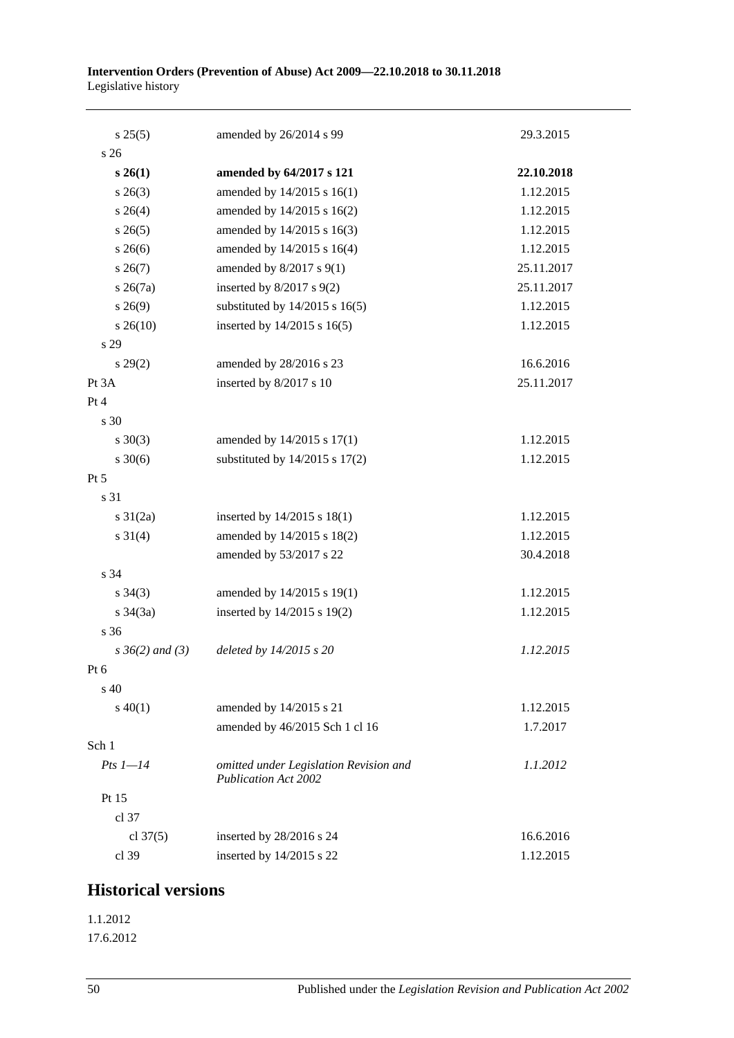| | | |
|---|---|---|
| s 25(5) | amended by 26/2014 s 99 | 29.3.2015 |
| s 26 | | |
| **s 26(1)** | **amended by 64/2017 s 121** | **22.10.2018** |
| s 26(3) | amended by 14/2015 s 16(1) | 1.12.2015 |
| s 26(4) | amended by 14/2015 s 16(2) | 1.12.2015 |
| s 26(5) | amended by 14/2015 s 16(3) | 1.12.2015 |
| s 26(6) | amended by 14/2015 s 16(4) | 1.12.2015 |
| s 26(7) | amended by 8/2017 s 9(1) | 25.11.2017 |
| s 26(7a) | inserted by 8/2017 s 9(2) | 25.11.2017 |
| s 26(9) | substituted by 14/2015 s 16(5) | 1.12.2015 |
| s 26(10) | inserted by 14/2015 s 16(5) | 1.12.2015 |
| s 29 | | |
| s 29(2) | amended by 28/2016 s 23 | 16.6.2016 |
| Pt 3A | inserted by 8/2017 s 10 | 25.11.2017 |
| Pt 4 | | |
| s 30 | | |
| s 30(3) | amended by 14/2015 s 17(1) | 1.12.2015 |
| s 30(6) | substituted by 14/2015 s 17(2) | 1.12.2015 |
| Pt 5 | | |
| s 31 | | |
| s 31(2a) | inserted by 14/2015 s 18(1) | 1.12.2015 |
| s 31(4) | amended by 14/2015 s 18(2) | 1.12.2015 |
| | amended by 53/2017 s 22 | 30.4.2018 |
| s 34 | | |
| s 34(3) | amended by 14/2015 s 19(1) | 1.12.2015 |
| s 34(3a) | inserted by 14/2015 s 19(2) | 1.12.2015 |
| s 36 | | |
| *s 36(2) and (3)* | *deleted by 14/2015 s 20* | *1.12.2015* |
| Pt 6 | | |
| s 40 | | |
| s 40(1) | amended by 14/2015 s 21 | 1.12.2015 |
| | amended by 46/2015 Sch 1 cl 16 | 1.7.2017 |
| Sch 1 | | |
| *Pts 1—14* | *omitted under Legislation Revision and Publication Act 2002* | *1.1.2012* |
| Pt 15 | | |
| cl 37 | | |
| cl 37(5) | inserted by 28/2016 s 24 | 16.6.2016 |
| cl 39 | inserted by 14/2015 s 22 | 1.12.2015 |

## Historical versions

1.1.2012

17.6.2012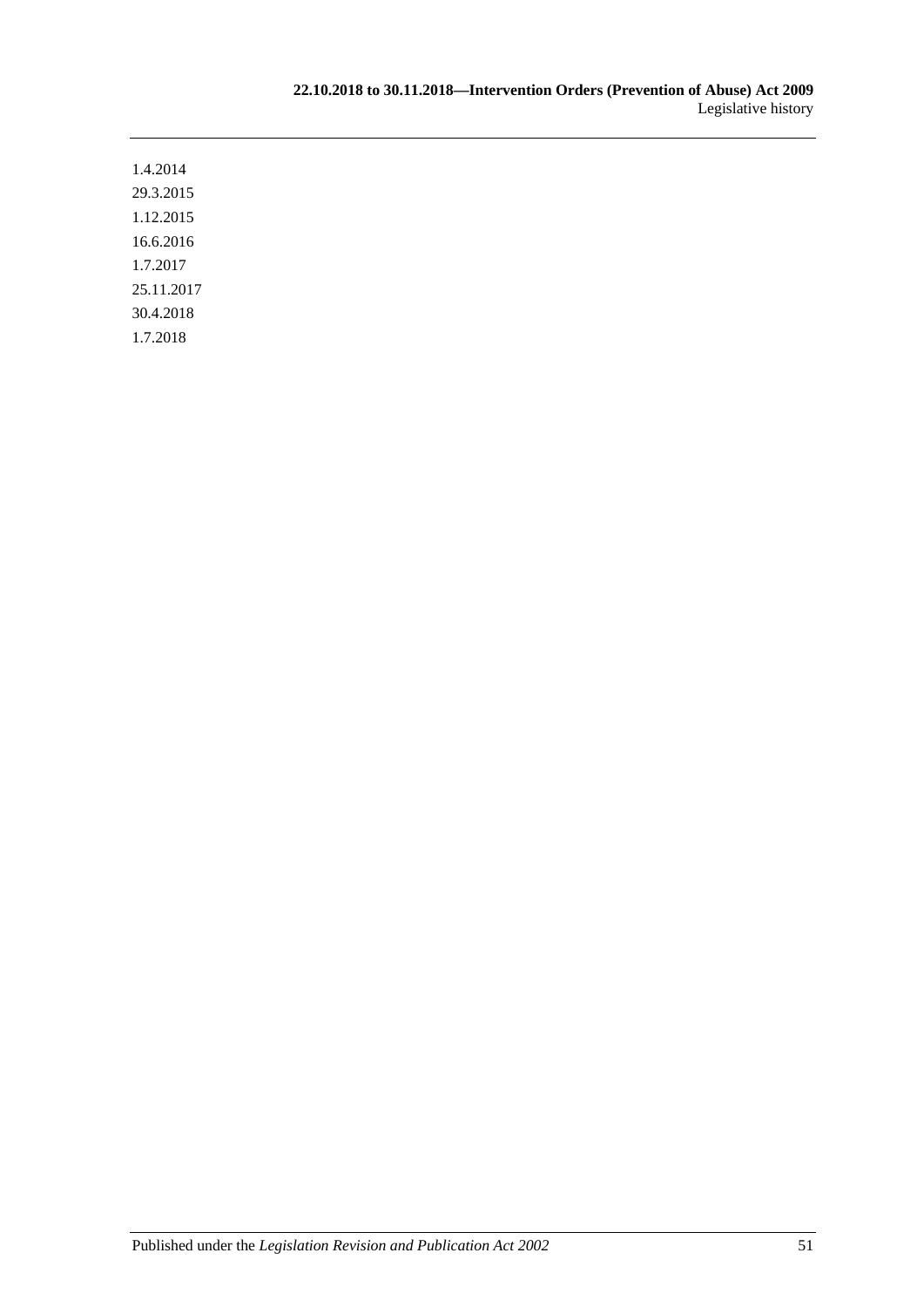1.4.2014

29.3.2015

1.12.2015

16.6.2016

1.7.2017

25.11.2017

30.4.2018

1.7.2018